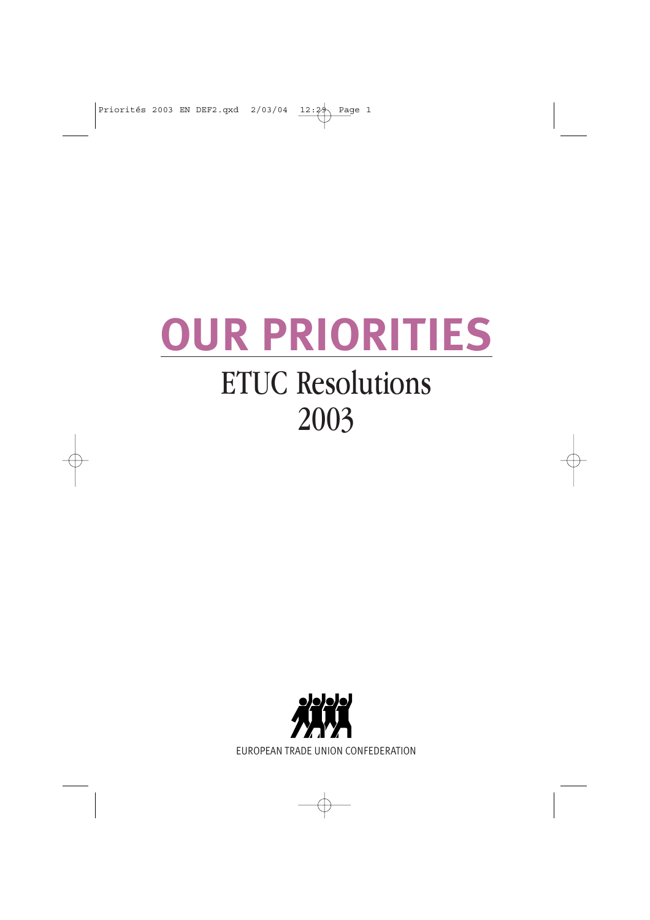# OUR PRIORITIES

## ETUC Resolutions 2003

EUROPEAN TRADE UNION CONFEDERATION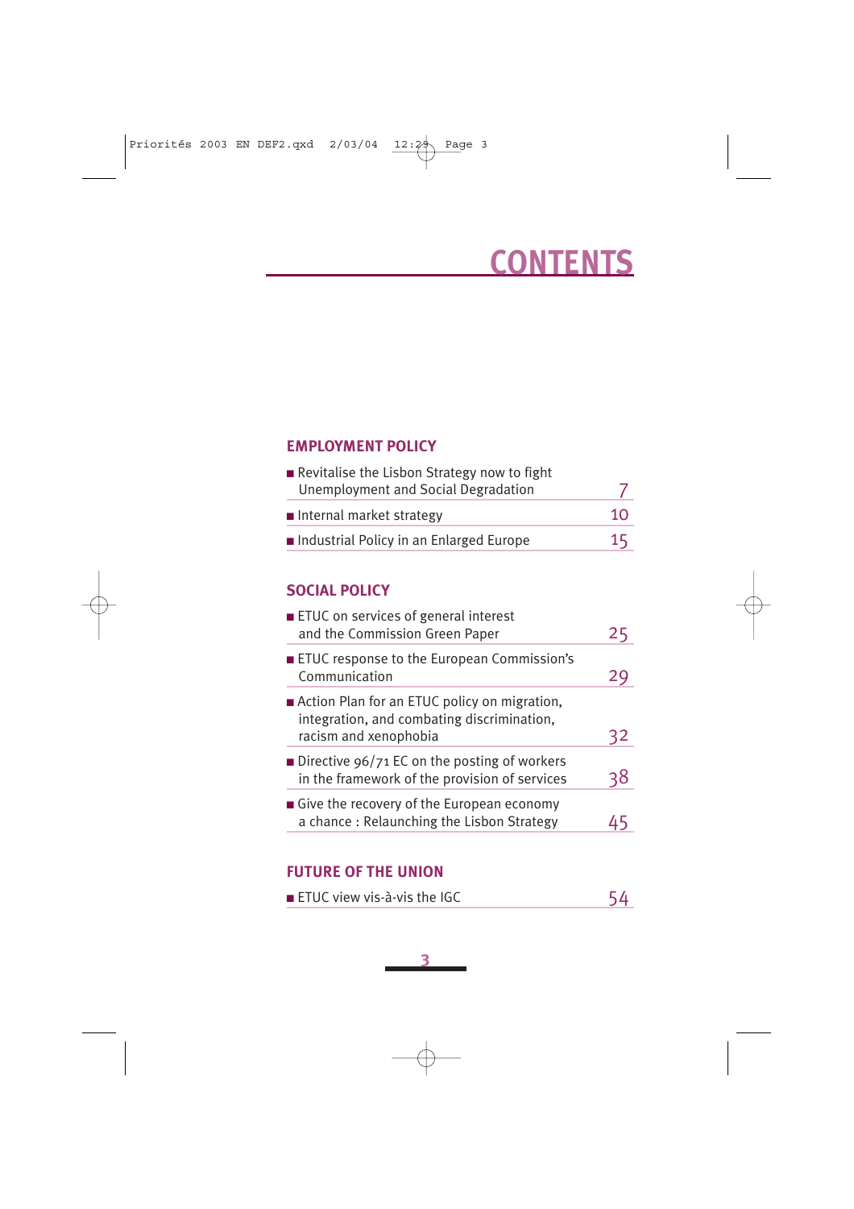# CONTENTS

## EMPLOYMENT POLICY

| | |
|---|---|
| ■ Revitalise the Lisbon Strategy now to fight Unemployment and Social Degradation | 7 |
| ■ Internal market strategy | 10 |
| ■ Industrial Policy in an Enlarged Europe | 15 |

## SOCIAL POLICY

| | |
|---|---|
| ■ ETUC on services of general interest and the Commission Green Paper | 25 |
| ■ ETUC response to the European Commission's Communication | 29 |
| ■ Action Plan for an ETUC policy on migration, integration, and combating discrimination, racism and xenophobia | 32 |
| ■ Directive 96/71 EC on the posting of workers in the framework of the provision of services | 38 |
| ■ Give the recovery of the European economy a chance : Relaunching the Lisbon Strategy | 45 |

## FUTURE OF THE UNION

| | |
|---|---|
| ■ ETUC view vis-à-vis the IGC | 54 |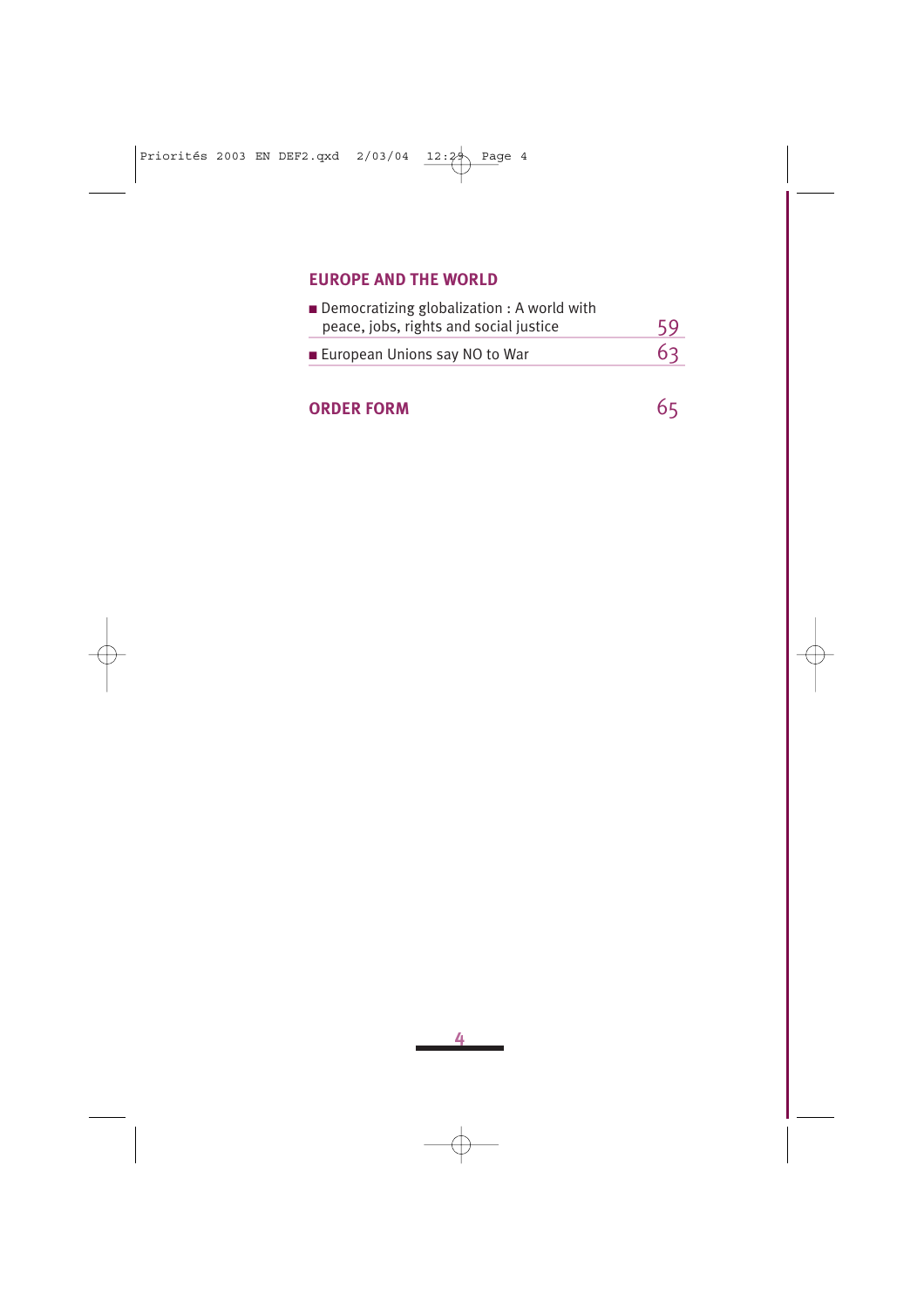## EUROPE AND THE WORLD

| | |
|---|---|
| ■ Democratizing globalization : A world with peace, jobs, rights and social justice | 59 |
| ■ European Unions say NO to War | 63 |

## ORDER FORM 65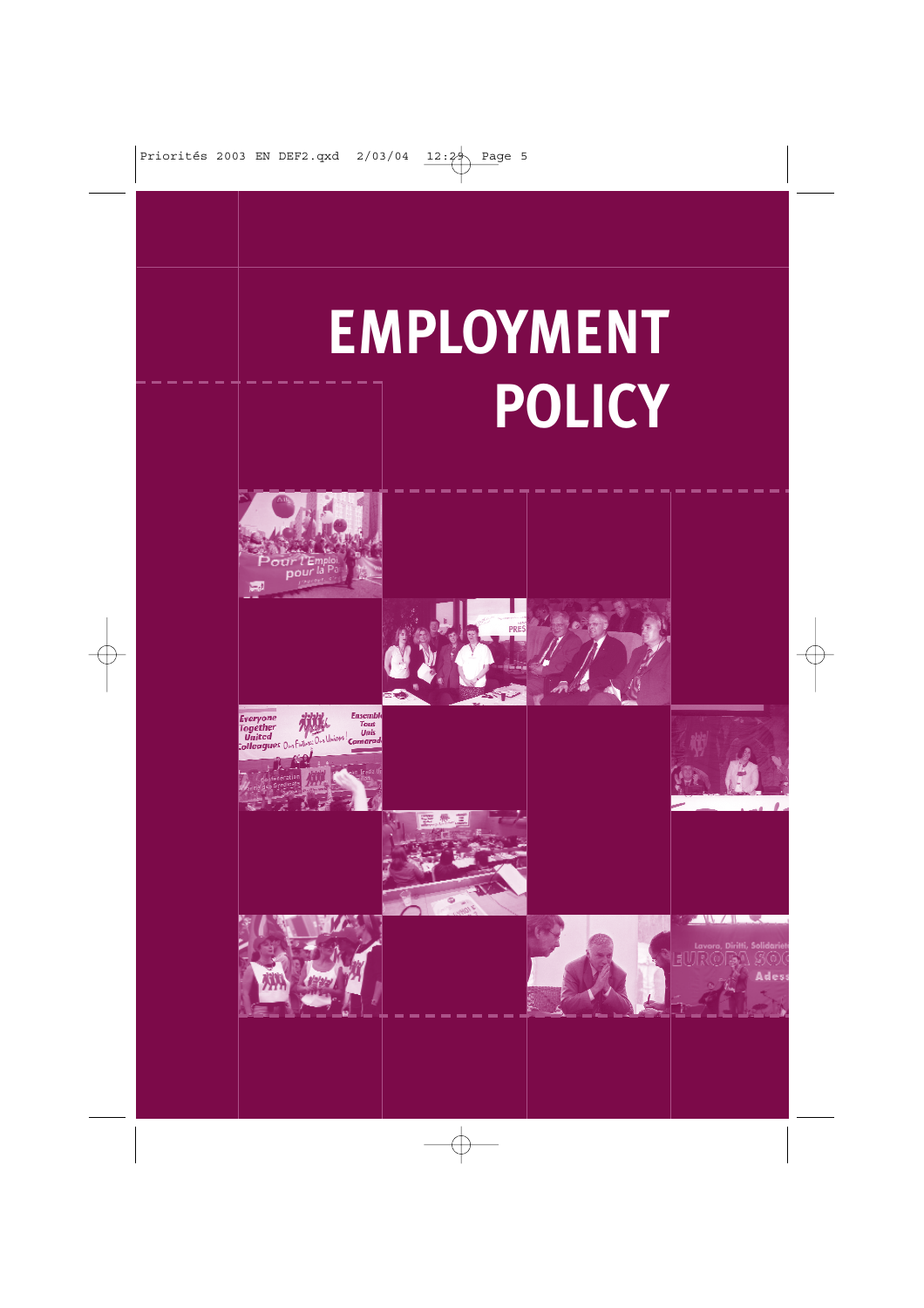# EMPLOYMENT POLICY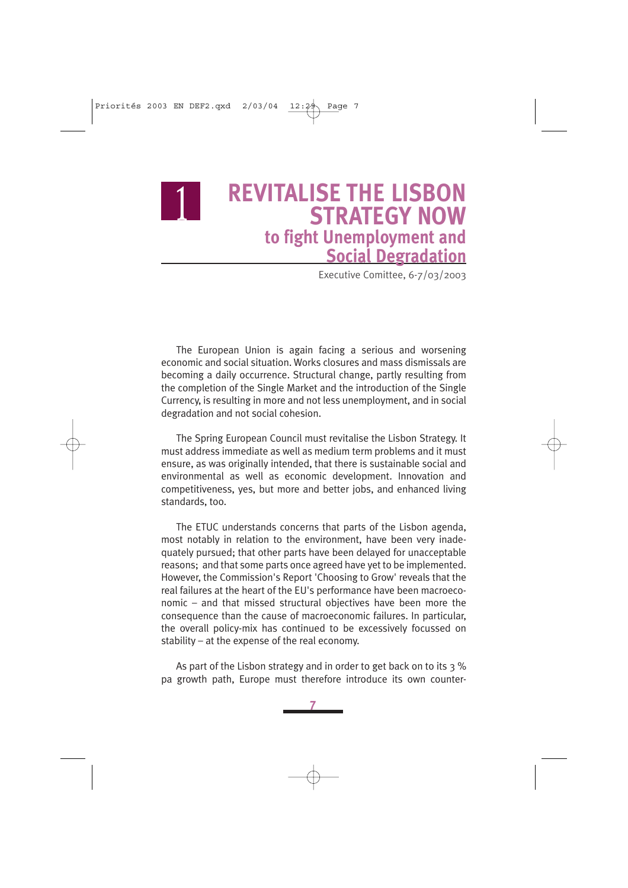# 1 REVITALISE THE LISBON STRATEGY NOW

## to fight Unemployment and Social Degradation

Executive Comittee, 6-7/03/2003

The European Union is again facing a serious and worsening economic and social situation. Works closures and mass dismissals are becoming a daily occurrence. Structural change, partly resulting from the completion of the Single Market and the introduction of the Single Currency, is resulting in more and not less unemployment, and in social degradation and not social cohesion.

The Spring European Council must revitalise the Lisbon Strategy. It must address immediate as well as medium term problems and it must ensure, as was originally intended, that there is sustainable social and environmental as well as economic development. Innovation and competitiveness, yes, but more and better jobs, and enhanced living standards, too.

The ETUC understands concerns that parts of the Lisbon agenda, most notably in relation to the environment, have been very inadequately pursued; that other parts have been delayed for unacceptable reasons; and that some parts once agreed have yet to be implemented. However, the Commission's Report 'Choosing to Grow' reveals that the real failures at the heart of the EU's performance have been macroeconomic – and that missed structural objectives have been more the consequence than the cause of macroeconomic failures. In particular, the overall policy-mix has continued to be excessively focussed on stability – at the expense of the real economy.

As part of the Lisbon strategy and in order to get back on to its 3 % pa growth path, Europe must therefore introduce its own counter-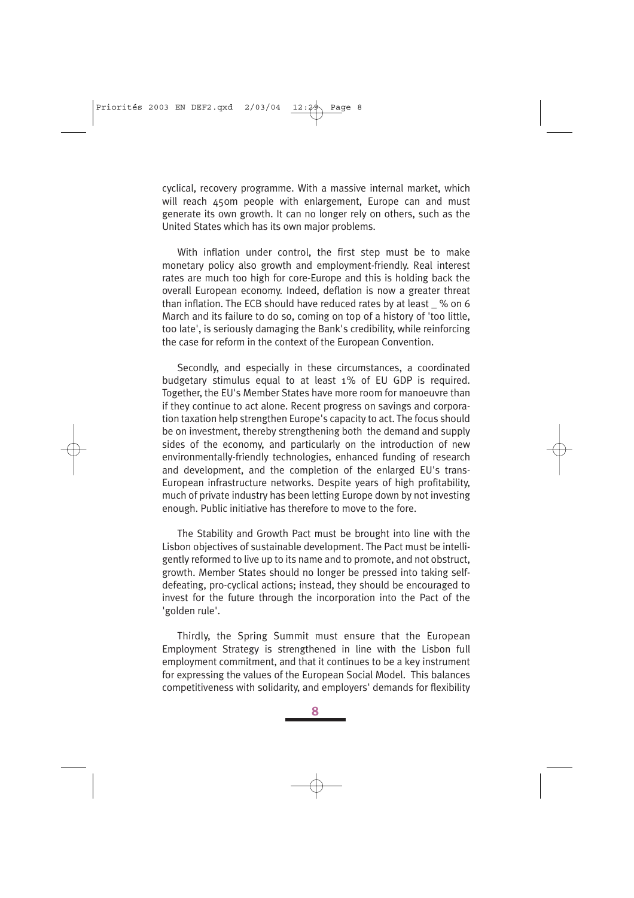cyclical, recovery programme. With a massive internal market, which will reach 450m people with enlargement, Europe can and must generate its own growth. It can no longer rely on others, such as the United States which has its own major problems.

With inflation under control, the first step must be to make monetary policy also growth and employment-friendly. Real interest rates are much too high for core-Europe and this is holding back the overall European economy. Indeed, deflation is now a greater threat than inflation. The ECB should have reduced rates by at least _ % on 6 March and its failure to do so, coming on top of a history of 'too little, too late', is seriously damaging the Bank's credibility, while reinforcing the case for reform in the context of the European Convention.

Secondly, and especially in these circumstances, a coordinated budgetary stimulus equal to at least 1% of EU GDP is required. Together, the EU's Member States have more room for manoeuvre than if they continue to act alone. Recent progress on savings and corporation taxation help strengthen Europe's capacity to act. The focus should be on investment, thereby strengthening both the demand and supply sides of the economy, and particularly on the introduction of new environmentally-friendly technologies, enhanced funding of research and development, and the completion of the enlarged EU's trans-European infrastructure networks. Despite years of high profitability, much of private industry has been letting Europe down by not investing enough. Public initiative has therefore to move to the fore.

The Stability and Growth Pact must be brought into line with the Lisbon objectives of sustainable development. The Pact must be intelligently reformed to live up to its name and to promote, and not obstruct, growth. Member States should no longer be pressed into taking self-defeating, pro-cyclical actions; instead, they should be encouraged to invest for the future through the incorporation into the Pact of the 'golden rule'.

Thirdly, the Spring Summit must ensure that the European Employment Strategy is strengthened in line with the Lisbon full employment commitment, and that it continues to be a key instrument for expressing the values of the European Social Model. This balances competitiveness with solidarity, and employers' demands for flexibility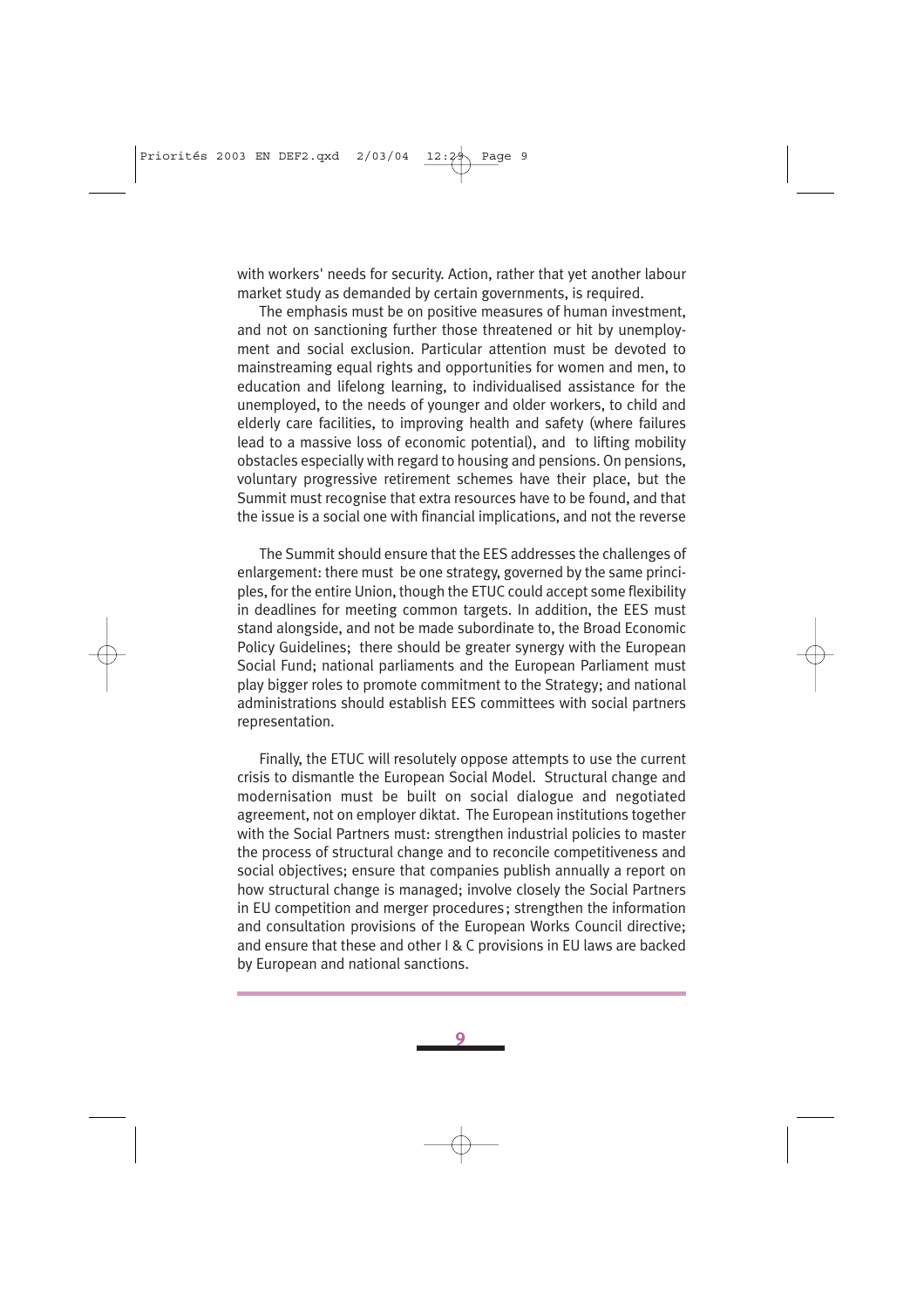with workers' needs for security. Action, rather that yet another labour market study as demanded by certain governments, is required.

The emphasis must be on positive measures of human investment, and not on sanctioning further those threatened or hit by unemployment and social exclusion. Particular attention must be devoted to mainstreaming equal rights and opportunities for women and men, to education and lifelong learning, to individualised assistance for the unemployed, to the needs of younger and older workers, to child and elderly care facilities, to improving health and safety (where failures lead to a massive loss of economic potential), and to lifting mobility obstacles especially with regard to housing and pensions. On pensions, voluntary progressive retirement schemes have their place, but the Summit must recognise that extra resources have to be found, and that the issue is a social one with financial implications, and not the reverse

The Summit should ensure that the EES addresses the challenges of enlargement: there must be one strategy, governed by the same principles, for the entire Union, though the ETUC could accept some flexibility in deadlines for meeting common targets. In addition, the EES must stand alongside, and not be made subordinate to, the Broad Economic Policy Guidelines; there should be greater synergy with the European Social Fund; national parliaments and the European Parliament must play bigger roles to promote commitment to the Strategy; and national administrations should establish EES committees with social partners representation.

Finally, the ETUC will resolutely oppose attempts to use the current crisis to dismantle the European Social Model. Structural change and modernisation must be built on social dialogue and negotiated agreement, not on employer diktat. The European institutions together with the Social Partners must: strengthen industrial policies to master the process of structural change and to reconcile competitiveness and social objectives; ensure that companies publish annually a report on how structural change is managed; involve closely the Social Partners in EU competition and merger procedures; strengthen the information and consultation provisions of the European Works Council directive; and ensure that these and other I & C provisions in EU laws are backed by European and national sanctions.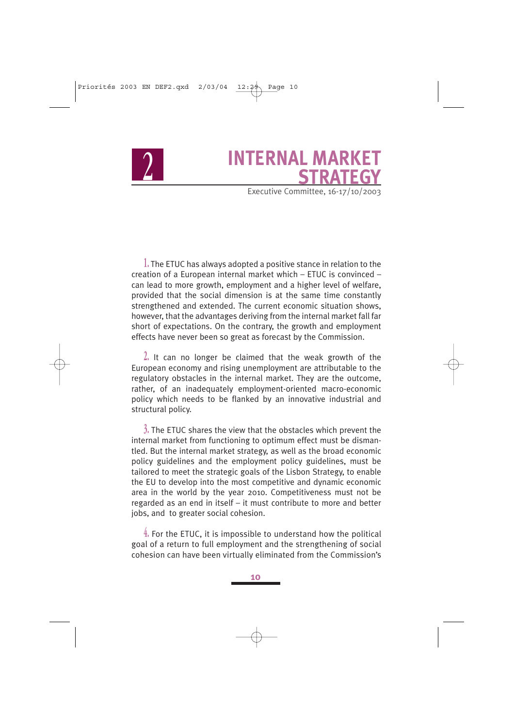# 2 INTERNAL MARKET STRATEGY

Executive Committee, 16-17/10/2003

1. The ETUC has always adopted a positive stance in relation to the creation of a European internal market which – ETUC is convinced – can lead to more growth, employment and a higher level of welfare, provided that the social dimension is at the same time constantly strengthened and extended. The current economic situation shows, however, that the advantages deriving from the internal market fall far short of expectations. On the contrary, the growth and employment effects have never been so great as forecast by the Commission.

2. It can no longer be claimed that the weak growth of the European economy and rising unemployment are attributable to the regulatory obstacles in the internal market. They are the outcome, rather, of an inadequately employment-oriented macro-economic policy which needs to be flanked by an innovative industrial and structural policy.

3. The ETUC shares the view that the obstacles which prevent the internal market from functioning to optimum effect must be dismantled. But the internal market strategy, as well as the broad economic policy guidelines and the employment policy guidelines, must be tailored to meet the strategic goals of the Lisbon Strategy, to enable the EU to develop into the most competitive and dynamic economic area in the world by the year 2010. Competitiveness must not be regarded as an end in itself – it must contribute to more and better jobs, and to greater social cohesion.

4. For the ETUC, it is impossible to understand how the political goal of a return to full employment and the strengthening of social cohesion can have been virtually eliminated from the Commission's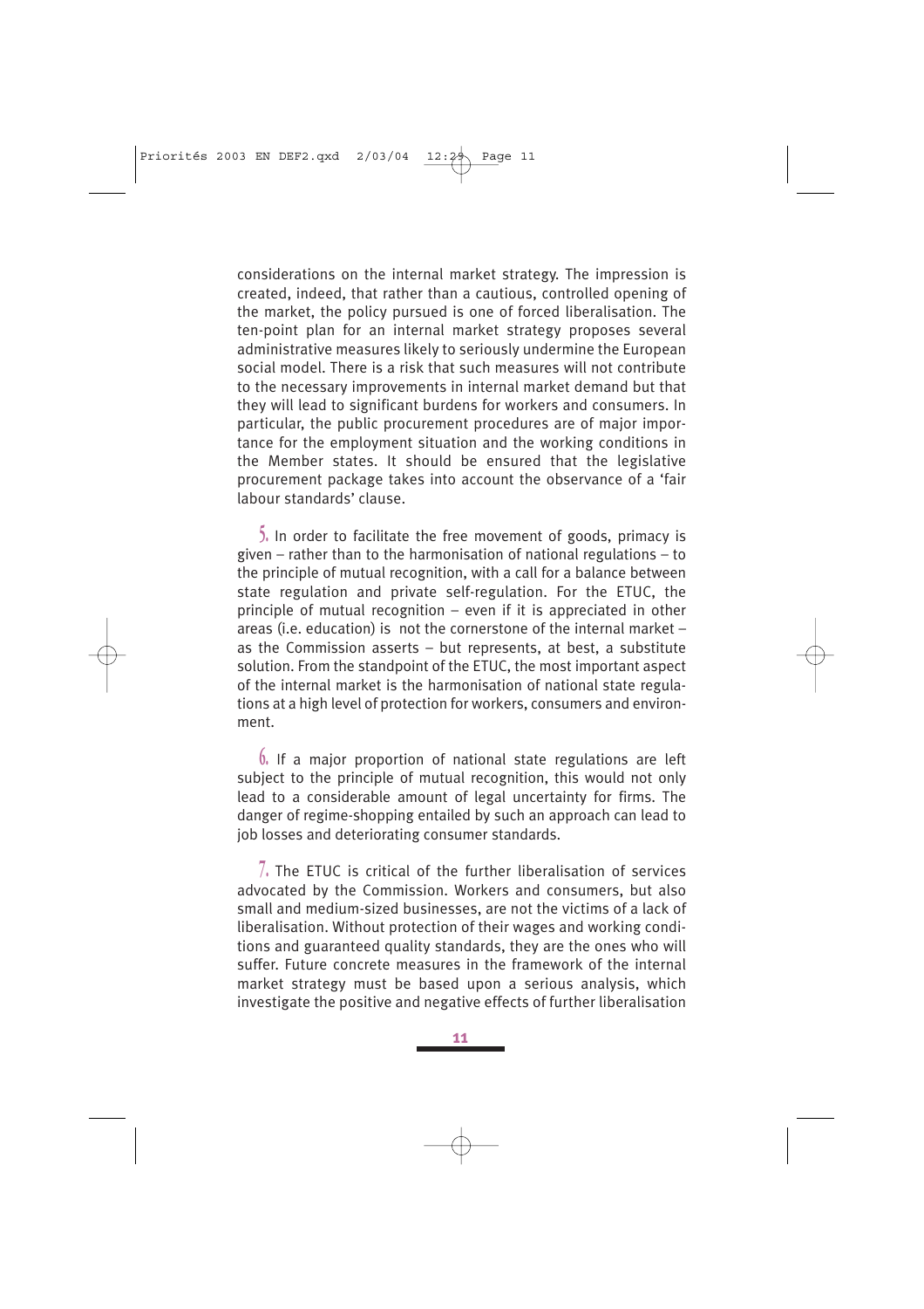considerations on the internal market strategy. The impression is created, indeed, that rather than a cautious, controlled opening of the market, the policy pursued is one of forced liberalisation. The ten-point plan for an internal market strategy proposes several administrative measures likely to seriously undermine the European social model. There is a risk that such measures will not contribute to the necessary improvements in internal market demand but that they will lead to significant burdens for workers and consumers. In particular, the public procurement procedures are of major importance for the employment situation and the working conditions in the Member states. It should be ensured that the legislative procurement package takes into account the observance of a 'fair labour standards' clause.

5. In order to facilitate the free movement of goods, primacy is given – rather than to the harmonisation of national regulations – to the principle of mutual recognition, with a call for a balance between state regulation and private self-regulation. For the ETUC, the principle of mutual recognition – even if it is appreciated in other areas (i.e. education) is not the cornerstone of the internal market – as the Commission asserts – but represents, at best, a substitute solution. From the standpoint of the ETUC, the most important aspect of the internal market is the harmonisation of national state regulations at a high level of protection for workers, consumers and environment.

6. If a major proportion of national state regulations are left subject to the principle of mutual recognition, this would not only lead to a considerable amount of legal uncertainty for firms. The danger of regime-shopping entailed by such an approach can lead to job losses and deteriorating consumer standards.

7. The ETUC is critical of the further liberalisation of services advocated by the Commission. Workers and consumers, but also small and medium-sized businesses, are not the victims of a lack of liberalisation. Without protection of their wages and working conditions and guaranteed quality standards, they are the ones who will suffer. Future concrete measures in the framework of the internal market strategy must be based upon a serious analysis, which investigate the positive and negative effects of further liberalisation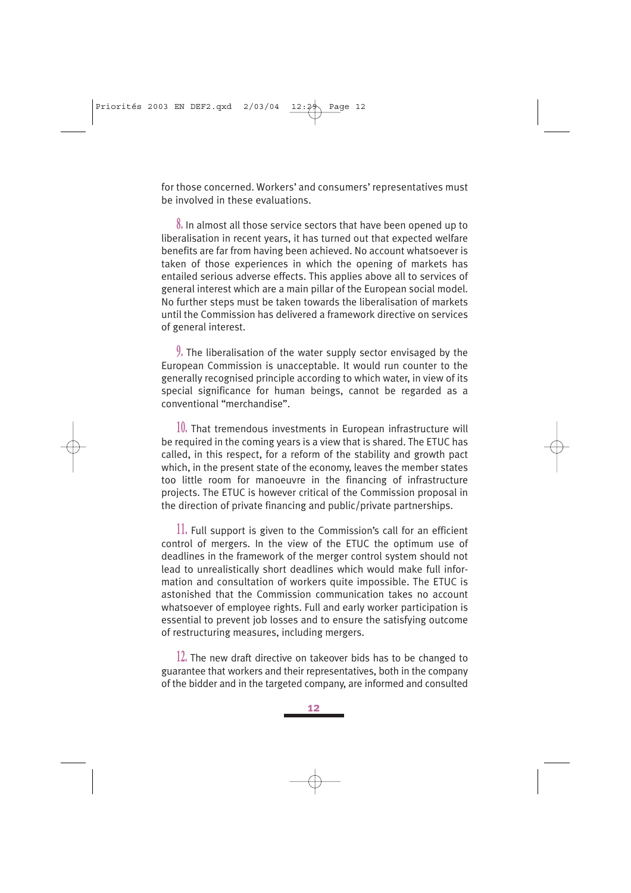for those concerned. Workers' and consumers' representatives must be involved in these evaluations.

**8.** In almost all those service sectors that have been opened up to liberalisation in recent years, it has turned out that expected welfare benefits are far from having been achieved. No account whatsoever is taken of those experiences in which the opening of markets has entailed serious adverse effects. This applies above all to services of general interest which are a main pillar of the European social model. No further steps must be taken towards the liberalisation of markets until the Commission has delivered a framework directive on services of general interest.

**9.** The liberalisation of the water supply sector envisaged by the European Commission is unacceptable. It would run counter to the generally recognised principle according to which water, in view of its special significance for human beings, cannot be regarded as a conventional "merchandise".

**10.** That tremendous investments in European infrastructure will be required in the coming years is a view that is shared. The ETUC has called, in this respect, for a reform of the stability and growth pact which, in the present state of the economy, leaves the member states too little room for manoeuvre in the financing of infrastructure projects. The ETUC is however critical of the Commission proposal in the direction of private financing and public/private partnerships.

**11.** Full support is given to the Commission's call for an efficient control of mergers. In the view of the ETUC the optimum use of deadlines in the framework of the merger control system should not lead to unrealistically short deadlines which would make full information and consultation of workers quite impossible. The ETUC is astonished that the Commission communication takes no account whatsoever of employee rights. Full and early worker participation is essential to prevent job losses and to ensure the satisfying outcome of restructuring measures, including mergers.

**12.** The new draft directive on takeover bids has to be changed to guarantee that workers and their representatives, both in the company of the bidder and in the targeted company, are informed and consulted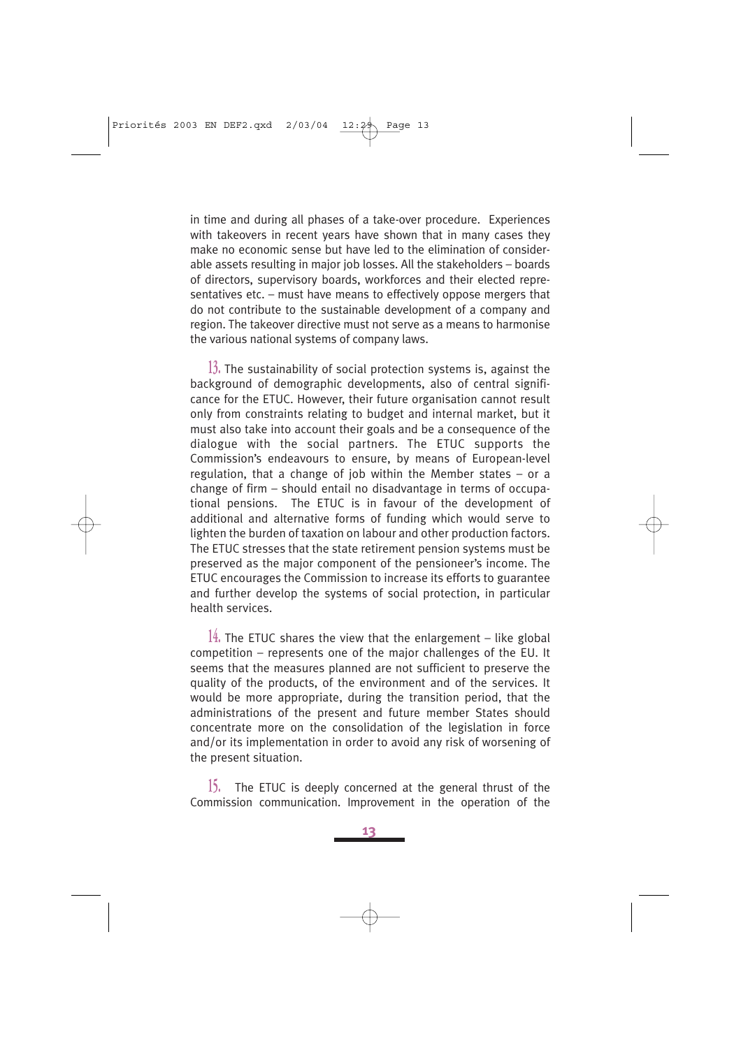in time and during all phases of a take-over procedure. Experiences with takeovers in recent years have shown that in many cases they make no economic sense but have led to the elimination of considerable assets resulting in major job losses. All the stakeholders – boards of directors, supervisory boards, workforces and their elected representatives etc. – must have means to effectively oppose mergers that do not contribute to the sustainable development of a company and region. The takeover directive must not serve as a means to harmonise the various national systems of company laws.

13. The sustainability of social protection systems is, against the background of demographic developments, also of central significance for the ETUC. However, their future organisation cannot result only from constraints relating to budget and internal market, but it must also take into account their goals and be a consequence of the dialogue with the social partners. The ETUC supports the Commission's endeavours to ensure, by means of European-level regulation, that a change of job within the Member states – or a change of firm – should entail no disadvantage in terms of occupational pensions. The ETUC is in favour of the development of additional and alternative forms of funding which would serve to lighten the burden of taxation on labour and other production factors. The ETUC stresses that the state retirement pension systems must be preserved as the major component of the pensioneer's income. The ETUC encourages the Commission to increase its efforts to guarantee and further develop the systems of social protection, in particular health services.

14. The ETUC shares the view that the enlargement – like global competition – represents one of the major challenges of the EU. It seems that the measures planned are not sufficient to preserve the quality of the products, of the environment and of the services. It would be more appropriate, during the transition period, that the administrations of the present and future member States should concentrate more on the consolidation of the legislation in force and/or its implementation in order to avoid any risk of worsening of the present situation.

15. The ETUC is deeply concerned at the general thrust of the Commission communication. Improvement in the operation of the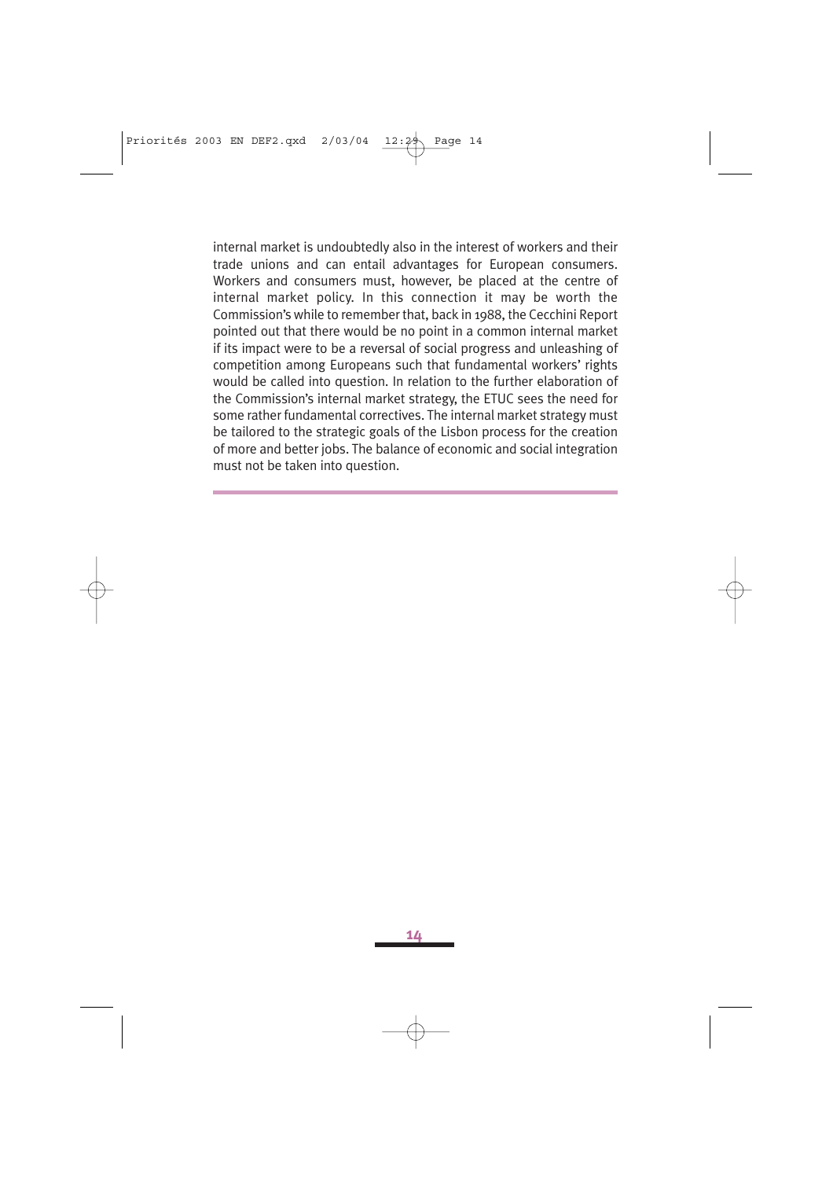internal market is undoubtedly also in the interest of workers and their trade unions and can entail advantages for European consumers. Workers and consumers must, however, be placed at the centre of internal market policy. In this connection it may be worth the Commission's while to remember that, back in 1988, the Cecchini Report pointed out that there would be no point in a common internal market if its impact were to be a reversal of social progress and unleashing of competition among Europeans such that fundamental workers' rights would be called into question. In relation to the further elaboration of the Commission's internal market strategy, the ETUC sees the need for some rather fundamental correctives. The internal market strategy must be tailored to the strategic goals of the Lisbon process for the creation of more and better jobs. The balance of economic and social integration must not be taken into question.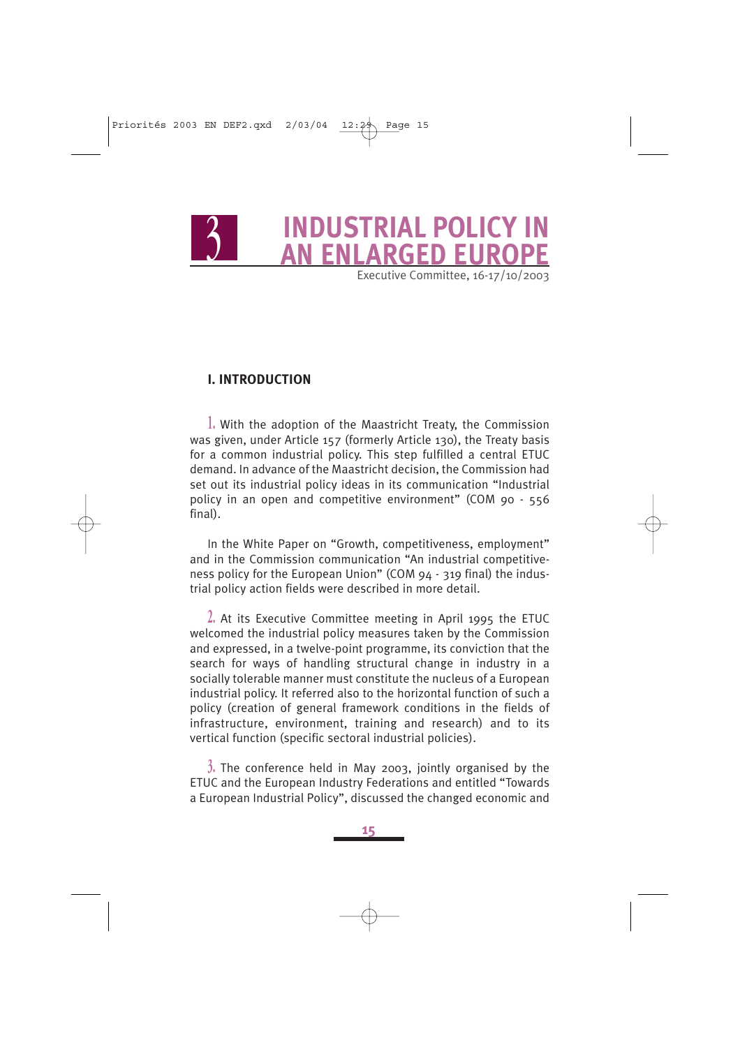# 3 INDUSTRIAL POLICY IN AN ENLARGED EUROPE

Executive Committee, 16-17/10/2003

## I. INTRODUCTION

1. With the adoption of the Maastricht Treaty, the Commission was given, under Article 157 (formerly Article 130), the Treaty basis for a common industrial policy. This step fulfilled a central ETUC demand. In advance of the Maastricht decision, the Commission had set out its industrial policy ideas in its communication "Industrial policy in an open and competitive environment" (COM 90 - 556 final).

In the White Paper on "Growth, competitiveness, employment" and in the Commission communication "An industrial competitiveness policy for the European Union" (COM 94 - 319 final) the industrial policy action fields were described in more detail.

2. At its Executive Committee meeting in April 1995 the ETUC welcomed the industrial policy measures taken by the Commission and expressed, in a twelve-point programme, its conviction that the search for ways of handling structural change in industry in a socially tolerable manner must constitute the nucleus of a European industrial policy. It referred also to the horizontal function of such a policy (creation of general framework conditions in the fields of infrastructure, environment, training and research) and to its vertical function (specific sectoral industrial policies).

3. The conference held in May 2003, jointly organised by the ETUC and the European Industry Federations and entitled "Towards a European Industrial Policy", discussed the changed economic and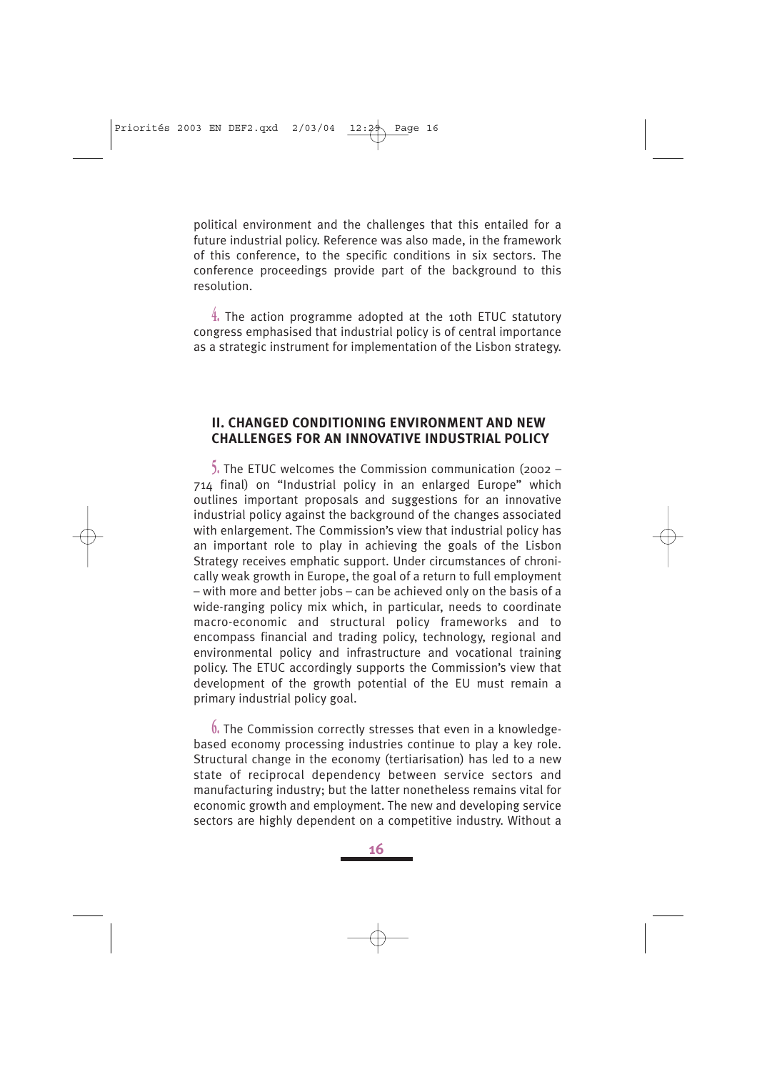political environment and the challenges that this entailed for a future industrial policy. Reference was also made, in the framework of this conference, to the specific conditions in six sectors. The conference proceedings provide part of the background to this resolution.

4. The action programme adopted at the 10th ETUC statutory congress emphasised that industrial policy is of central importance as a strategic instrument for implementation of the Lisbon strategy.

## II. CHANGED CONDITIONING ENVIRONMENT AND NEW CHALLENGES FOR AN INNOVATIVE INDUSTRIAL POLICY

5. The ETUC welcomes the Commission communication (2002 – 714 final) on "Industrial policy in an enlarged Europe" which outlines important proposals and suggestions for an innovative industrial policy against the background of the changes associated with enlargement. The Commission's view that industrial policy has an important role to play in achieving the goals of the Lisbon Strategy receives emphatic support. Under circumstances of chronically weak growth in Europe, the goal of a return to full employment – with more and better jobs – can be achieved only on the basis of a wide-ranging policy mix which, in particular, needs to coordinate macro-economic and structural policy frameworks and to encompass financial and trading policy, technology, regional and environmental policy and infrastructure and vocational training policy. The ETUC accordingly supports the Commission's view that development of the growth potential of the EU must remain a primary industrial policy goal.

6. The Commission correctly stresses that even in a knowledge-based economy processing industries continue to play a key role. Structural change in the economy (tertiarisation) has led to a new state of reciprocal dependency between service sectors and manufacturing industry; but the latter nonetheless remains vital for economic growth and employment. The new and developing service sectors are highly dependent on a competitive industry. Without a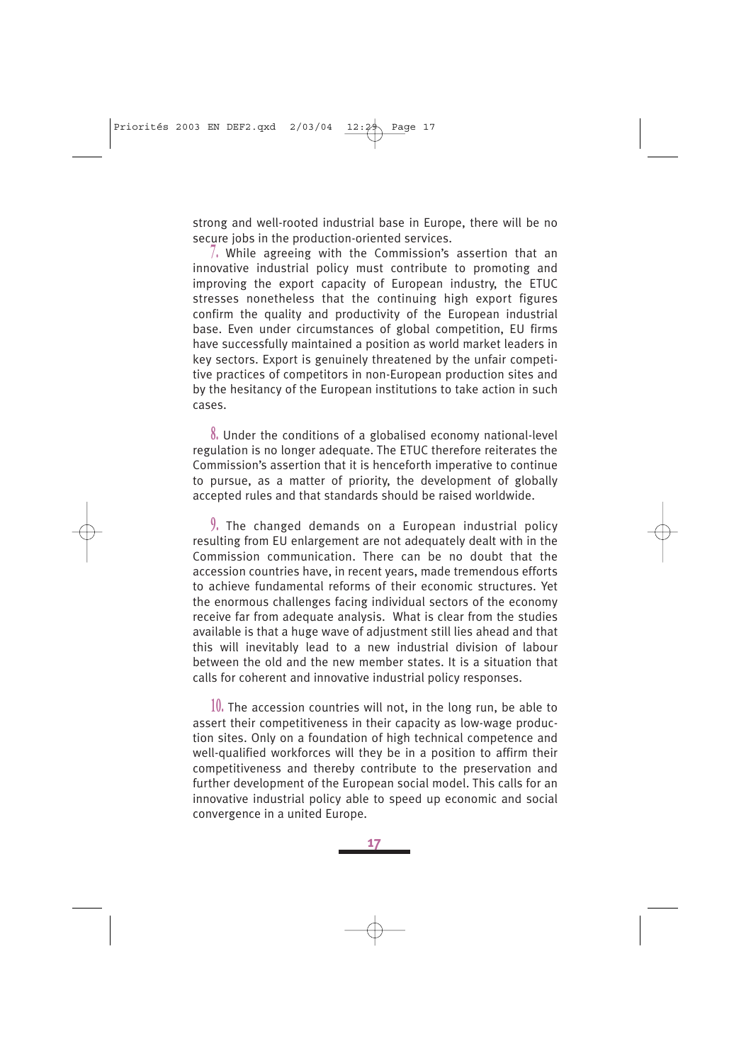strong and well-rooted industrial base in Europe, there will be no secure jobs in the production-oriented services.

7. While agreeing with the Commission's assertion that an innovative industrial policy must contribute to promoting and improving the export capacity of European industry, the ETUC stresses nonetheless that the continuing high export figures confirm the quality and productivity of the European industrial base. Even under circumstances of global competition, EU firms have successfully maintained a position as world market leaders in key sectors. Export is genuinely threatened by the unfair competitive practices of competitors in non-European production sites and by the hesitancy of the European institutions to take action in such cases.

8. Under the conditions of a globalised economy national-level regulation is no longer adequate. The ETUC therefore reiterates the Commission's assertion that it is henceforth imperative to continue to pursue, as a matter of priority, the development of globally accepted rules and that standards should be raised worldwide.

9. The changed demands on a European industrial policy resulting from EU enlargement are not adequately dealt with in the Commission communication. There can be no doubt that the accession countries have, in recent years, made tremendous efforts to achieve fundamental reforms of their economic structures. Yet the enormous challenges facing individual sectors of the economy receive far from adequate analysis. What is clear from the studies available is that a huge wave of adjustment still lies ahead and that this will inevitably lead to a new industrial division of labour between the old and the new member states. It is a situation that calls for coherent and innovative industrial policy responses.

10. The accession countries will not, in the long run, be able to assert their competitiveness in their capacity as low-wage production sites. Only on a foundation of high technical competence and well-qualified workforces will they be in a position to affirm their competitiveness and thereby contribute to the preservation and further development of the European social model. This calls for an innovative industrial policy able to speed up economic and social convergence in a united Europe.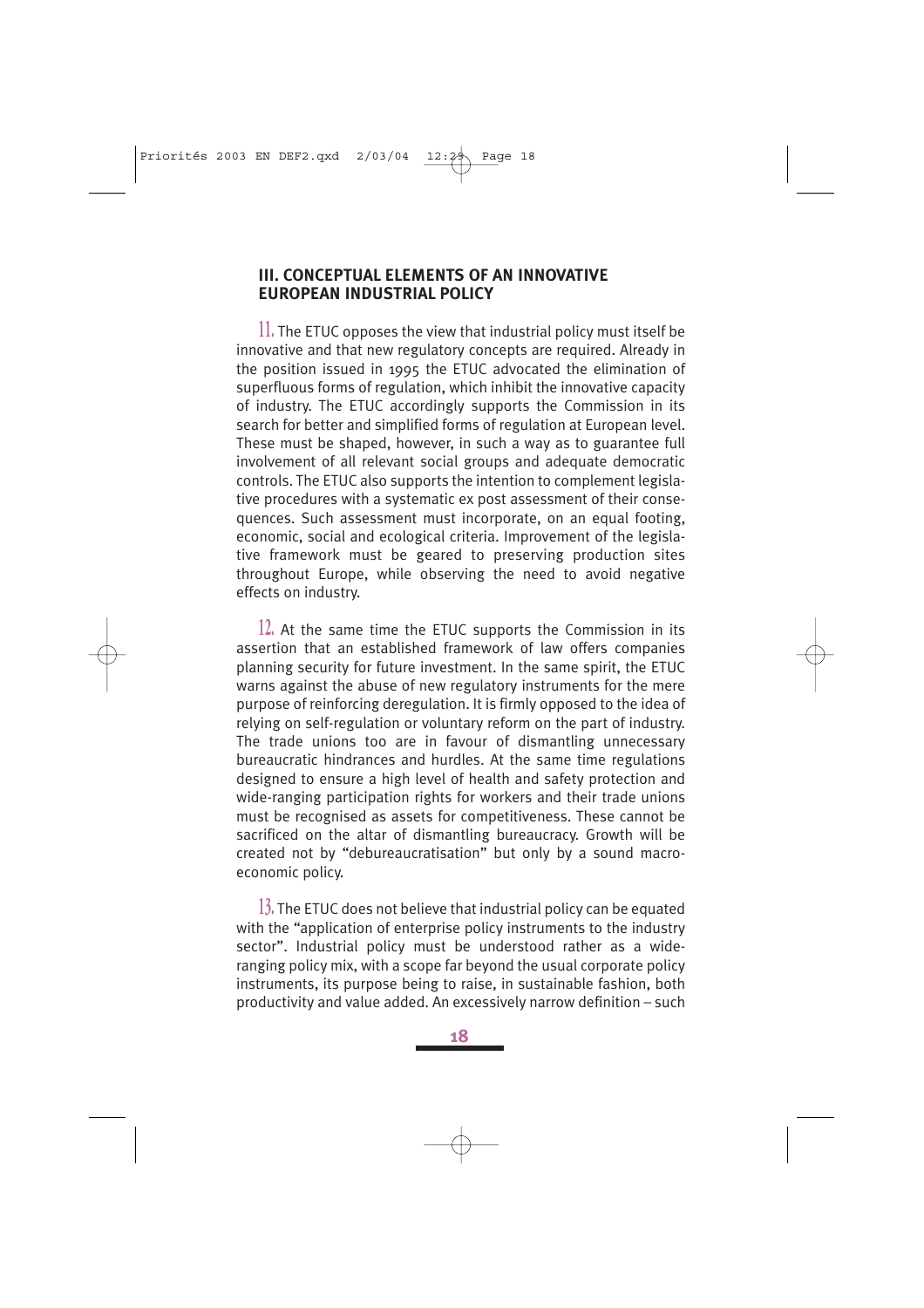## III. CONCEPTUAL ELEMENTS OF AN INNOVATIVE EUROPEAN INDUSTRIAL POLICY

11. The ETUC opposes the view that industrial policy must itself be innovative and that new regulatory concepts are required. Already in the position issued in 1995 the ETUC advocated the elimination of superfluous forms of regulation, which inhibit the innovative capacity of industry. The ETUC accordingly supports the Commission in its search for better and simplified forms of regulation at European level. These must be shaped, however, in such a way as to guarantee full involvement of all relevant social groups and adequate democratic controls. The ETUC also supports the intention to complement legislative procedures with a systematic ex post assessment of their consequences. Such assessment must incorporate, on an equal footing, economic, social and ecological criteria. Improvement of the legislative framework must be geared to preserving production sites throughout Europe, while observing the need to avoid negative effects on industry.

12. At the same time the ETUC supports the Commission in its assertion that an established framework of law offers companies planning security for future investment. In the same spirit, the ETUC warns against the abuse of new regulatory instruments for the mere purpose of reinforcing deregulation. It is firmly opposed to the idea of relying on self-regulation or voluntary reform on the part of industry. The trade unions too are in favour of dismantling unnecessary bureaucratic hindrances and hurdles. At the same time regulations designed to ensure a high level of health and safety protection and wide-ranging participation rights for workers and their trade unions must be recognised as assets for competitiveness. These cannot be sacrificed on the altar of dismantling bureaucracy. Growth will be created not by "debureaucratisation" but only by a sound macroeconomic policy.

13. The ETUC does not believe that industrial policy can be equated with the "application of enterprise policy instruments to the industry sector". Industrial policy must be understood rather as a wide-ranging policy mix, with a scope far beyond the usual corporate policy instruments, its purpose being to raise, in sustainable fashion, both productivity and value added. An excessively narrow definition – such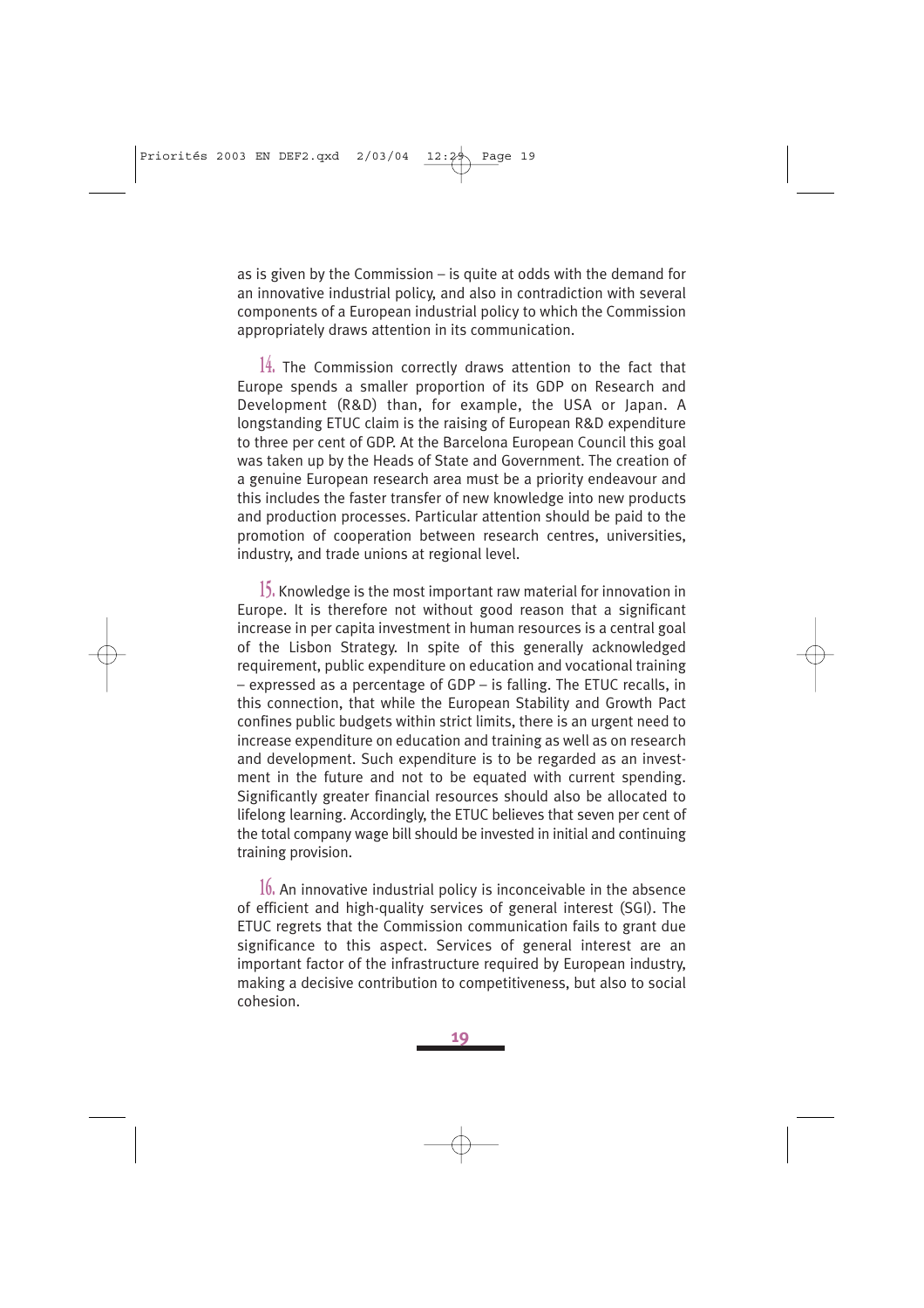as is given by the Commission – is quite at odds with the demand for an innovative industrial policy, and also in contradiction with several components of a European industrial policy to which the Commission appropriately draws attention in its communication.

14. The Commission correctly draws attention to the fact that Europe spends a smaller proportion of its GDP on Research and Development (R&D) than, for example, the USA or Japan. A longstanding ETUC claim is the raising of European R&D expenditure to three per cent of GDP. At the Barcelona European Council this goal was taken up by the Heads of State and Government. The creation of a genuine European research area must be a priority endeavour and this includes the faster transfer of new knowledge into new products and production processes. Particular attention should be paid to the promotion of cooperation between research centres, universities, industry, and trade unions at regional level.

15. Knowledge is the most important raw material for innovation in Europe. It is therefore not without good reason that a significant increase in per capita investment in human resources is a central goal of the Lisbon Strategy. In spite of this generally acknowledged requirement, public expenditure on education and vocational training – expressed as a percentage of GDP – is falling. The ETUC recalls, in this connection, that while the European Stability and Growth Pact confines public budgets within strict limits, there is an urgent need to increase expenditure on education and training as well as on research and development. Such expenditure is to be regarded as an investment in the future and not to be equated with current spending. Significantly greater financial resources should also be allocated to lifelong learning. Accordingly, the ETUC believes that seven per cent of the total company wage bill should be invested in initial and continuing training provision.

16. An innovative industrial policy is inconceivable in the absence of efficient and high-quality services of general interest (SGI). The ETUC regrets that the Commission communication fails to grant due significance to this aspect. Services of general interest are an important factor of the infrastructure required by European industry, making a decisive contribution to competitiveness, but also to social cohesion.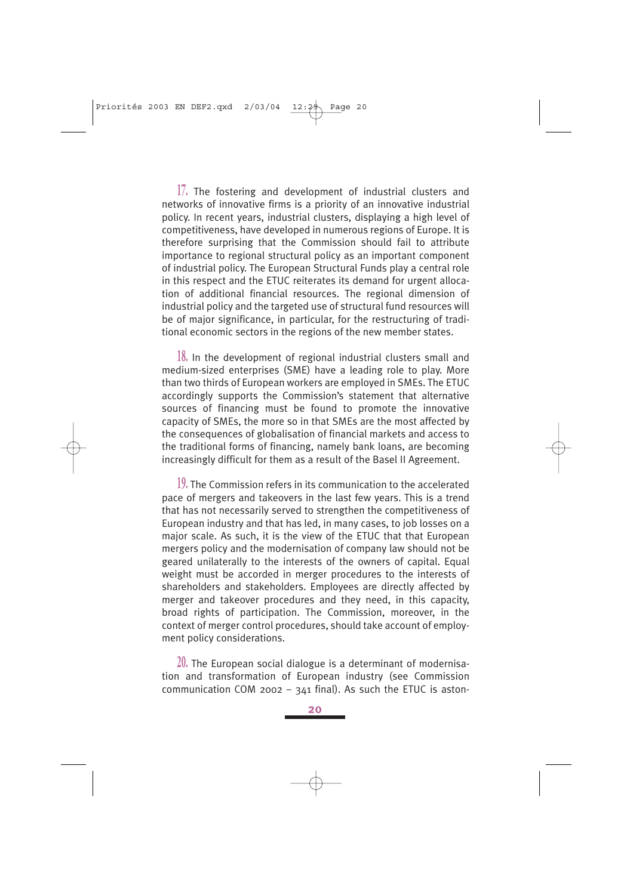17. The fostering and development of industrial clusters and networks of innovative firms is a priority of an innovative industrial policy. In recent years, industrial clusters, displaying a high level of competitiveness, have developed in numerous regions of Europe. It is therefore surprising that the Commission should fail to attribute importance to regional structural policy as an important component of industrial policy. The European Structural Funds play a central role in this respect and the ETUC reiterates its demand for urgent allocation of additional financial resources. The regional dimension of industrial policy and the targeted use of structural fund resources will be of major significance, in particular, for the restructuring of traditional economic sectors in the regions of the new member states.

18. In the development of regional industrial clusters small and medium-sized enterprises (SME) have a leading role to play. More than two thirds of European workers are employed in SMEs. The ETUC accordingly supports the Commission's statement that alternative sources of financing must be found to promote the innovative capacity of SMEs, the more so in that SMEs are the most affected by the consequences of globalisation of financial markets and access to the traditional forms of financing, namely bank loans, are becoming increasingly difficult for them as a result of the Basel II Agreement.

19. The Commission refers in its communication to the accelerated pace of mergers and takeovers in the last few years. This is a trend that has not necessarily served to strengthen the competitiveness of European industry and that has led, in many cases, to job losses on a major scale. As such, it is the view of the ETUC that that European mergers policy and the modernisation of company law should not be geared unilaterally to the interests of the owners of capital. Equal weight must be accorded in merger procedures to the interests of shareholders and stakeholders. Employees are directly affected by merger and takeover procedures and they need, in this capacity, broad rights of participation. The Commission, moreover, in the context of merger control procedures, should take account of employment policy considerations.

20. The European social dialogue is a determinant of modernisation and transformation of European industry (see Commission communication COM 2002 – 341 final). As such the ETUC is aston-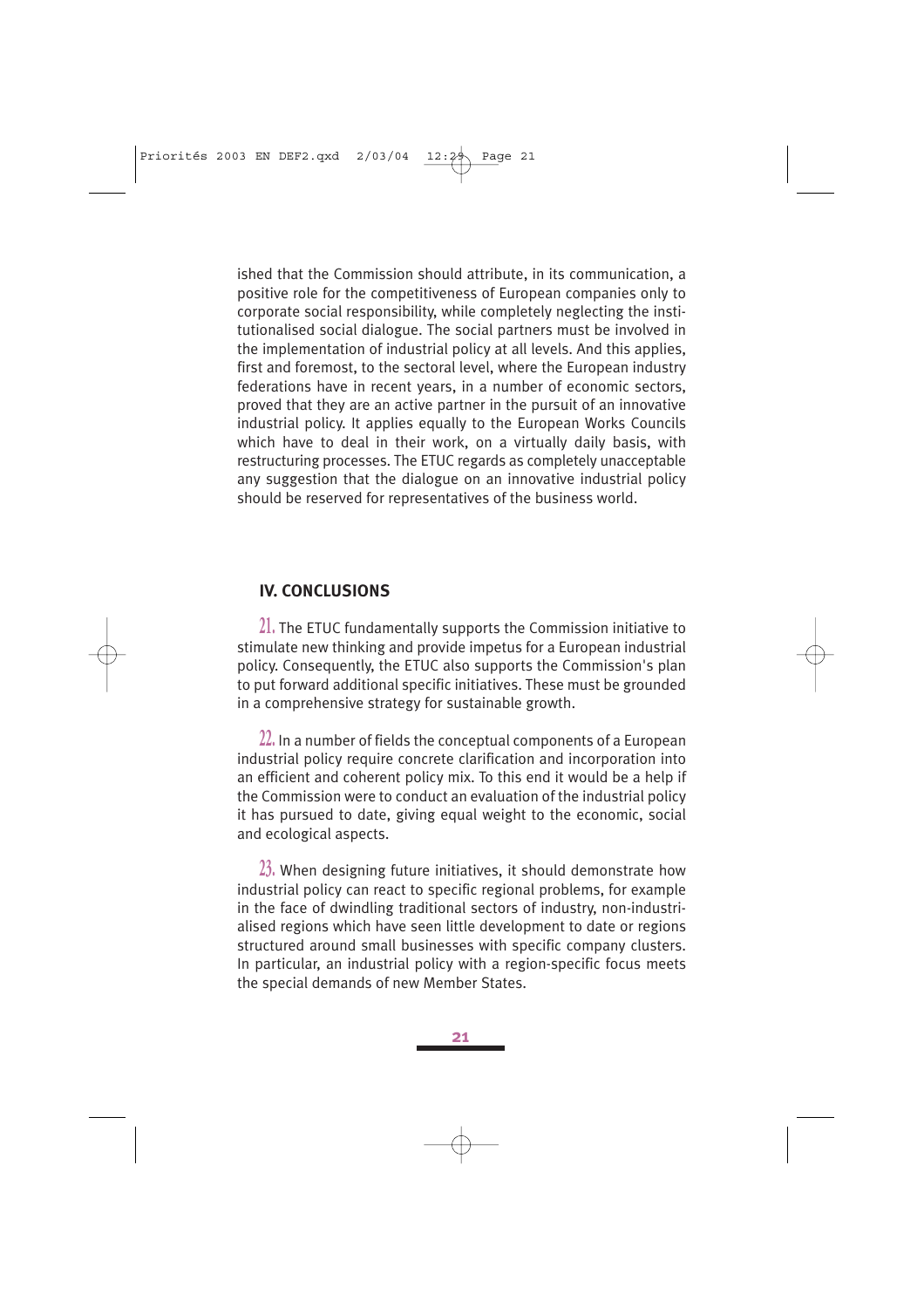ished that the Commission should attribute, in its communication, a positive role for the competitiveness of European companies only to corporate social responsibility, while completely neglecting the institutionalised social dialogue. The social partners must be involved in the implementation of industrial policy at all levels. And this applies, first and foremost, to the sectoral level, where the European industry federations have in recent years, in a number of economic sectors, proved that they are an active partner in the pursuit of an innovative industrial policy. It applies equally to the European Works Councils which have to deal in their work, on a virtually daily basis, with restructuring processes. The ETUC regards as completely unacceptable any suggestion that the dialogue on an innovative industrial policy should be reserved for representatives of the business world.

## IV. CONCLUSIONS

21. The ETUC fundamentally supports the Commission initiative to stimulate new thinking and provide impetus for a European industrial policy. Consequently, the ETUC also supports the Commission's plan to put forward additional specific initiatives. These must be grounded in a comprehensive strategy for sustainable growth.

22. In a number of fields the conceptual components of a European industrial policy require concrete clarification and incorporation into an efficient and coherent policy mix. To this end it would be a help if the Commission were to conduct an evaluation of the industrial policy it has pursued to date, giving equal weight to the economic, social and ecological aspects.

23. When designing future initiatives, it should demonstrate how industrial policy can react to specific regional problems, for example in the face of dwindling traditional sectors of industry, non-industrialised regions which have seen little development to date or regions structured around small businesses with specific company clusters. In particular, an industrial policy with a region-specific focus meets the special demands of new Member States.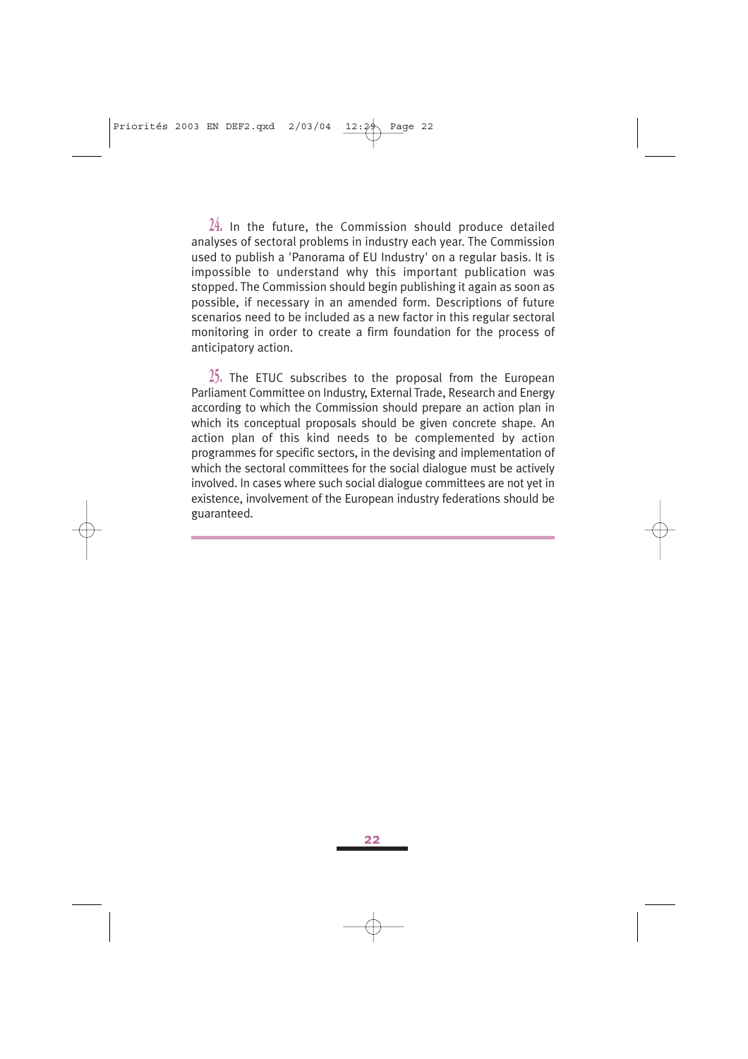24. In the future, the Commission should produce detailed analyses of sectoral problems in industry each year. The Commission used to publish a 'Panorama of EU Industry' on a regular basis. It is impossible to understand why this important publication was stopped. The Commission should begin publishing it again as soon as possible, if necessary in an amended form. Descriptions of future scenarios need to be included as a new factor in this regular sectoral monitoring in order to create a firm foundation for the process of anticipatory action.

25. The ETUC subscribes to the proposal from the European Parliament Committee on Industry, External Trade, Research and Energy according to which the Commission should prepare an action plan in which its conceptual proposals should be given concrete shape. An action plan of this kind needs to be complemented by action programmes for specific sectors, in the devising and implementation of which the sectoral committees for the social dialogue must be actively involved. In cases where such social dialogue committees are not yet in existence, involvement of the European industry federations should be guaranteed.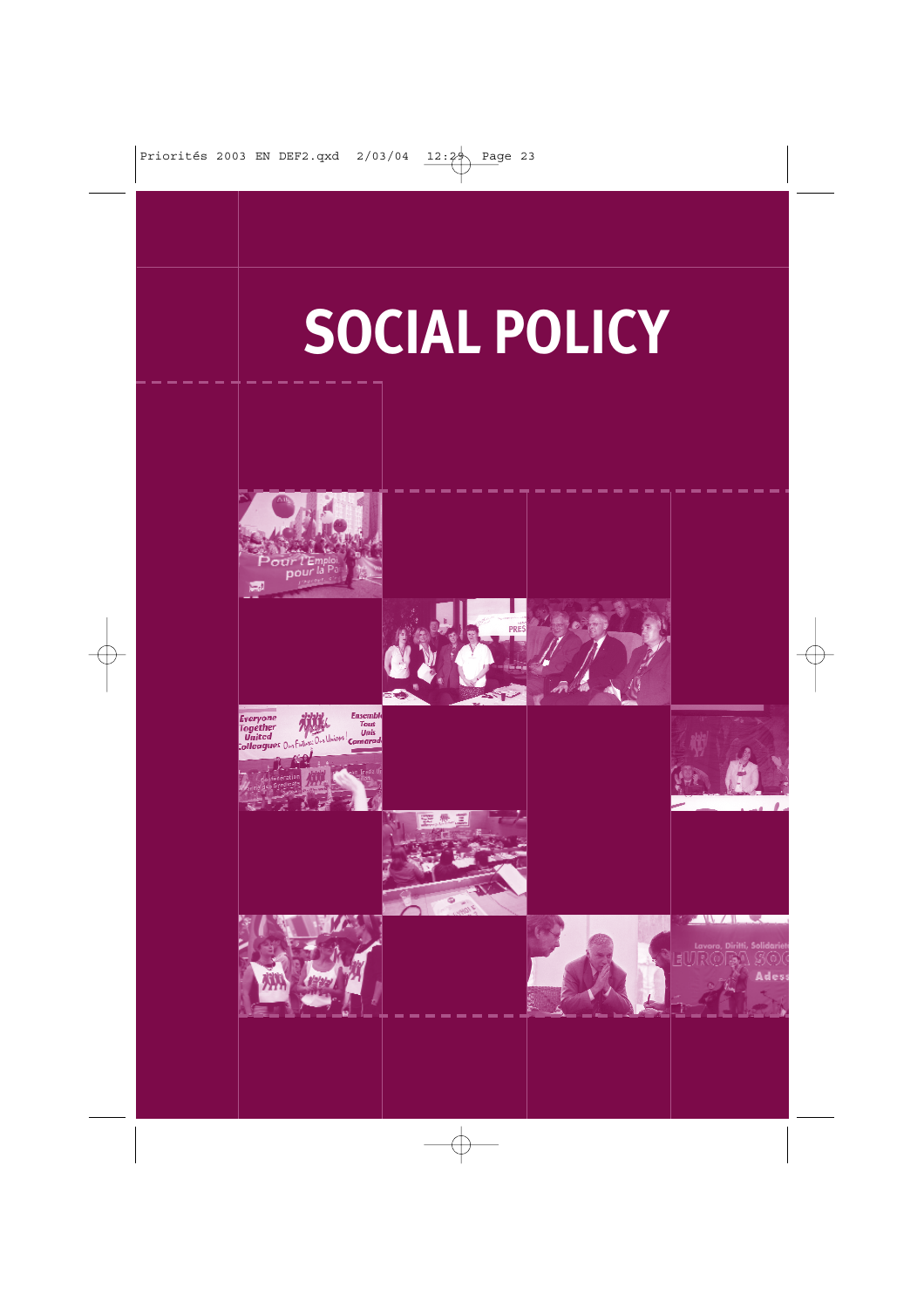# SOCIAL POLICY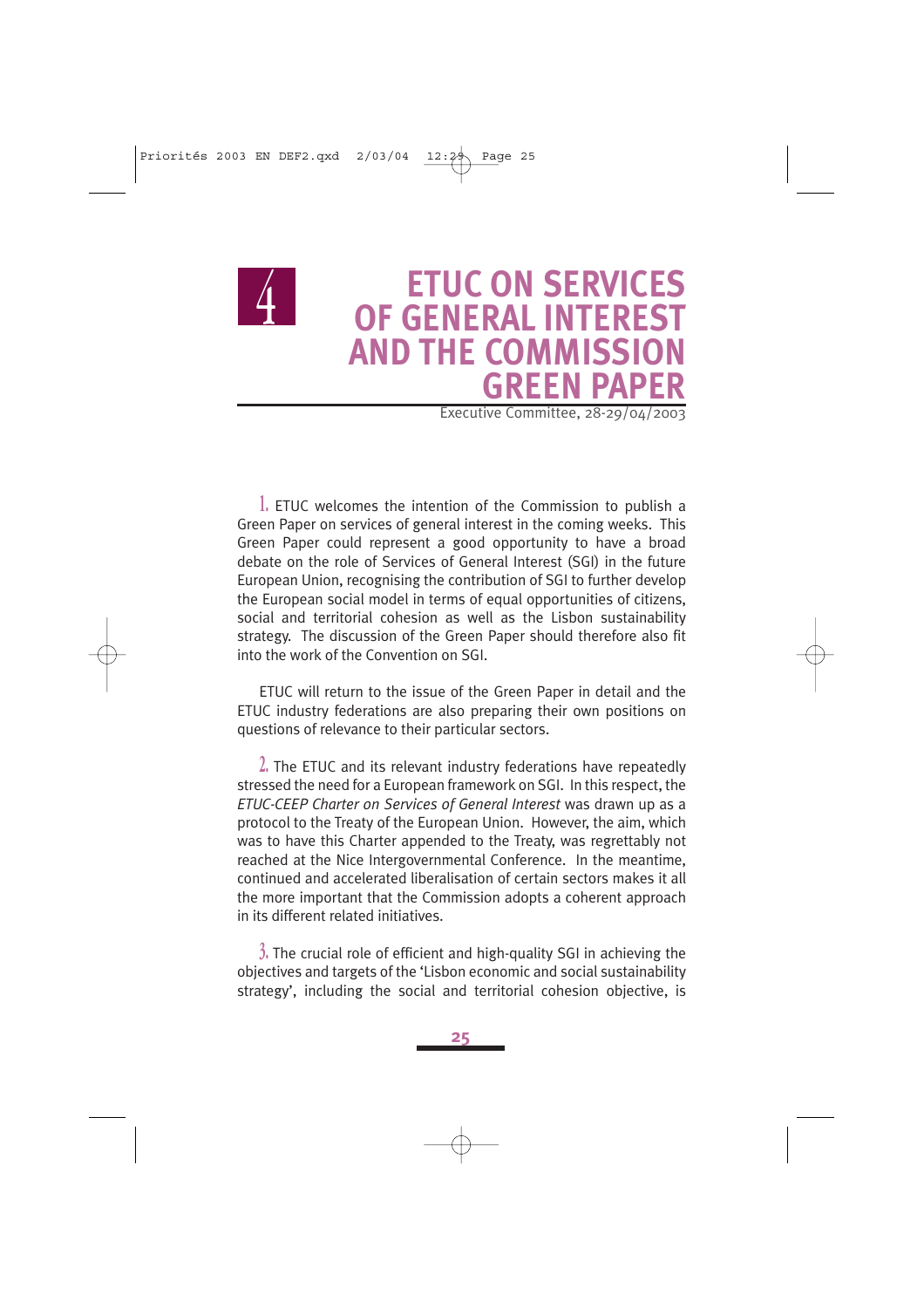# 4 ETUC ON SERVICES OF GENERAL INTEREST AND THE COMMISSION GREEN PAPER

Executive Committee, 28-29/04/2003

1. ETUC welcomes the intention of the Commission to publish a Green Paper on services of general interest in the coming weeks. This Green Paper could represent a good opportunity to have a broad debate on the role of Services of General Interest (SGI) in the future European Union, recognising the contribution of SGI to further develop the European social model in terms of equal opportunities of citizens, social and territorial cohesion as well as the Lisbon sustainability strategy. The discussion of the Green Paper should therefore also fit into the work of the Convention on SGI.

ETUC will return to the issue of the Green Paper in detail and the ETUC industry federations are also preparing their own positions on questions of relevance to their particular sectors.

2. The ETUC and its relevant industry federations have repeatedly stressed the need for a European framework on SGI. In this respect, the *ETUC-CEEP Charter on Services of General Interest* was drawn up as a protocol to the Treaty of the European Union. However, the aim, which was to have this Charter appended to the Treaty, was regrettably not reached at the Nice Intergovernmental Conference. In the meantime, continued and accelerated liberalisation of certain sectors makes it all the more important that the Commission adopts a coherent approach in its different related initiatives.

3. The crucial role of efficient and high-quality SGI in achieving the objectives and targets of the 'Lisbon economic and social sustainability strategy', including the social and territorial cohesion objective, is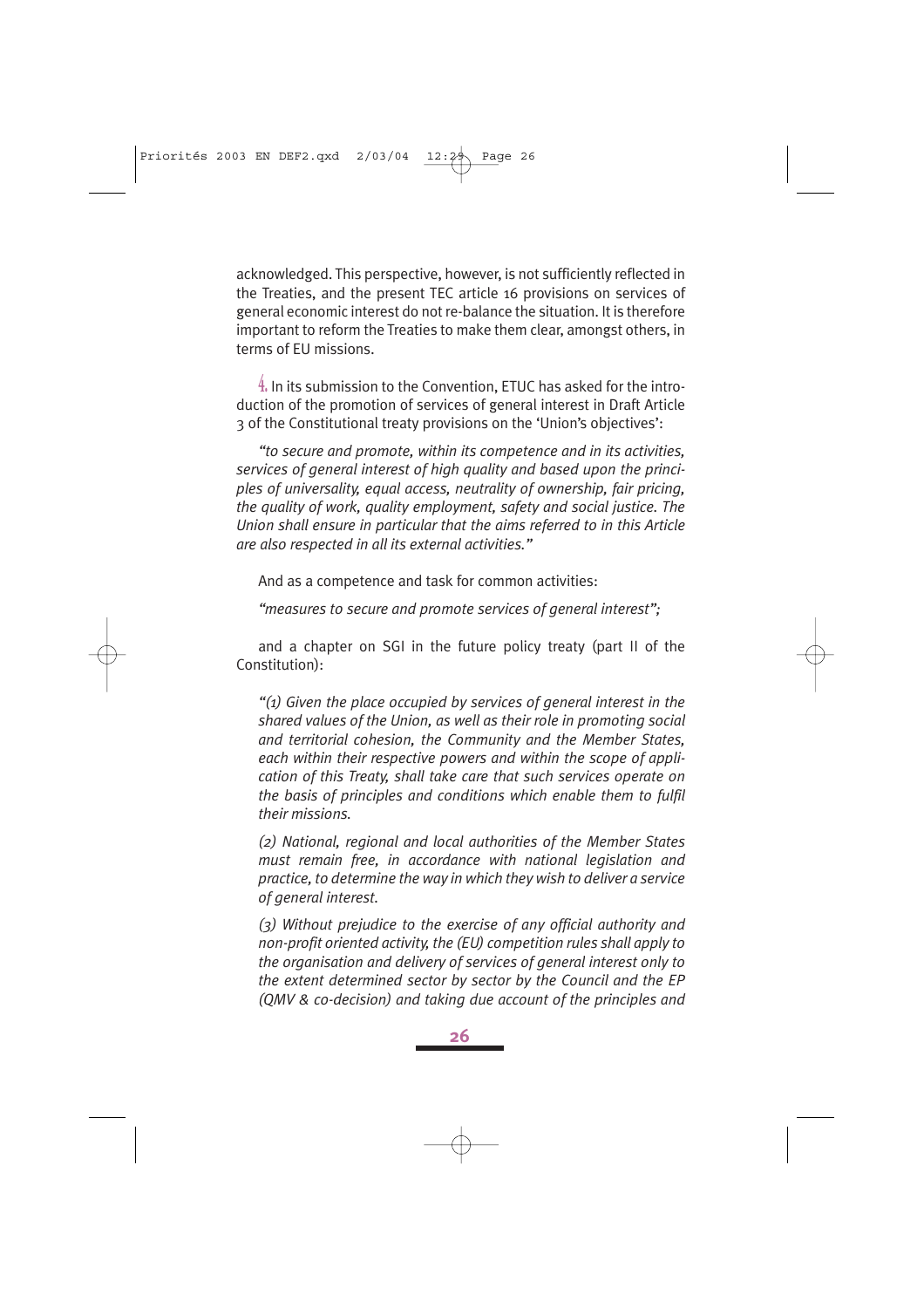acknowledged. This perspective, however, is not sufficiently reflected in the Treaties, and the present TEC article 16 provisions on services of general economic interest do not re-balance the situation. It is therefore important to reform the Treaties to make them clear, amongst others, in terms of EU missions.

4. In its submission to the Convention, ETUC has asked for the introduction of the promotion of services of general interest in Draft Article 3 of the Constitutional treaty provisions on the 'Union's objectives':

*"to secure and promote, within its competence and in its activities, services of general interest of high quality and based upon the principles of universality, equal access, neutrality of ownership, fair pricing, the quality of work, quality employment, safety and social justice. The Union shall ensure in particular that the aims referred to in this Article are also respected in all its external activities."*

And as a competence and task for common activities:

*"measures to secure and promote services of general interest";*

and a chapter on SGI in the future policy treaty (part II of the Constitution):

> *"(1) Given the place occupied by services of general interest in the shared values of the Union, as well as their role in promoting social and territorial cohesion, the Community and the Member States, each within their respective powers and within the scope of application of this Treaty, shall take care that such services operate on the basis of principles and conditions which enable them to fulfil their missions.*
>
> *(2) National, regional and local authorities of the Member States must remain free, in accordance with national legislation and practice, to determine the way in which they wish to deliver a service of general interest.*
>
> *(3) Without prejudice to the exercise of any official authority and non-profit oriented activity, the (EU) competition rules shall apply to the organisation and delivery of services of general interest only to the extent determined sector by sector by the Council and the EP (QMV & co-decision) and taking due account of the principles and*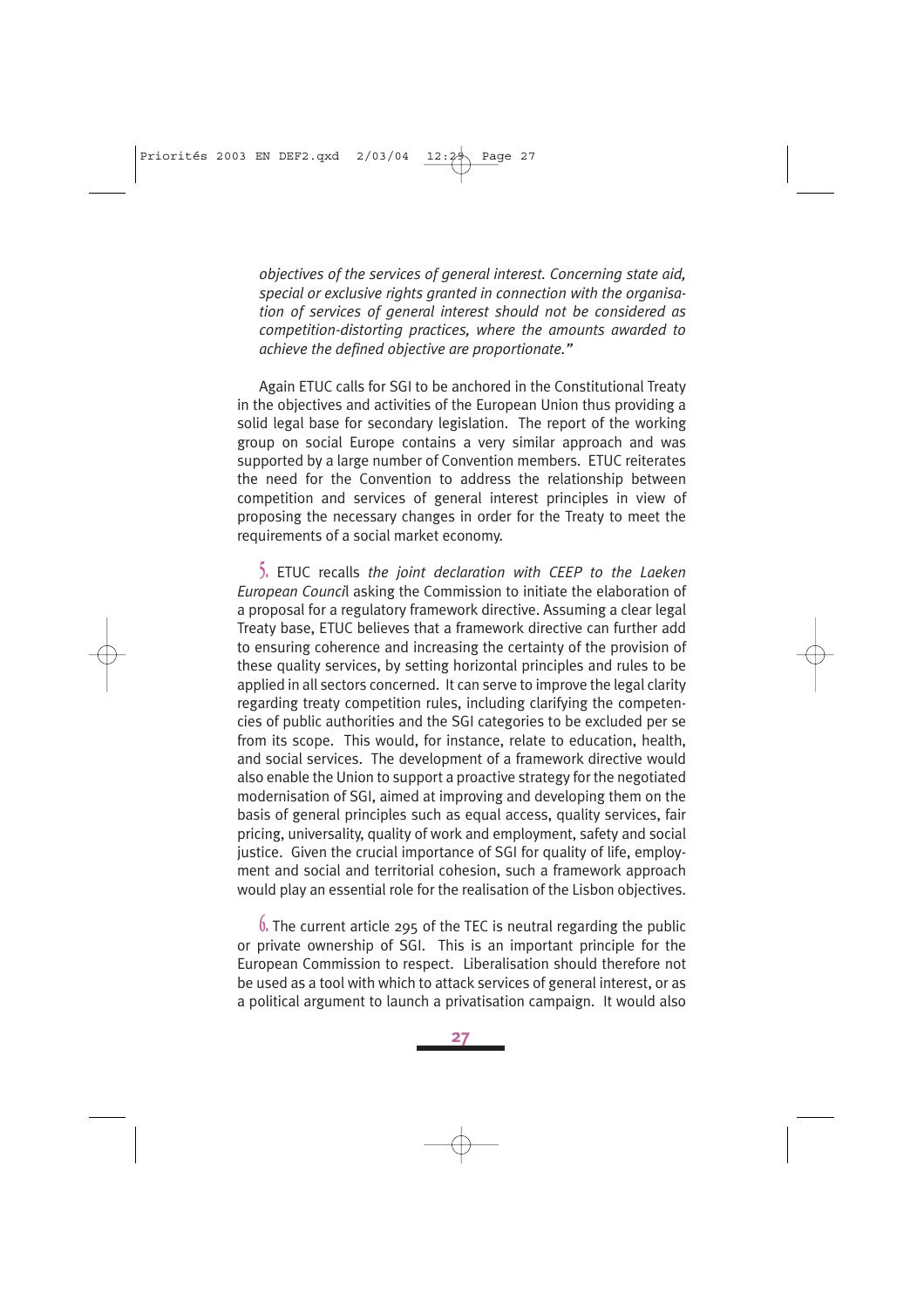*objectives of the services of general interest. Concerning state aid, special or exclusive rights granted in connection with the organisation of services of general interest should not be considered as competition-distorting practices, where the amounts awarded to achieve the defined objective are proportionate."*

Again ETUC calls for SGI to be anchored in the Constitutional Treaty in the objectives and activities of the European Union thus providing a solid legal base for secondary legislation. The report of the working group on social Europe contains a very similar approach and was supported by a large number of Convention members. ETUC reiterates the need for the Convention to address the relationship between competition and services of general interest principles in view of proposing the necessary changes in order for the Treaty to meet the requirements of a social market economy.

5. ETUC recalls *the joint declaration with CEEP to the Laeken European Council* asking the Commission to initiate the elaboration of a proposal for a regulatory framework directive. Assuming a clear legal Treaty base, ETUC believes that a framework directive can further add to ensuring coherence and increasing the certainty of the provision of these quality services, by setting horizontal principles and rules to be applied in all sectors concerned. It can serve to improve the legal clarity regarding treaty competition rules, including clarifying the competencies of public authorities and the SGI categories to be excluded per se from its scope. This would, for instance, relate to education, health, and social services. The development of a framework directive would also enable the Union to support a proactive strategy for the negotiated modernisation of SGI, aimed at improving and developing them on the basis of general principles such as equal access, quality services, fair pricing, universality, quality of work and employment, safety and social justice. Given the crucial importance of SGI for quality of life, employment and social and territorial cohesion, such a framework approach would play an essential role for the realisation of the Lisbon objectives.

6. The current article 295 of the TEC is neutral regarding the public or private ownership of SGI. This is an important principle for the European Commission to respect. Liberalisation should therefore not be used as a tool with which to attack services of general interest, or as a political argument to launch a privatisation campaign. It would also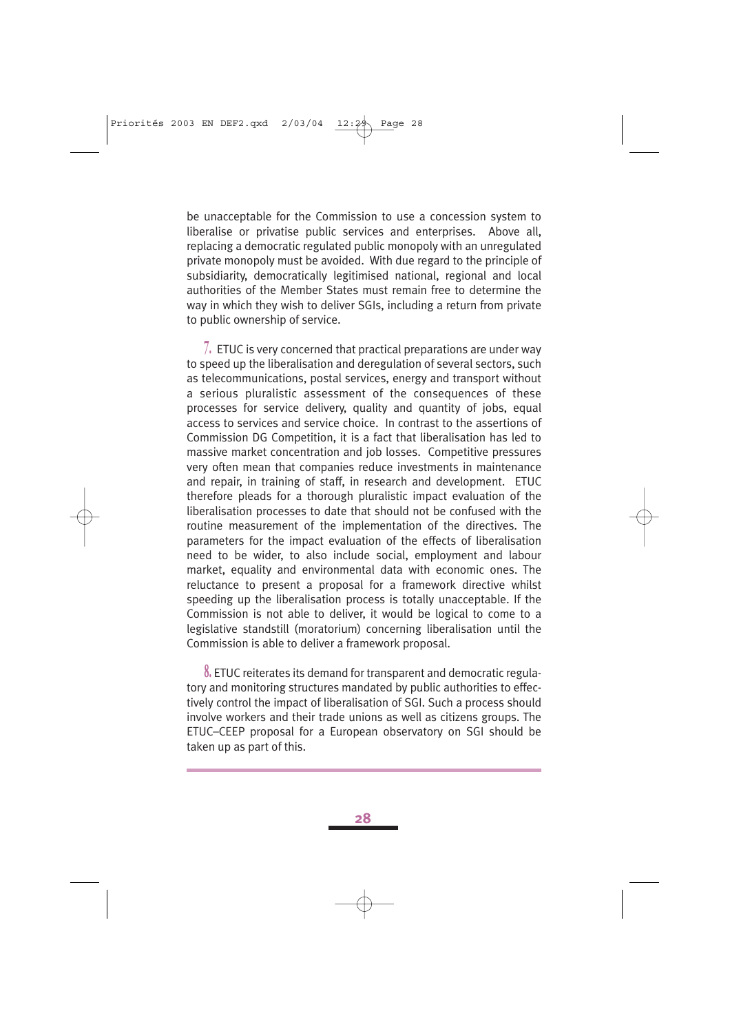be unacceptable for the Commission to use a concession system to liberalise or privatise public services and enterprises. Above all, replacing a democratic regulated public monopoly with an unregulated private monopoly must be avoided. With due regard to the principle of subsidiarity, democratically legitimised national, regional and local authorities of the Member States must remain free to determine the way in which they wish to deliver SGIs, including a return from private to public ownership of service.

**7.** ETUC is very concerned that practical preparations are under way to speed up the liberalisation and deregulation of several sectors, such as telecommunications, postal services, energy and transport without a serious pluralistic assessment of the consequences of these processes for service delivery, quality and quantity of jobs, equal access to services and service choice. In contrast to the assertions of Commission DG Competition, it is a fact that liberalisation has led to massive market concentration and job losses. Competitive pressures very often mean that companies reduce investments in maintenance and repair, in training of staff, in research and development. ETUC therefore pleads for a thorough pluralistic impact evaluation of the liberalisation processes to date that should not be confused with the routine measurement of the implementation of the directives. The parameters for the impact evaluation of the effects of liberalisation need to be wider, to also include social, employment and labour market, equality and environmental data with economic ones. The reluctance to present a proposal for a framework directive whilst speeding up the liberalisation process is totally unacceptable. If the Commission is not able to deliver, it would be logical to come to a legislative standstill (moratorium) concerning liberalisation until the Commission is able to deliver a framework proposal.

**8.** ETUC reiterates its demand for transparent and democratic regulatory and monitoring structures mandated by public authorities to effectively control the impact of liberalisation of SGI. Such a process should involve workers and their trade unions as well as citizens groups. The ETUC–CEEP proposal for a European observatory on SGI should be taken up as part of this.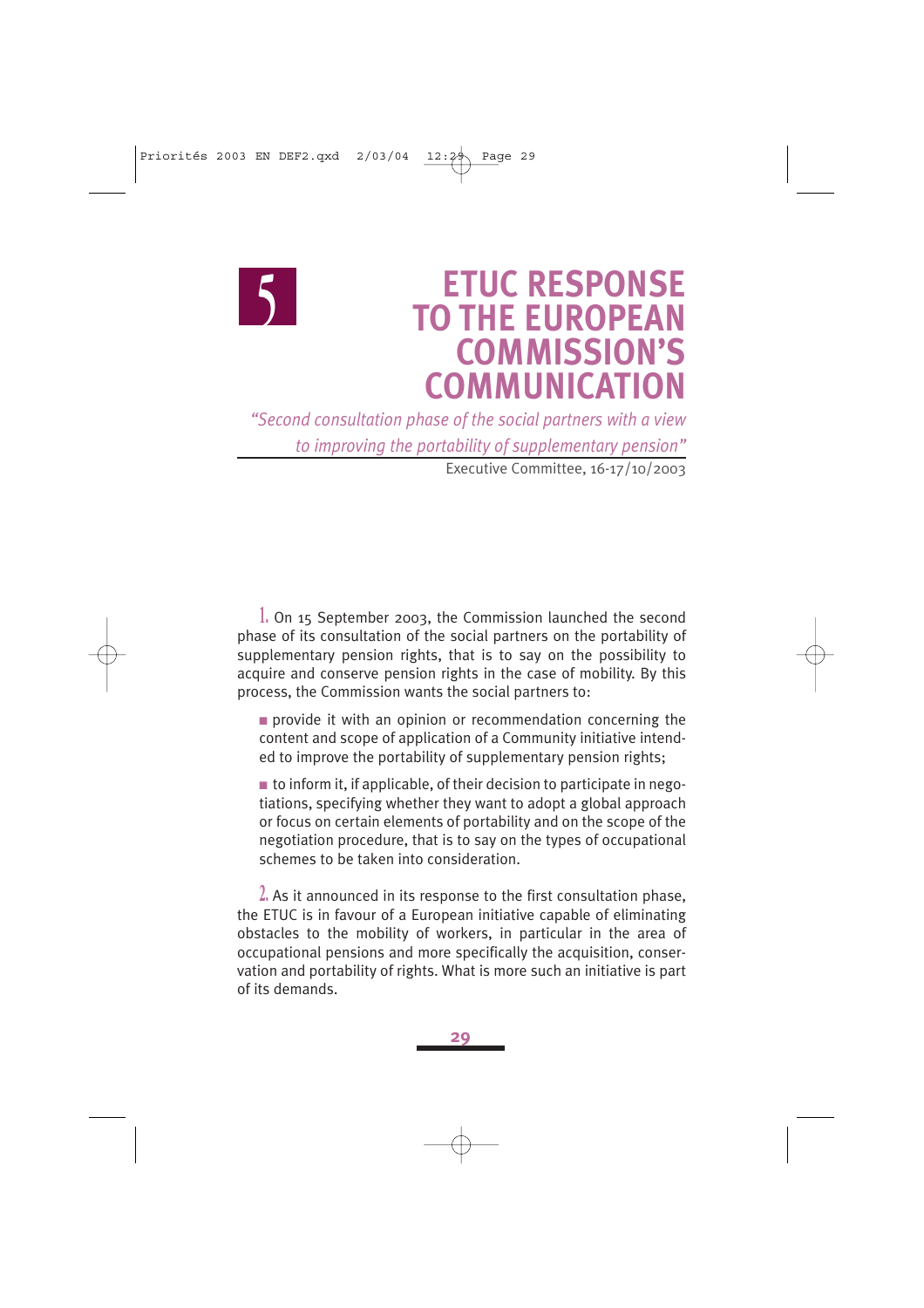# 5 ETUC RESPONSE TO THE EUROPEAN COMMISSION'S COMMUNICATION

*"Second consultation phase of the social partners with a view to improving the portability of supplementary pension"*

Executive Committee, 16-17/10/2003

1. On 15 September 2003, the Commission launched the second phase of its consultation of the social partners on the portability of supplementary pension rights, that is to say on the possibility to acquire and conserve pension rights in the case of mobility. By this process, the Commission wants the social partners to:

- provide it with an opinion or recommendation concerning the content and scope of application of a Community initiative intended to improve the portability of supplementary pension rights;
- to inform it, if applicable, of their decision to participate in negotiations, specifying whether they want to adopt a global approach or focus on certain elements of portability and on the scope of the negotiation procedure, that is to say on the types of occupational schemes to be taken into consideration.

2. As it announced in its response to the first consultation phase, the ETUC is in favour of a European initiative capable of eliminating obstacles to the mobility of workers, in particular in the area of occupational pensions and more specifically the acquisition, conservation and portability of rights. What is more such an initiative is part of its demands.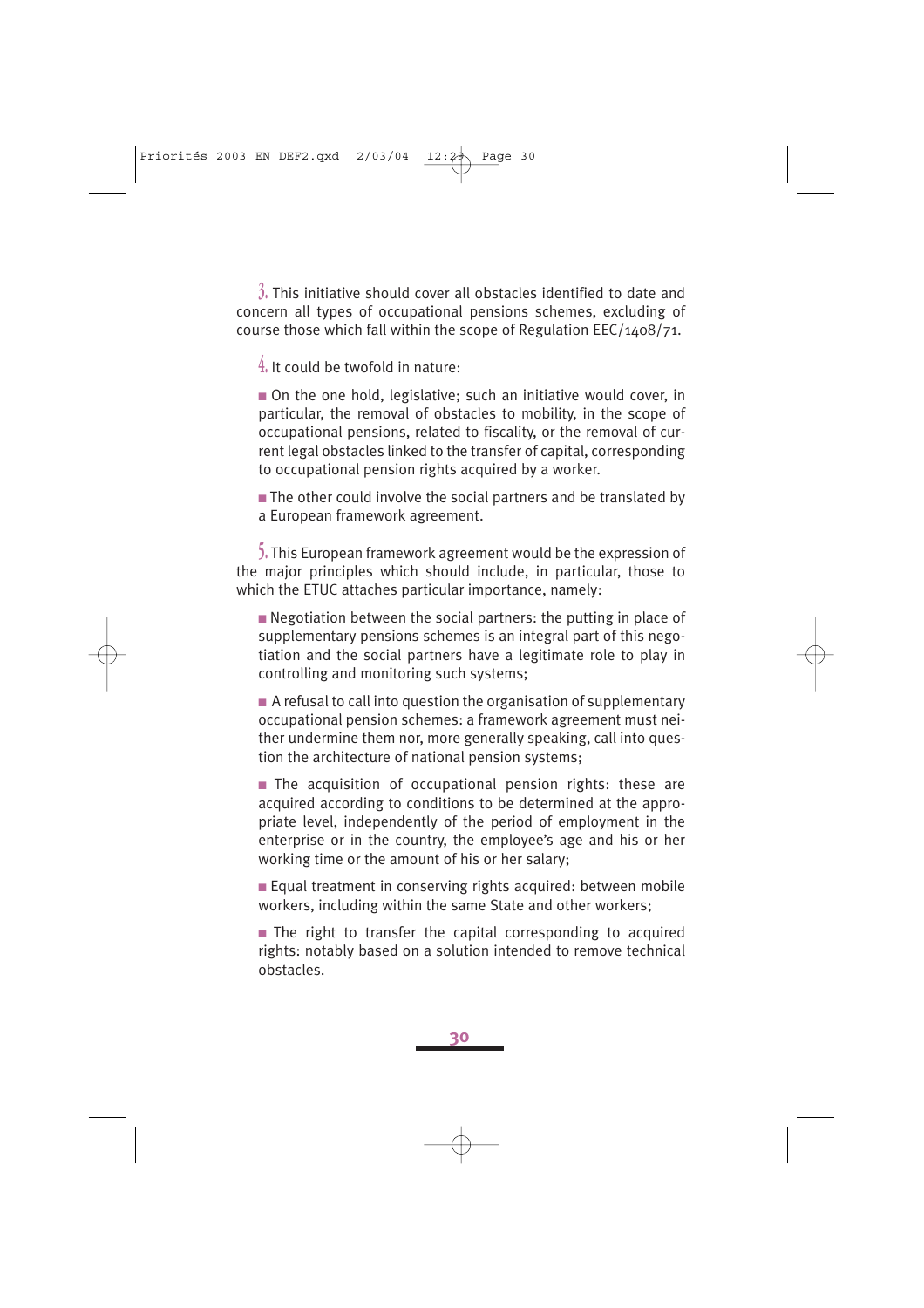3. This initiative should cover all obstacles identified to date and concern all types of occupational pensions schemes, excluding of course those which fall within the scope of Regulation EEC/1408/71.

4. It could be twofold in nature:

- On the one hold, legislative; such an initiative would cover, in particular, the removal of obstacles to mobility, in the scope of occupational pensions, related to fiscality, or the removal of current legal obstacles linked to the transfer of capital, corresponding to occupational pension rights acquired by a worker.

- The other could involve the social partners and be translated by a European framework agreement.

5. This European framework agreement would be the expression of the major principles which should include, in particular, those to which the ETUC attaches particular importance, namely:

- Negotiation between the social partners: the putting in place of supplementary pensions schemes is an integral part of this negotiation and the social partners have a legitimate role to play in controlling and monitoring such systems;

- A refusal to call into question the organisation of supplementary occupational pension schemes: a framework agreement must neither undermine them nor, more generally speaking, call into question the architecture of national pension systems;

- The acquisition of occupational pension rights: these are acquired according to conditions to be determined at the appropriate level, independently of the period of employment in the enterprise or in the country, the employee's age and his or her working time or the amount of his or her salary;

- Equal treatment in conserving rights acquired: between mobile workers, including within the same State and other workers;

- The right to transfer the capital corresponding to acquired rights: notably based on a solution intended to remove technical obstacles.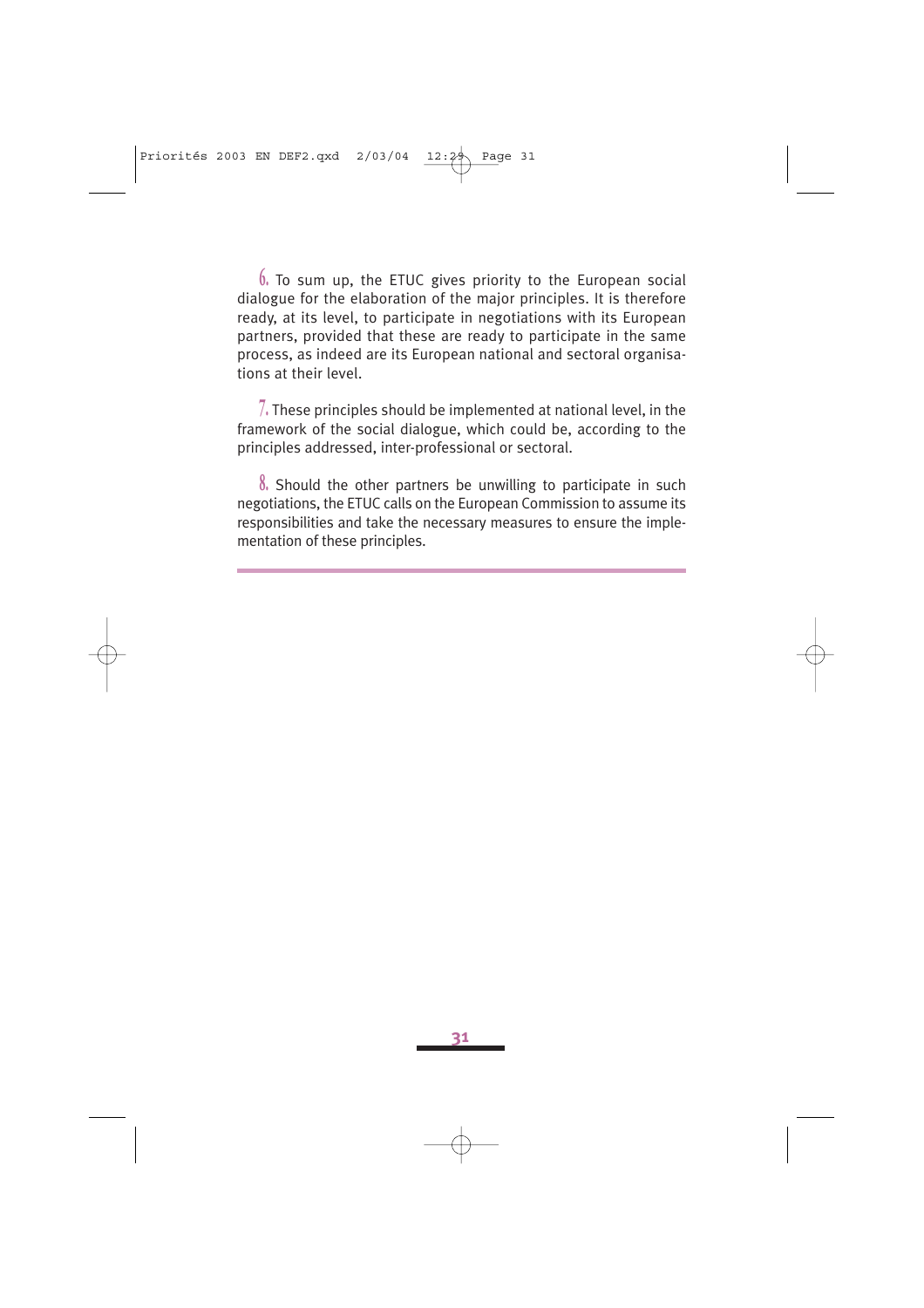6. To sum up, the ETUC gives priority to the European social dialogue for the elaboration of the major principles. It is therefore ready, at its level, to participate in negotiations with its European partners, provided that these are ready to participate in the same process, as indeed are its European national and sectoral organisations at their level.

7. These principles should be implemented at national level, in the framework of the social dialogue, which could be, according to the principles addressed, inter-professional or sectoral.

8. Should the other partners be unwilling to participate in such negotiations, the ETUC calls on the European Commission to assume its responsibilities and take the necessary measures to ensure the implementation of these principles.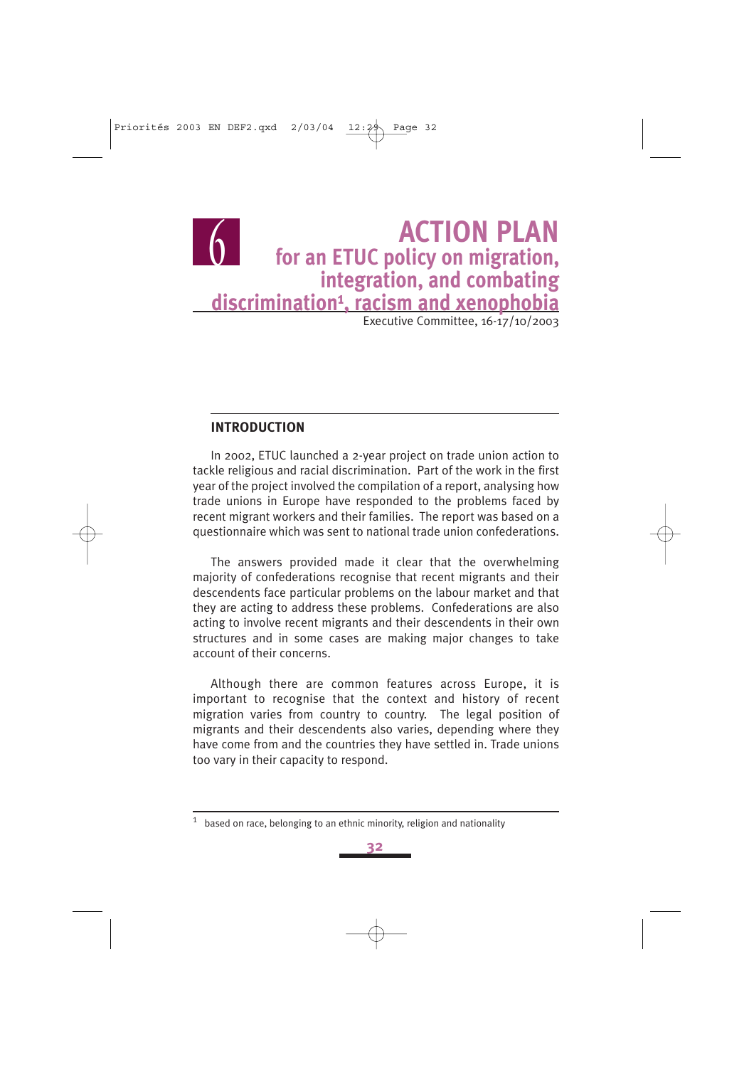# 6 ACTION PLAN for an ETUC policy on migration, integration, and combating discrimination[1], racism and xenophobia

Executive Committee, 16-17/10/2003

## INTRODUCTION

In 2002, ETUC launched a 2-year project on trade union action to tackle religious and racial discrimination. Part of the work in the first year of the project involved the compilation of a report, analysing how trade unions in Europe have responded to the problems faced by recent migrant workers and their families. The report was based on a questionnaire which was sent to national trade union confederations.

The answers provided made it clear that the overwhelming majority of confederations recognise that recent migrants and their descendents face particular problems on the labour market and that they are acting to address these problems. Confederations are also acting to involve recent migrants and their descendents in their own structures and in some cases are making major changes to take account of their concerns.

Although there are common features across Europe, it is important to recognise that the context and history of recent migration varies from country to country. The legal position of migrants and their descendents also varies, depending where they have come from and the countries they have settled in. Trade unions too vary in their capacity to respond.

---

[1] based on race, belonging to an ethnic minority, religion and nationality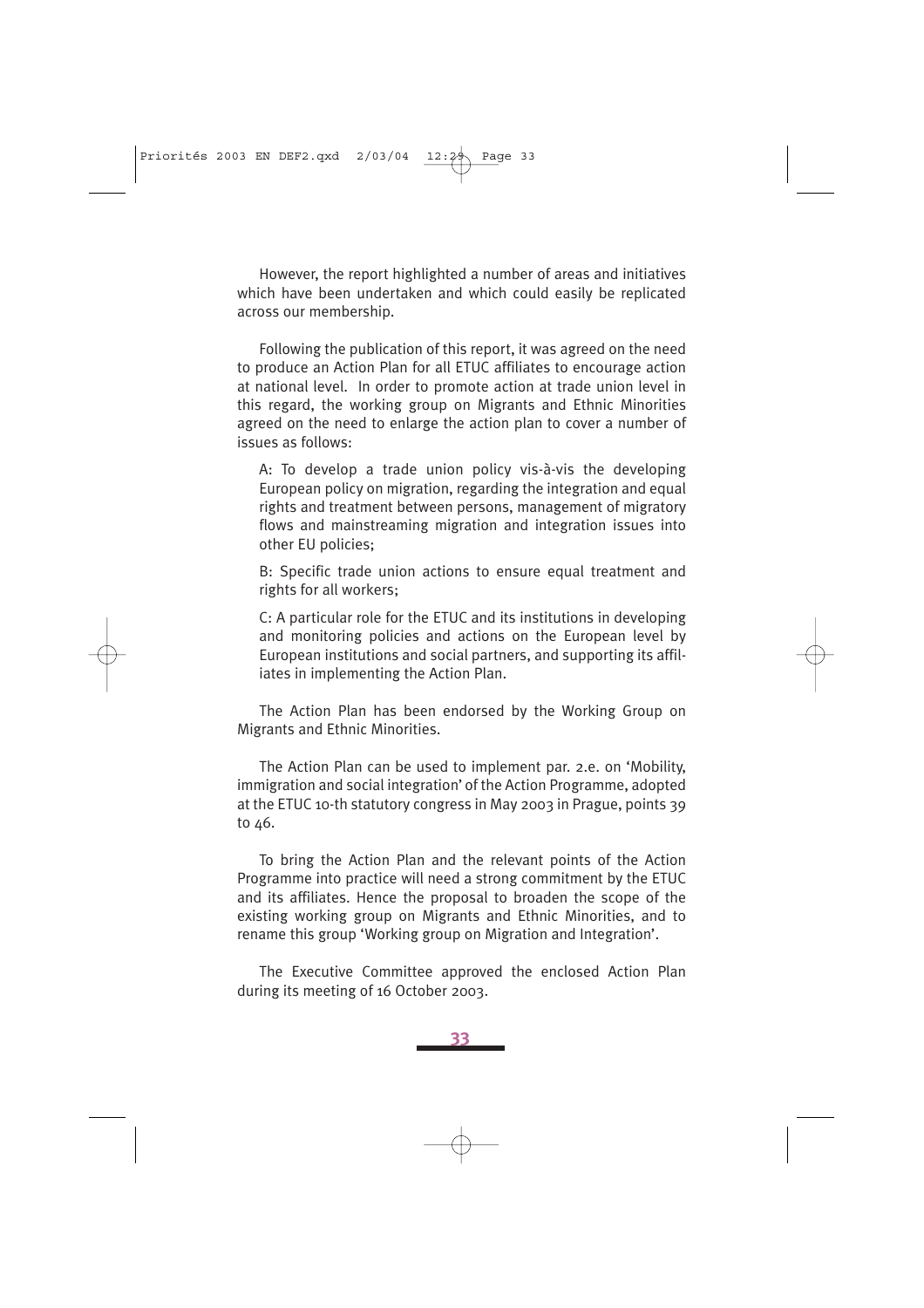However, the report highlighted a number of areas and initiatives which have been undertaken and which could easily be replicated across our membership.

Following the publication of this report, it was agreed on the need to produce an Action Plan for all ETUC affiliates to encourage action at national level. In order to promote action at trade union level in this regard, the working group on Migrants and Ethnic Minorities agreed on the need to enlarge the action plan to cover a number of issues as follows:

A: To develop a trade union policy vis-à-vis the developing European policy on migration, regarding the integration and equal rights and treatment between persons, management of migratory flows and mainstreaming migration and integration issues into other EU policies;

B: Specific trade union actions to ensure equal treatment and rights for all workers;

C: A particular role for the ETUC and its institutions in developing and monitoring policies and actions on the European level by European institutions and social partners, and supporting its affiliates in implementing the Action Plan.

The Action Plan has been endorsed by the Working Group on Migrants and Ethnic Minorities.

The Action Plan can be used to implement par. 2.e. on 'Mobility, immigration and social integration' of the Action Programme, adopted at the ETUC 10-th statutory congress in May 2003 in Prague, points 39 to 46.

To bring the Action Plan and the relevant points of the Action Programme into practice will need a strong commitment by the ETUC and its affiliates. Hence the proposal to broaden the scope of the existing working group on Migrants and Ethnic Minorities, and to rename this group 'Working group on Migration and Integration'.

The Executive Committee approved the enclosed Action Plan during its meeting of 16 October 2003.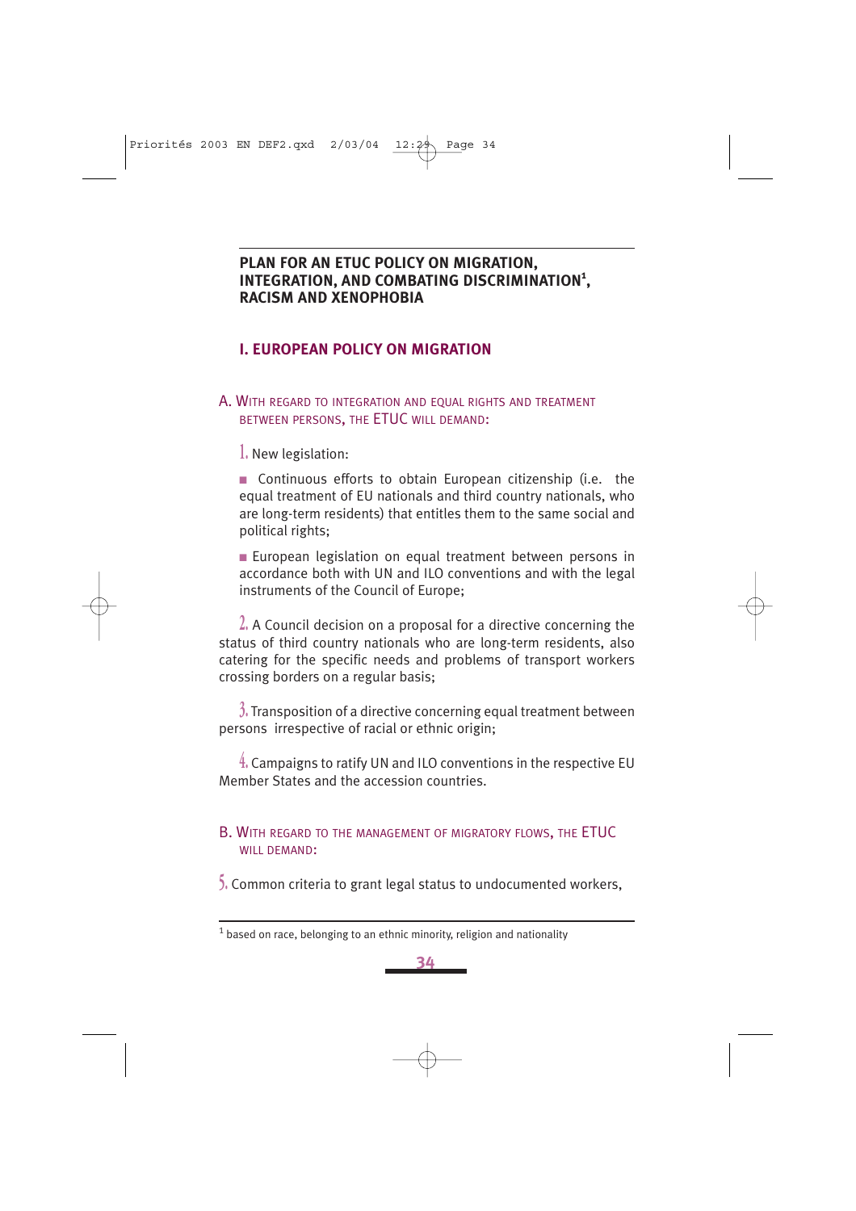## PLAN FOR AN ETUC POLICY ON MIGRATION, INTEGRATION, AND COMBATING DISCRIMINATION[1], RACISM AND XENOPHOBIA

### I. EUROPEAN POLICY ON MIGRATION

#### A. WITH REGARD TO INTEGRATION AND EQUAL RIGHTS AND TREATMENT BETWEEN PERSONS, THE ETUC WILL DEMAND:

1. New legislation:

- Continuous efforts to obtain European citizenship (i.e. the equal treatment of EU nationals and third country nationals, who are long-term residents) that entitles them to the same social and political rights;

- European legislation on equal treatment between persons in accordance both with UN and ILO conventions and with the legal instruments of the Council of Europe;

2. A Council decision on a proposal for a directive concerning the status of third country nationals who are long-term residents, also catering for the specific needs and problems of transport workers crossing borders on a regular basis;

3. Transposition of a directive concerning equal treatment between persons irrespective of racial or ethnic origin;

4. Campaigns to ratify UN and ILO conventions in the respective EU Member States and the accession countries.

#### B. WITH REGARD TO THE MANAGEMENT OF MIGRATORY FLOWS, THE ETUC WILL DEMAND:

5. Common criteria to grant legal status to undocumented workers,

---

[1] based on race, belonging to an ethnic minority, religion and nationality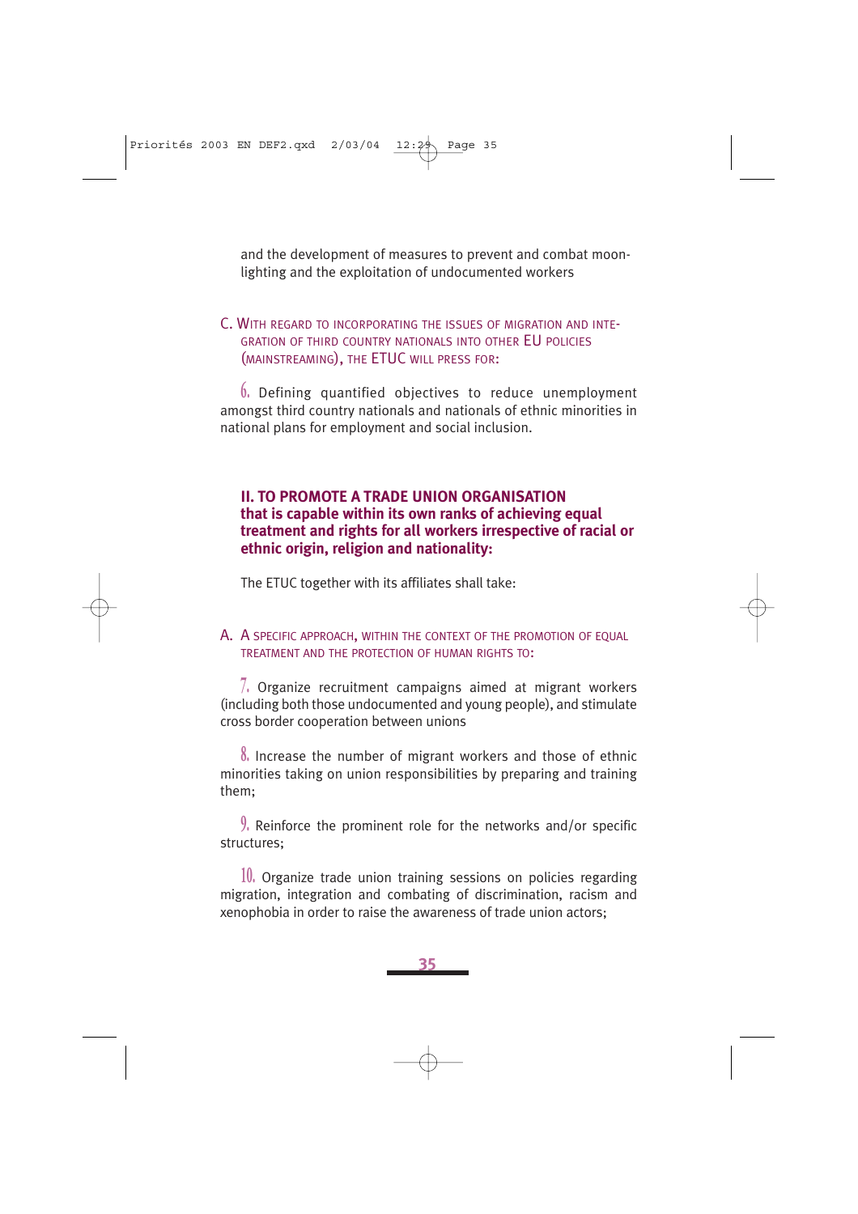and the development of measures to prevent and combat moonlighting and the exploitation of undocumented workers

C. WITH REGARD TO INCORPORATING THE ISSUES OF MIGRATION AND INTEGRATION OF THIRD COUNTRY NATIONALS INTO OTHER EU POLICIES (MAINSTREAMING), THE ETUC WILL PRESS FOR:

6. Defining quantified objectives to reduce unemployment amongst third country nationals and nationals of ethnic minorities in national plans for employment and social inclusion.

## II. TO PROMOTE A TRADE UNION ORGANISATION that is capable within its own ranks of achieving equal treatment and rights for all workers irrespective of racial or ethnic origin, religion and nationality:

The ETUC together with its affiliates shall take:

A. A SPECIFIC APPROACH, WITHIN THE CONTEXT OF THE PROMOTION OF EQUAL TREATMENT AND THE PROTECTION OF HUMAN RIGHTS TO:

7. Organize recruitment campaigns aimed at migrant workers (including both those undocumented and young people), and stimulate cross border cooperation between unions

8. Increase the number of migrant workers and those of ethnic minorities taking on union responsibilities by preparing and training them;

9. Reinforce the prominent role for the networks and/or specific structures;

10. Organize trade union training sessions on policies regarding migration, integration and combating of discrimination, racism and xenophobia in order to raise the awareness of trade union actors;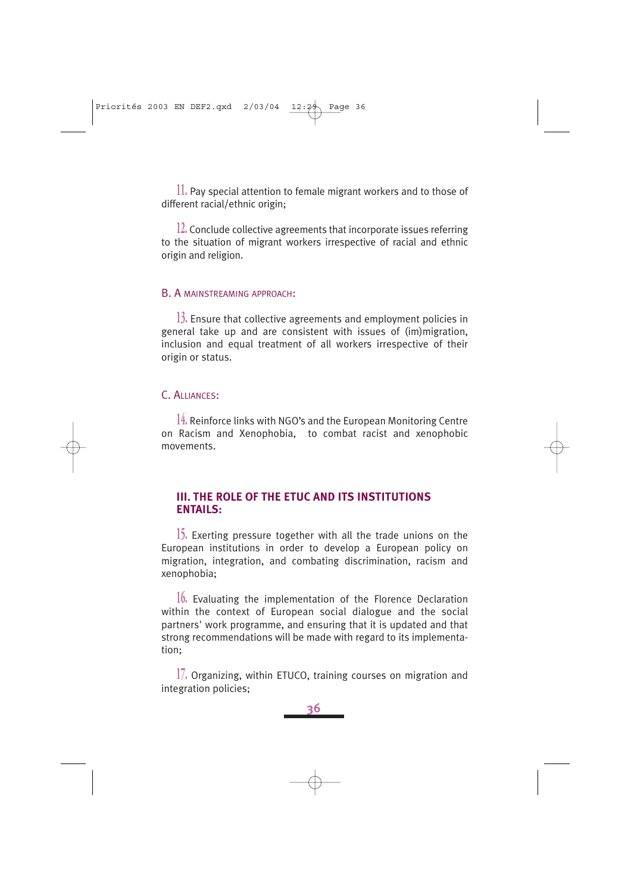11. Pay special attention to female migrant workers and to those of different racial/ethnic origin;

12. Conclude collective agreements that incorporate issues referring to the situation of migrant workers irrespective of racial and ethnic origin and religion.

B. A MAINSTREAMING APPROACH:

13. Ensure that collective agreements and employment policies in general take up and are consistent with issues of (im)migration, inclusion and equal treatment of all workers irrespective of their origin or status.

C. ALLIANCES:

14. Reinforce links with NGO's and the European Monitoring Centre on Racism and Xenophobia, to combat racist and xenophobic movements.

## III. THE ROLE OF THE ETUC AND ITS INSTITUTIONS ENTAILS:

15. Exerting pressure together with all the trade unions on the European institutions in order to develop a European policy on migration, integration, and combating discrimination, racism and xenophobia;

16. Evaluating the implementation of the Florence Declaration within the context of European social dialogue and the social partners' work programme, and ensuring that it is updated and that strong recommendations will be made with regard to its implementation;

17. Organizing, within ETUCO, training courses on migration and integration policies;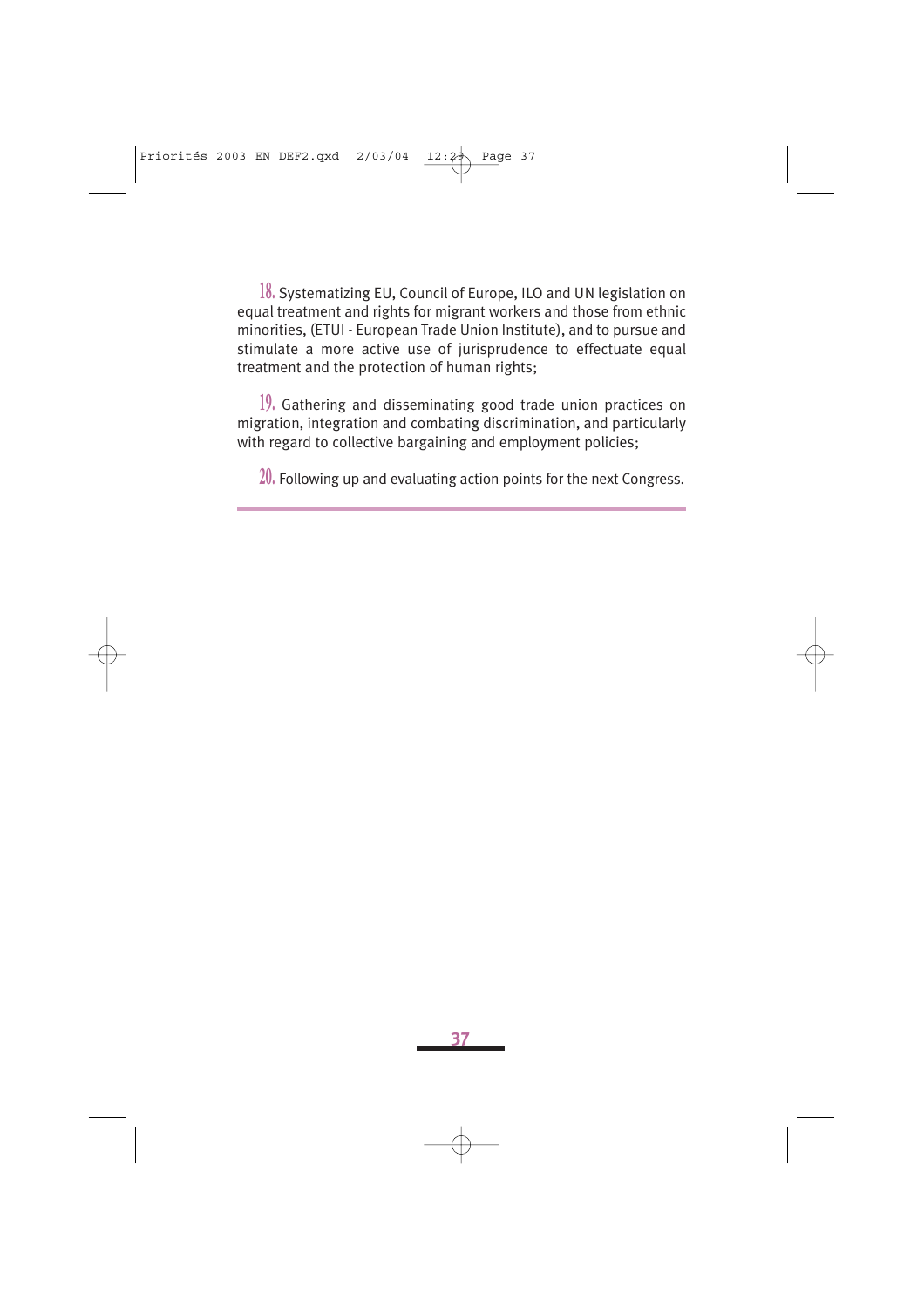18. Systematizing EU, Council of Europe, ILO and UN legislation on equal treatment and rights for migrant workers and those from ethnic minorities, (ETUI - European Trade Union Institute), and to pursue and stimulate a more active use of jurisprudence to effectuate equal treatment and the protection of human rights;

19. Gathering and disseminating good trade union practices on migration, integration and combating discrimination, and particularly with regard to collective bargaining and employment policies;

20. Following up and evaluating action points for the next Congress.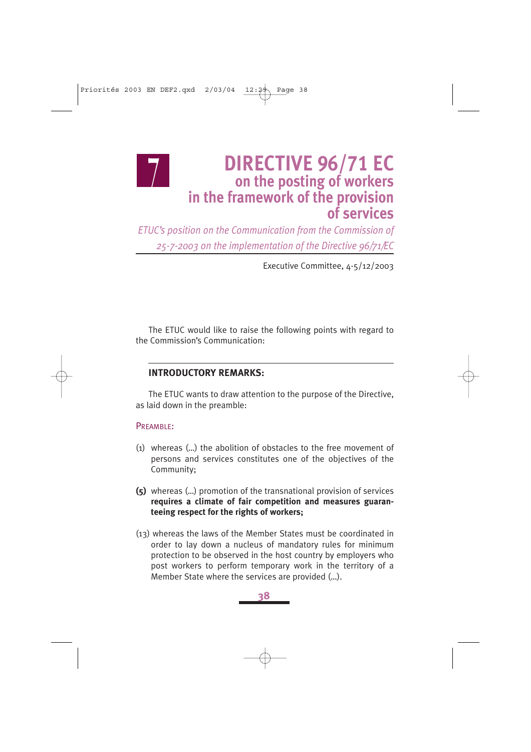# 7 DIRECTIVE 96/71 EC on the posting of workers in the framework of the provision of services

*ETUC's position on the Communication from the Commission of 25-7-2003 on the implementation of the Directive 96/71/EC*

Executive Committee, 4-5/12/2003

The ETUC would like to raise the following points with regard to the Commission's Communication:

## INTRODUCTORY REMARKS:

The ETUC wants to draw attention to the purpose of the Directive, as laid down in the preamble:

PREAMBLE:

(1) whereas (...) the abolition of obstacles to the free movement of persons and services constitutes one of the objectives of the Community;

**(5)** whereas (...) promotion of the transnational provision of services **requires a climate of fair competition and measures guaranteeing respect for the rights of workers;**

(13) whereas the laws of the Member States must be coordinated in order to lay down a nucleus of mandatory rules for minimum protection to be observed in the host country by employers who post workers to perform temporary work in the territory of a Member State where the services are provided (...).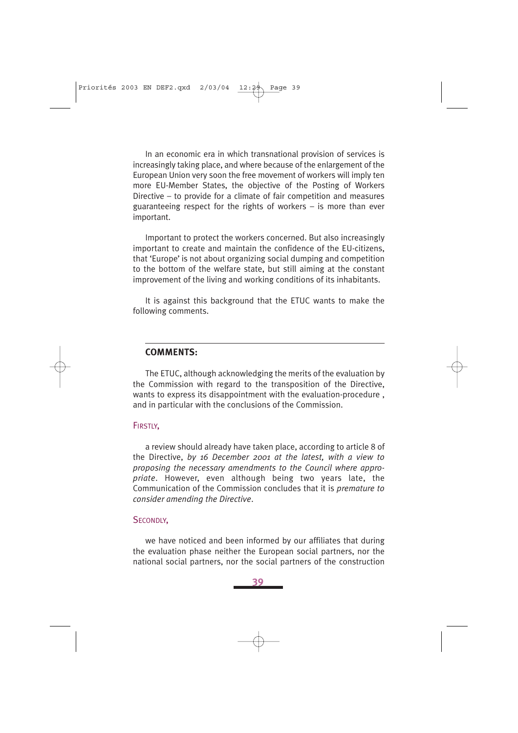In an economic era in which transnational provision of services is increasingly taking place, and where because of the enlargement of the European Union very soon the free movement of workers will imply ten more EU-Member States, the objective of the Posting of Workers Directive – to provide for a climate of fair competition and measures guaranteeing respect for the rights of workers – is more than ever important.

Important to protect the workers concerned. But also increasingly important to create and maintain the confidence of the EU-citizens, that 'Europe' is not about organizing social dumping and competition to the bottom of the welfare state, but still aiming at the constant improvement of the living and working conditions of its inhabitants.

It is against this background that the ETUC wants to make the following comments.

## COMMENTS:

The ETUC, although acknowledging the merits of the evaluation by the Commission with regard to the transposition of the Directive, wants to express its disappointment with the evaluation-procedure , and in particular with the conclusions of the Commission.

FIRSTLY,

a review should already have taken place, according to article 8 of the Directive, *by 16 December 2001 at the latest, with a view to proposing the necessary amendments to the Council where appropriate*. However, even although being two years late, the Communication of the Commission concludes that it is *premature to consider amending the Directive*.

SECONDLY,

we have noticed and been informed by our affiliates that during the evaluation phase neither the European social partners, nor the national social partners, nor the social partners of the construction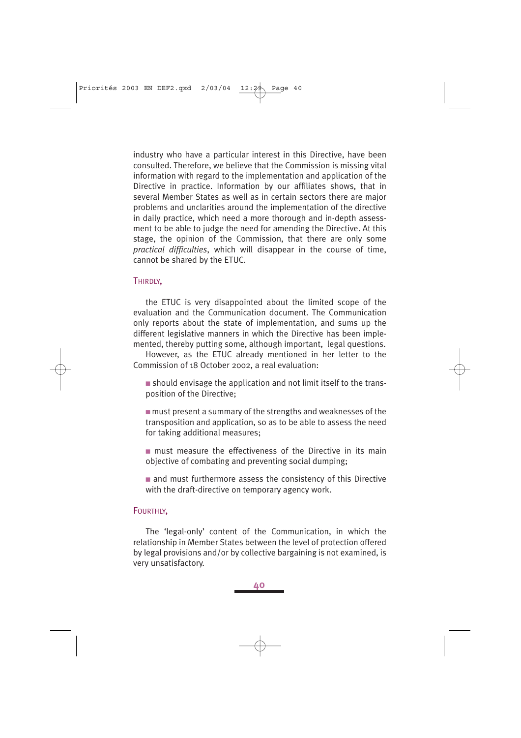industry who have a particular interest in this Directive, have been consulted. Therefore, we believe that the Commission is missing vital information with regard to the implementation and application of the Directive in practice. Information by our affiliates shows, that in several Member States as well as in certain sectors there are major problems and unclarities around the implementation of the directive in daily practice, which need a more thorough and in-depth assessment to be able to judge the need for amending the Directive. At this stage, the opinion of the Commission, that there are only some *practical difficulties*, which will disappear in the course of time, cannot be shared by the ETUC.

THIRDLY,

the ETUC is very disappointed about the limited scope of the evaluation and the Communication document. The Communication only reports about the state of implementation, and sums up the different legislative manners in which the Directive has been implemented, thereby putting some, although important, legal questions.

However, as the ETUC already mentioned in her letter to the Commission of 18 October 2002, a real evaluation:

- should envisage the application and not limit itself to the transposition of the Directive;
- must present a summary of the strengths and weaknesses of the transposition and application, so as to be able to assess the need for taking additional measures;
- must measure the effectiveness of the Directive in its main objective of combating and preventing social dumping;
- and must furthermore assess the consistency of this Directive with the draft-directive on temporary agency work.

FOURTHLY,

The 'legal-only' content of the Communication, in which the relationship in Member States between the level of protection offered by legal provisions and/or by collective bargaining is not examined, is very unsatisfactory.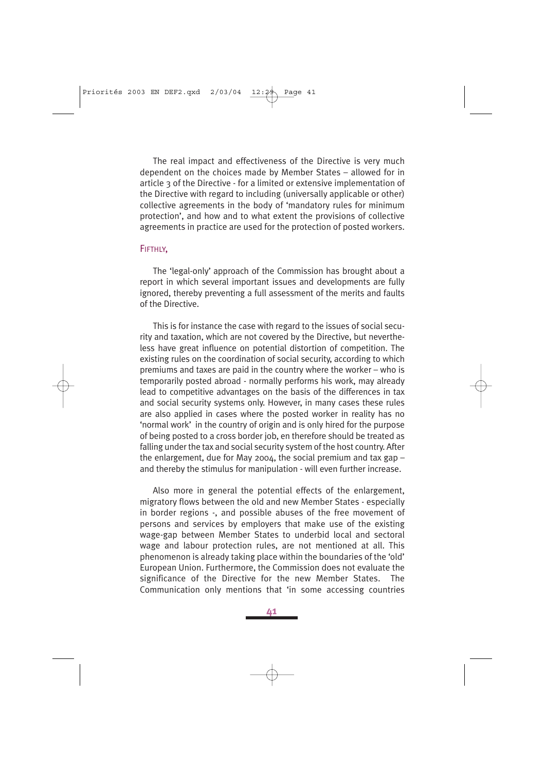The real impact and effectiveness of the Directive is very much dependent on the choices made by Member States – allowed for in article 3 of the Directive - for a limited or extensive implementation of the Directive with regard to including (universally applicable or other) collective agreements in the body of 'mandatory rules for minimum protection', and how and to what extent the provisions of collective agreements in practice are used for the protection of posted workers.

### FIFTHLY,

The 'legal-only' approach of the Commission has brought about a report in which several important issues and developments are fully ignored, thereby preventing a full assessment of the merits and faults of the Directive.

This is for instance the case with regard to the issues of social security and taxation, which are not covered by the Directive, but nevertheless have great influence on potential distortion of competition. The existing rules on the coordination of social security, according to which premiums and taxes are paid in the country where the worker – who is temporarily posted abroad - normally performs his work, may already lead to competitive advantages on the basis of the differences in tax and social security systems only. However, in many cases these rules are also applied in cases where the posted worker in reality has no 'normal work' in the country of origin and is only hired for the purpose of being posted to a cross border job, en therefore should be treated as falling under the tax and social security system of the host country. After the enlargement, due for May 2004, the social premium and tax gap – and thereby the stimulus for manipulation - will even further increase.

Also more in general the potential effects of the enlargement, migratory flows between the old and new Member States - especially in border regions -, and possible abuses of the free movement of persons and services by employers that make use of the existing wage-gap between Member States to underbid local and sectoral wage and labour protection rules, are not mentioned at all. This phenomenon is already taking place within the boundaries of the 'old' European Union. Furthermore, the Commission does not evaluate the significance of the Directive for the new Member States. The Communication only mentions that 'in some accessing countries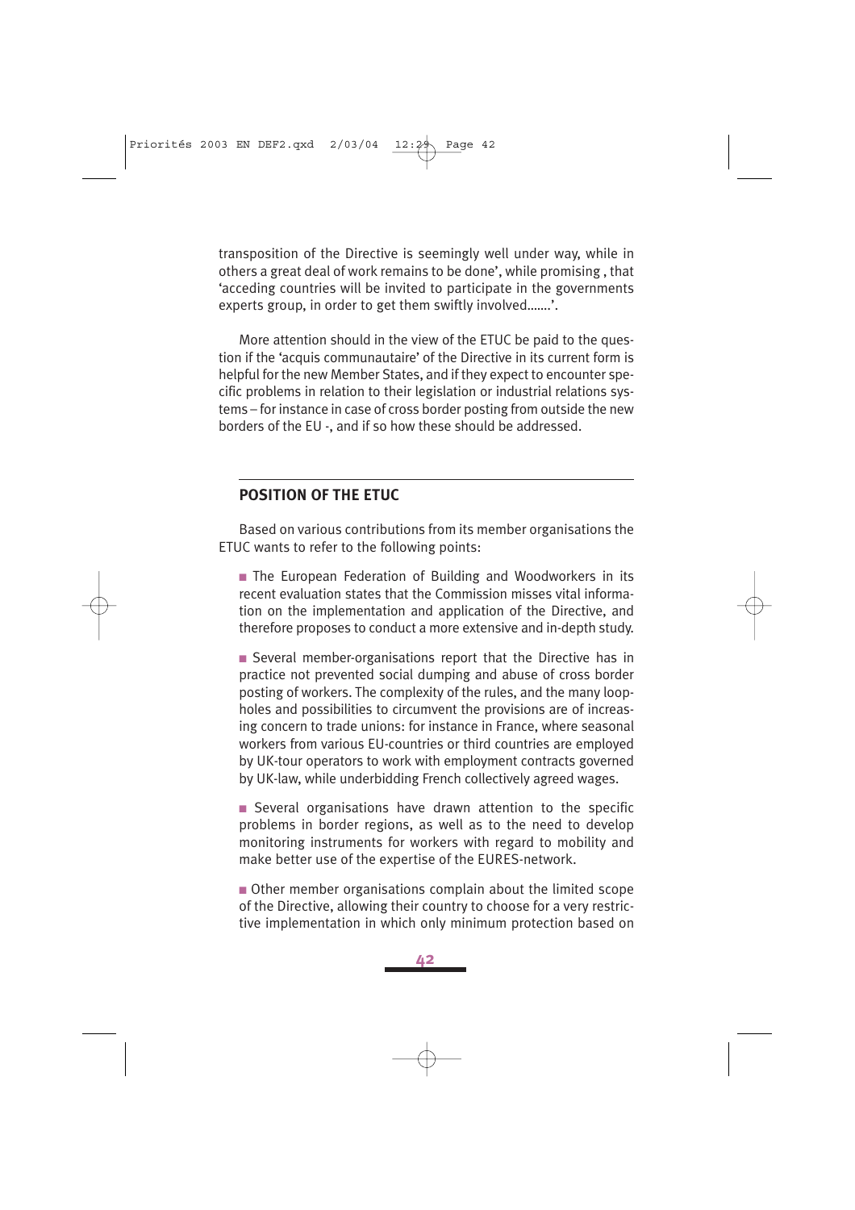transposition of the Directive is seemingly well under way, while in others a great deal of work remains to be done', while promising , that 'acceding countries will be invited to participate in the governments experts group, in order to get them swiftly involved.......'.

More attention should in the view of the ETUC be paid to the question if the 'acquis communautaire' of the Directive in its current form is helpful for the new Member States, and if they expect to encounter specific problems in relation to their legislation or industrial relations systems – for instance in case of cross border posting from outside the new borders of the EU -, and if so how these should be addressed.

## POSITION OF THE ETUC

Based on various contributions from its member organisations the ETUC wants to refer to the following points:

- The European Federation of Building and Woodworkers in its recent evaluation states that the Commission misses vital information on the implementation and application of the Directive, and therefore proposes to conduct a more extensive and in-depth study.

- Several member-organisations report that the Directive has in practice not prevented social dumping and abuse of cross border posting of workers. The complexity of the rules, and the many loopholes and possibilities to circumvent the provisions are of increasing concern to trade unions: for instance in France, where seasonal workers from various EU-countries or third countries are employed by UK-tour operators to work with employment contracts governed by UK-law, while underbidding French collectively agreed wages.

- Several organisations have drawn attention to the specific problems in border regions, as well as to the need to develop monitoring instruments for workers with regard to mobility and make better use of the expertise of the EURES-network.

- Other member organisations complain about the limited scope of the Directive, allowing their country to choose for a very restrictive implementation in which only minimum protection based on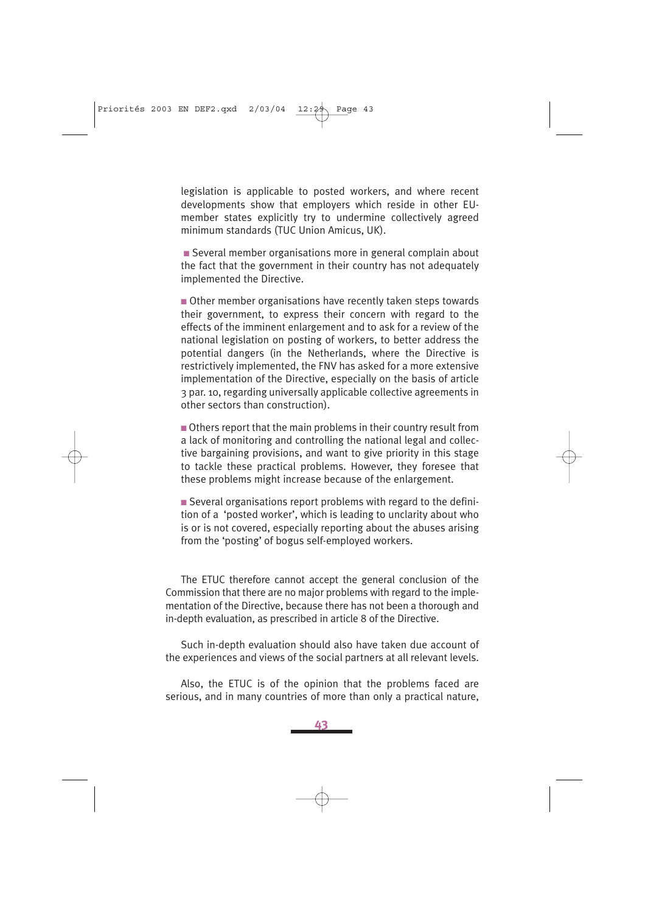legislation is applicable to posted workers, and where recent developments show that employers which reside in other EU-member states explicitly try to undermine collectively agreed minimum standards (TUC Union Amicus, UK).

- Several member organisations more in general complain about the fact that the government in their country has not adequately implemented the Directive.

- Other member organisations have recently taken steps towards their government, to express their concern with regard to the effects of the imminent enlargement and to ask for a review of the national legislation on posting of workers, to better address the potential dangers (in the Netherlands, where the Directive is restrictively implemented, the FNV has asked for a more extensive implementation of the Directive, especially on the basis of article 3 par. 10, regarding universally applicable collective agreements in other sectors than construction).

- Others report that the main problems in their country result from a lack of monitoring and controlling the national legal and collective bargaining provisions, and want to give priority in this stage to tackle these practical problems. However, they foresee that these problems might increase because of the enlargement.

- Several organisations report problems with regard to the definition of a 'posted worker', which is leading to unclarity about who is or is not covered, especially reporting about the abuses arising from the 'posting' of bogus self-employed workers.

The ETUC therefore cannot accept the general conclusion of the Commission that there are no major problems with regard to the implementation of the Directive, because there has not been a thorough and in-depth evaluation, as prescribed in article 8 of the Directive.

Such in-depth evaluation should also have taken due account of the experiences and views of the social partners at all relevant levels.

Also, the ETUC is of the opinion that the problems faced are serious, and in many countries of more than only a practical nature,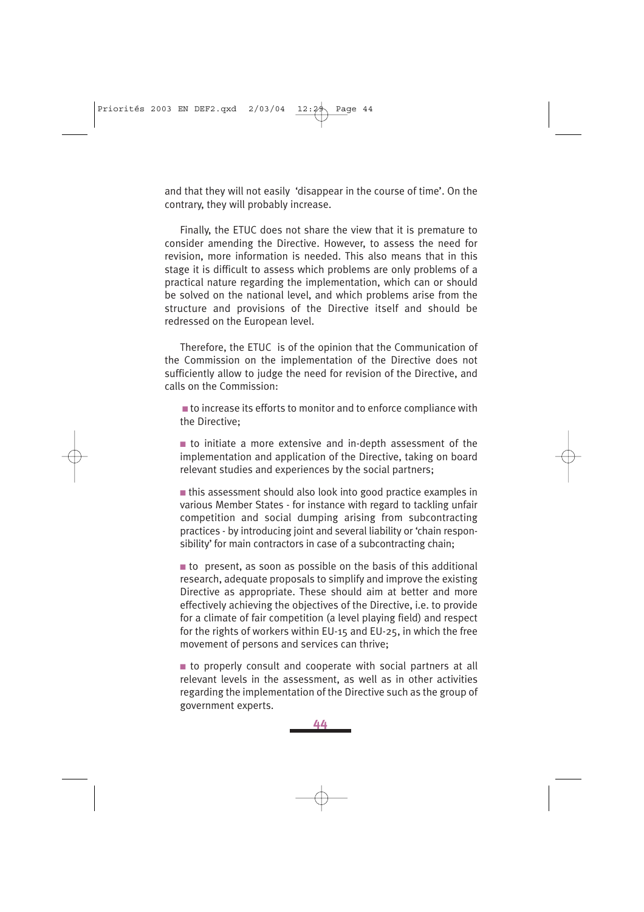and that they will not easily 'disappear in the course of time'. On the contrary, they will probably increase.

Finally, the ETUC does not share the view that it is premature to consider amending the Directive. However, to assess the need for revision, more information is needed. This also means that in this stage it is difficult to assess which problems are only problems of a practical nature regarding the implementation, which can or should be solved on the national level, and which problems arise from the structure and provisions of the Directive itself and should be redressed on the European level.

Therefore, the ETUC is of the opinion that the Communication of the Commission on the implementation of the Directive does not sufficiently allow to judge the need for revision of the Directive, and calls on the Commission:

- to increase its efforts to monitor and to enforce compliance with the Directive;
- to initiate a more extensive and in-depth assessment of the implementation and application of the Directive, taking on board relevant studies and experiences by the social partners;
- this assessment should also look into good practice examples in various Member States - for instance with regard to tackling unfair competition and social dumping arising from subcontracting practices - by introducing joint and several liability or 'chain responsibility' for main contractors in case of a subcontracting chain;
- to present, as soon as possible on the basis of this additional research, adequate proposals to simplify and improve the existing Directive as appropriate. These should aim at better and more effectively achieving the objectives of the Directive, i.e. to provide for a climate of fair competition (a level playing field) and respect for the rights of workers within EU-15 and EU-25, in which the free movement of persons and services can thrive;
- to properly consult and cooperate with social partners at all relevant levels in the assessment, as well as in other activities regarding the implementation of the Directive such as the group of government experts.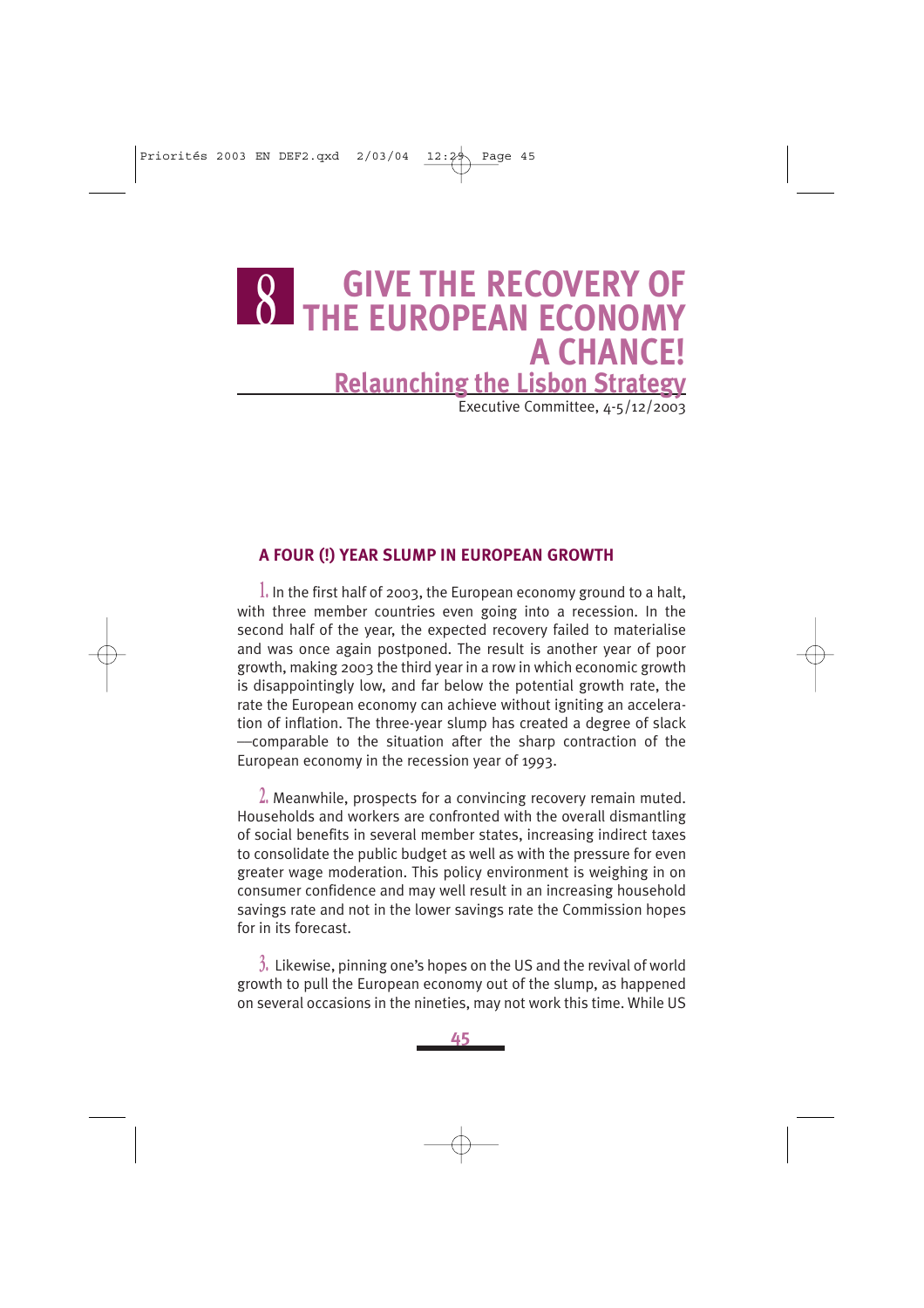# 8 GIVE THE RECOVERY OF THE EUROPEAN ECONOMY A CHANCE!

## Relaunching the Lisbon Strategy

Executive Committee, 4-5/12/2003

### A FOUR (!) YEAR SLUMP IN EUROPEAN GROWTH

1. In the first half of 2003, the European economy ground to a halt, with three member countries even going into a recession. In the second half of the year, the expected recovery failed to materialise and was once again postponed. The result is another year of poor growth, making 2003 the third year in a row in which economic growth is disappointingly low, and far below the potential growth rate, the rate the European economy can achieve without igniting an acceleration of inflation. The three-year slump has created a degree of slack —comparable to the situation after the sharp contraction of the European economy in the recession year of 1993.

2. Meanwhile, prospects for a convincing recovery remain muted. Households and workers are confronted with the overall dismantling of social benefits in several member states, increasing indirect taxes to consolidate the public budget as well as with the pressure for even greater wage moderation. This policy environment is weighing in on consumer confidence and may well result in an increasing household savings rate and not in the lower savings rate the Commission hopes for in its forecast.

3. Likewise, pinning one's hopes on the US and the revival of world growth to pull the European economy out of the slump, as happened on several occasions in the nineties, may not work this time. While US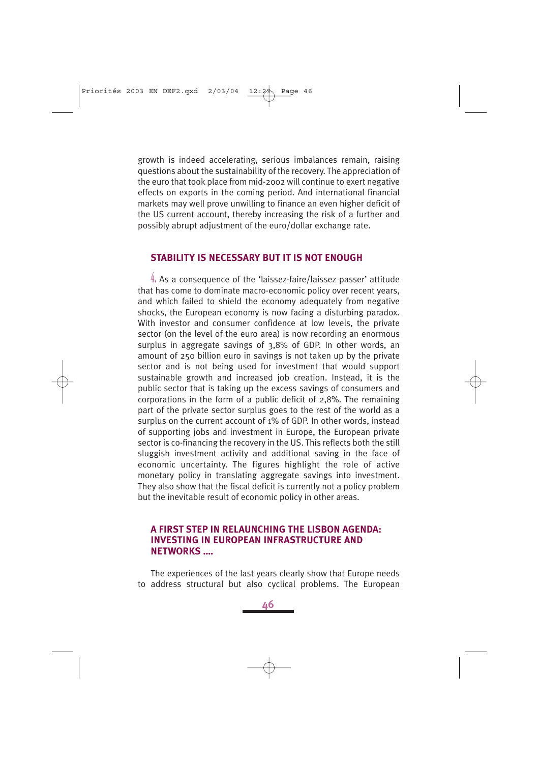growth is indeed accelerating, serious imbalances remain, raising questions about the sustainability of the recovery. The appreciation of the euro that took place from mid-2002 will continue to exert negative effects on exports in the coming period. And international financial markets may well prove unwilling to finance an even higher deficit of the US current account, thereby increasing the risk of a further and possibly abrupt adjustment of the euro/dollar exchange rate.

## STABILITY IS NECESSARY BUT IT IS NOT ENOUGH

4. As a consequence of the 'laissez-faire/laissez passer' attitude that has come to dominate macro-economic policy over recent years, and which failed to shield the economy adequately from negative shocks, the European economy is now facing a disturbing paradox. With investor and consumer confidence at low levels, the private sector (on the level of the euro area) is now recording an enormous surplus in aggregate savings of 3,8% of GDP. In other words, an amount of 250 billion euro in savings is not taken up by the private sector and is not being used for investment that would support sustainable growth and increased job creation. Instead, it is the public sector that is taking up the excess savings of consumers and corporations in the form of a public deficit of 2,8%. The remaining part of the private sector surplus goes to the rest of the world as a surplus on the current account of 1% of GDP. In other words, instead of supporting jobs and investment in Europe, the European private sector is co-financing the recovery in the US. This reflects both the still sluggish investment activity and additional saving in the face of economic uncertainty. The figures highlight the role of active monetary policy in translating aggregate savings into investment. They also show that the fiscal deficit is currently not a policy problem but the inevitable result of economic policy in other areas.

## A FIRST STEP IN RELAUNCHING THE LISBON AGENDA: INVESTING IN EUROPEAN INFRASTRUCTURE AND NETWORKS ....

The experiences of the last years clearly show that Europe needs to address structural but also cyclical problems. The European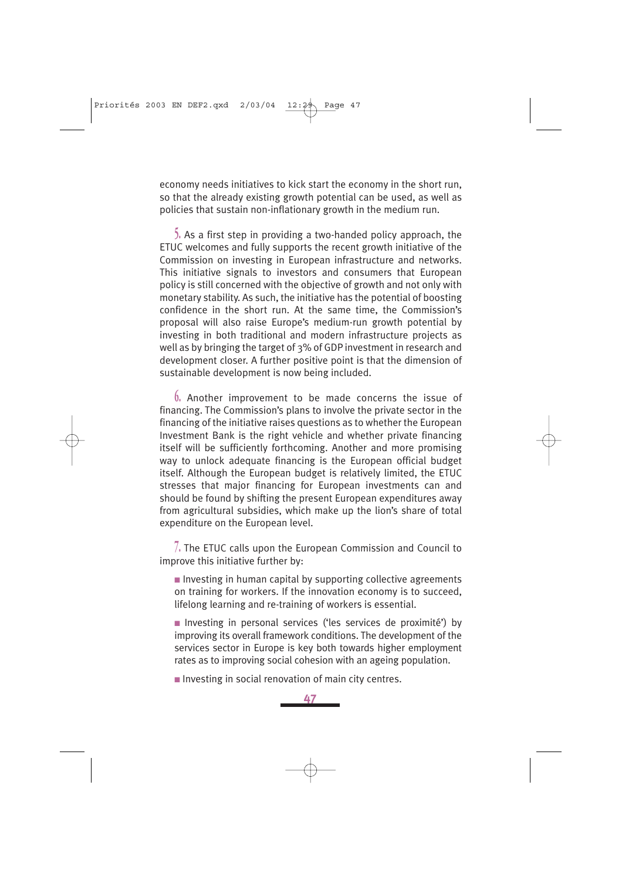economy needs initiatives to kick start the economy in the short run, so that the already existing growth potential can be used, as well as policies that sustain non-inflationary growth in the medium run.

5. As a first step in providing a two-handed policy approach, the ETUC welcomes and fully supports the recent growth initiative of the Commission on investing in European infrastructure and networks. This initiative signals to investors and consumers that European policy is still concerned with the objective of growth and not only with monetary stability. As such, the initiative has the potential of boosting confidence in the short run. At the same time, the Commission's proposal will also raise Europe's medium-run growth potential by investing in both traditional and modern infrastructure projects as well as by bringing the target of 3% of GDP investment in research and development closer. A further positive point is that the dimension of sustainable development is now being included.

6. Another improvement to be made concerns the issue of financing. The Commission's plans to involve the private sector in the financing of the initiative raises questions as to whether the European Investment Bank is the right vehicle and whether private financing itself will be sufficiently forthcoming. Another and more promising way to unlock adequate financing is the European official budget itself. Although the European budget is relatively limited, the ETUC stresses that major financing for European investments can and should be found by shifting the present European expenditures away from agricultural subsidies, which make up the lion's share of total expenditure on the European level.

7. The ETUC calls upon the European Commission and Council to improve this initiative further by:

- Investing in human capital by supporting collective agreements on training for workers. If the innovation economy is to succeed, lifelong learning and re-training of workers is essential.
- Investing in personal services ('les services de proximité') by improving its overall framework conditions. The development of the services sector in Europe is key both towards higher employment rates as to improving social cohesion with an ageing population.
- Investing in social renovation of main city centres.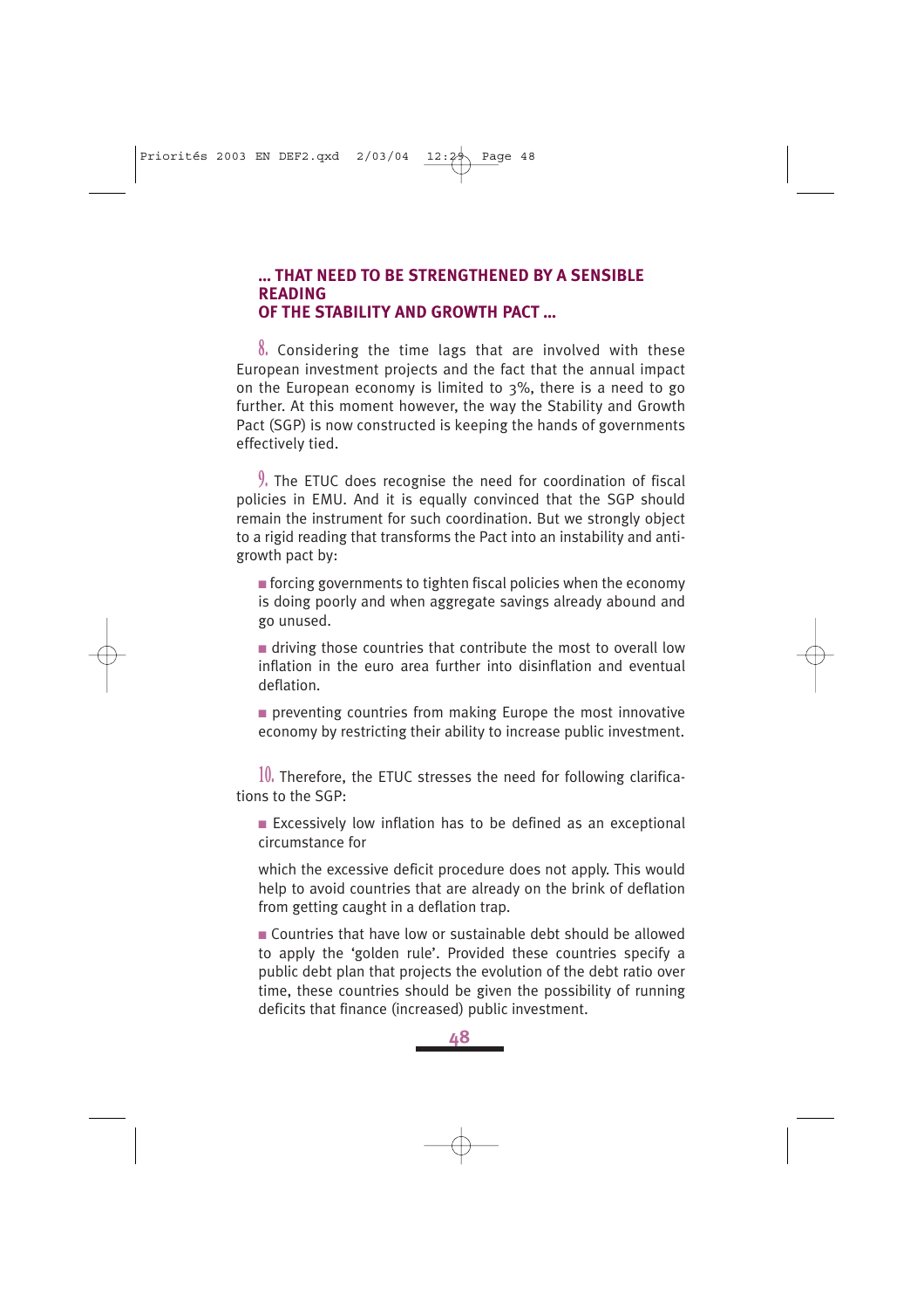## ... THAT NEED TO BE STRENGTHENED BY A SENSIBLE READING OF THE STABILITY AND GROWTH PACT ...

8. Considering the time lags that are involved with these European investment projects and the fact that the annual impact on the European economy is limited to 3%, there is a need to go further. At this moment however, the way the Stability and Growth Pact (SGP) is now constructed is keeping the hands of governments effectively tied.

9. The ETUC does recognise the need for coordination of fiscal policies in EMU. And it is equally convinced that the SGP should remain the instrument for such coordination. But we strongly object to a rigid reading that transforms the Pact into an instability and anti-growth pact by:

- forcing governments to tighten fiscal policies when the economy is doing poorly and when aggregate savings already abound and go unused.
- driving those countries that contribute the most to overall low inflation in the euro area further into disinflation and eventual deflation.
- preventing countries from making Europe the most innovative economy by restricting their ability to increase public investment.

10. Therefore, the ETUC stresses the need for following clarifications to the SGP:

- Excessively low inflation has to be defined as an exceptional circumstance for

  which the excessive deficit procedure does not apply. This would help to avoid countries that are already on the brink of deflation from getting caught in a deflation trap.
- Countries that have low or sustainable debt should be allowed to apply the 'golden rule'. Provided these countries specify a public debt plan that projects the evolution of the debt ratio over time, these countries should be given the possibility of running deficits that finance (increased) public investment.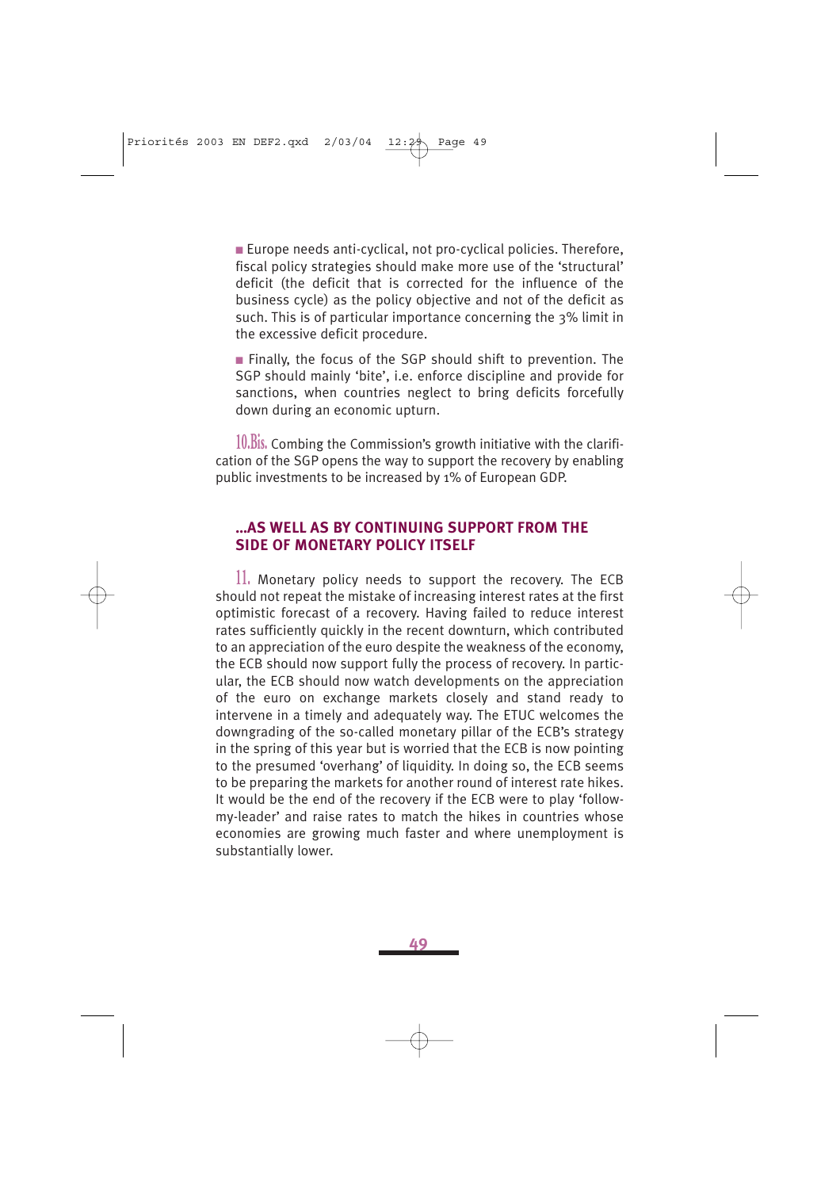- Europe needs anti-cyclical, not pro-cyclical policies. Therefore, fiscal policy strategies should make more use of the 'structural' deficit (the deficit that is corrected for the influence of the business cycle) as the policy objective and not of the deficit as such. This is of particular importance concerning the 3% limit in the excessive deficit procedure.

- Finally, the focus of the SGP should shift to prevention. The SGP should mainly 'bite', i.e. enforce discipline and provide for sanctions, when countries neglect to bring deficits forcefully down during an economic upturn.

10.Bis. Combing the Commission's growth initiative with the clarification of the SGP opens the way to support the recovery by enabling public investments to be increased by 1% of European GDP.

### ...AS WELL AS BY CONTINUING SUPPORT FROM THE SIDE OF MONETARY POLICY ITSELF

11. Monetary policy needs to support the recovery. The ECB should not repeat the mistake of increasing interest rates at the first optimistic forecast of a recovery. Having failed to reduce interest rates sufficiently quickly in the recent downturn, which contributed to an appreciation of the euro despite the weakness of the economy, the ECB should now support fully the process of recovery. In particular, the ECB should now watch developments on the appreciation of the euro on exchange markets closely and stand ready to intervene in a timely and adequately way. The ETUC welcomes the downgrading of the so-called monetary pillar of the ECB's strategy in the spring of this year but is worried that the ECB is now pointing to the presumed 'overhang' of liquidity. In doing so, the ECB seems to be preparing the markets for another round of interest rate hikes. It would be the end of the recovery if the ECB were to play 'follow-my-leader' and raise rates to match the hikes in countries whose economies are growing much faster and where unemployment is substantially lower.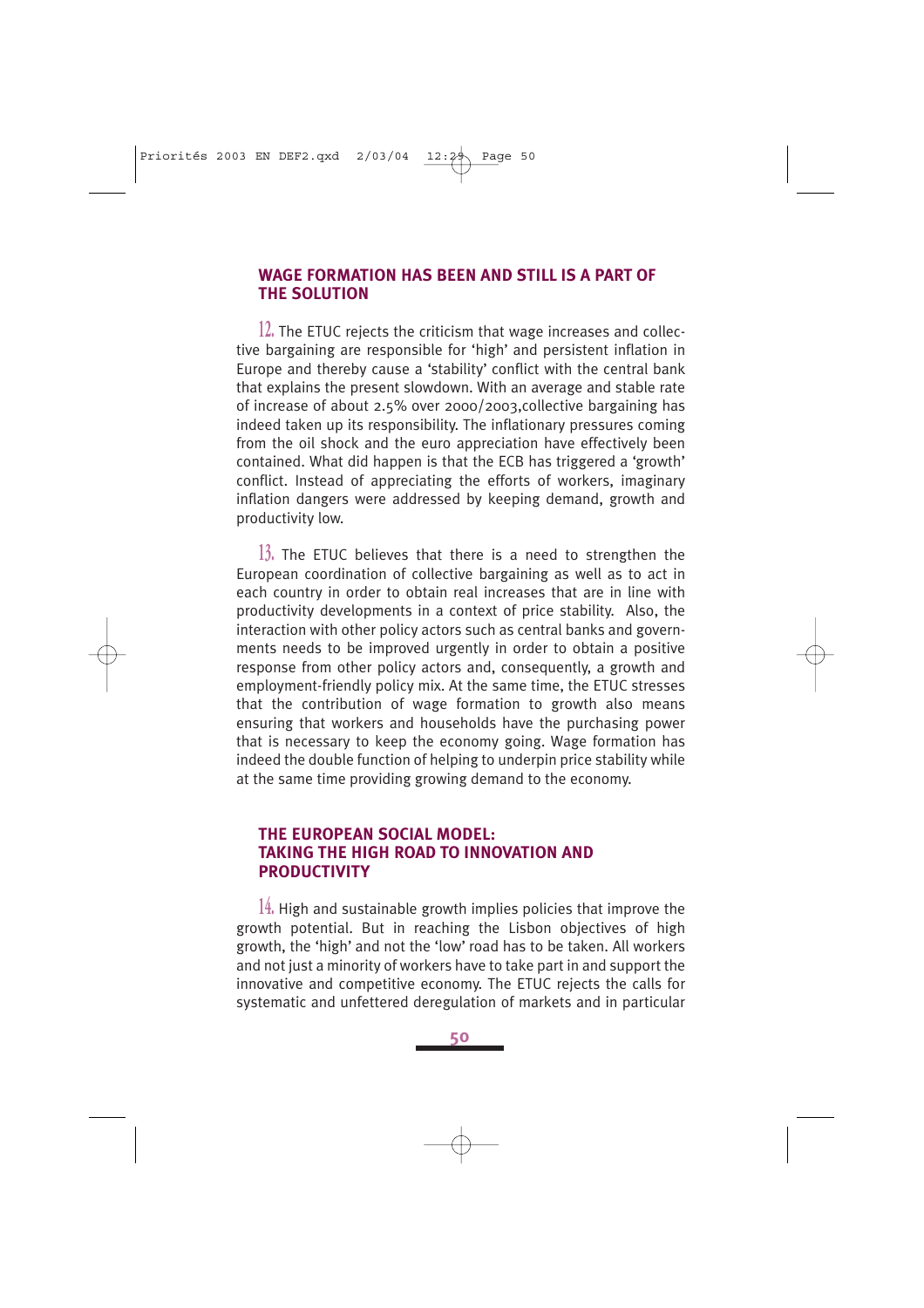## WAGE FORMATION HAS BEEN AND STILL IS A PART OF THE SOLUTION

12. The ETUC rejects the criticism that wage increases and collective bargaining are responsible for 'high' and persistent inflation in Europe and thereby cause a 'stability' conflict with the central bank that explains the present slowdown. With an average and stable rate of increase of about 2.5% over 2000/2003,collective bargaining has indeed taken up its responsibility. The inflationary pressures coming from the oil shock and the euro appreciation have effectively been contained. What did happen is that the ECB has triggered a 'growth' conflict. Instead of appreciating the efforts of workers, imaginary inflation dangers were addressed by keeping demand, growth and productivity low.

13. The ETUC believes that there is a need to strengthen the European coordination of collective bargaining as well as to act in each country in order to obtain real increases that are in line with productivity developments in a context of price stability. Also, the interaction with other policy actors such as central banks and governments needs to be improved urgently in order to obtain a positive response from other policy actors and, consequently, a growth and employment-friendly policy mix. At the same time, the ETUC stresses that the contribution of wage formation to growth also means ensuring that workers and households have the purchasing power that is necessary to keep the economy going. Wage formation has indeed the double function of helping to underpin price stability while at the same time providing growing demand to the economy.

## THE EUROPEAN SOCIAL MODEL: TAKING THE HIGH ROAD TO INNOVATION AND PRODUCTIVITY

14. High and sustainable growth implies policies that improve the growth potential. But in reaching the Lisbon objectives of high growth, the 'high' and not the 'low' road has to be taken. All workers and not just a minority of workers have to take part in and support the innovative and competitive economy. The ETUC rejects the calls for systematic and unfettered deregulation of markets and in particular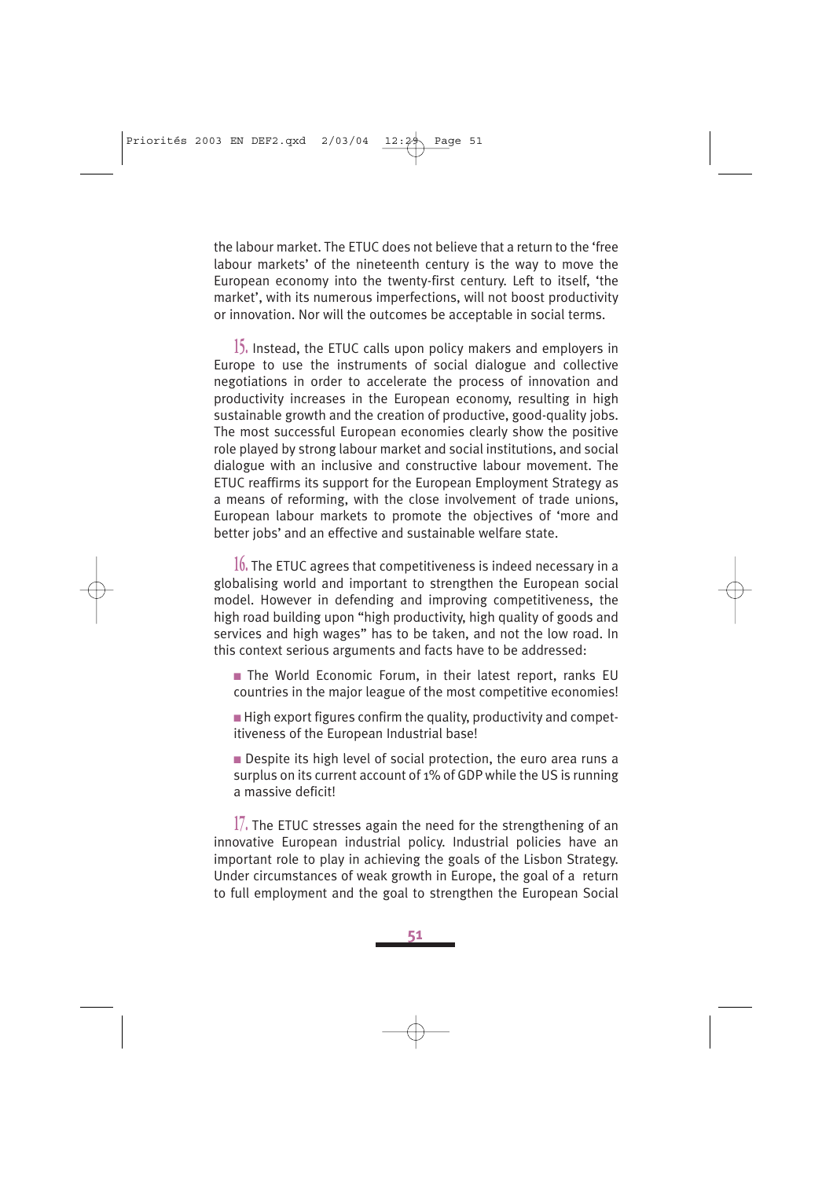the labour market. The ETUC does not believe that a return to the 'free labour markets' of the nineteenth century is the way to move the European economy into the twenty-first century. Left to itself, 'the market', with its numerous imperfections, will not boost productivity or innovation. Nor will the outcomes be acceptable in social terms.

15. Instead, the ETUC calls upon policy makers and employers in Europe to use the instruments of social dialogue and collective negotiations in order to accelerate the process of innovation and productivity increases in the European economy, resulting in high sustainable growth and the creation of productive, good-quality jobs. The most successful European economies clearly show the positive role played by strong labour market and social institutions, and social dialogue with an inclusive and constructive labour movement. The ETUC reaffirms its support for the European Employment Strategy as a means of reforming, with the close involvement of trade unions, European labour markets to promote the objectives of 'more and better jobs' and an effective and sustainable welfare state.

16. The ETUC agrees that competitiveness is indeed necessary in a globalising world and important to strengthen the European social model. However in defending and improving competitiveness, the high road building upon "high productivity, high quality of goods and services and high wages" has to be taken, and not the low road. In this context serious arguments and facts have to be addressed:

- The World Economic Forum, in their latest report, ranks EU countries in the major league of the most competitive economies!
- High export figures confirm the quality, productivity and competitiveness of the European Industrial base!
- Despite its high level of social protection, the euro area runs a surplus on its current account of 1% of GDP while the US is running a massive deficit!

17. The ETUC stresses again the need for the strengthening of an innovative European industrial policy. Industrial policies have an important role to play in achieving the goals of the Lisbon Strategy. Under circumstances of weak growth in Europe, the goal of a return to full employment and the goal to strengthen the European Social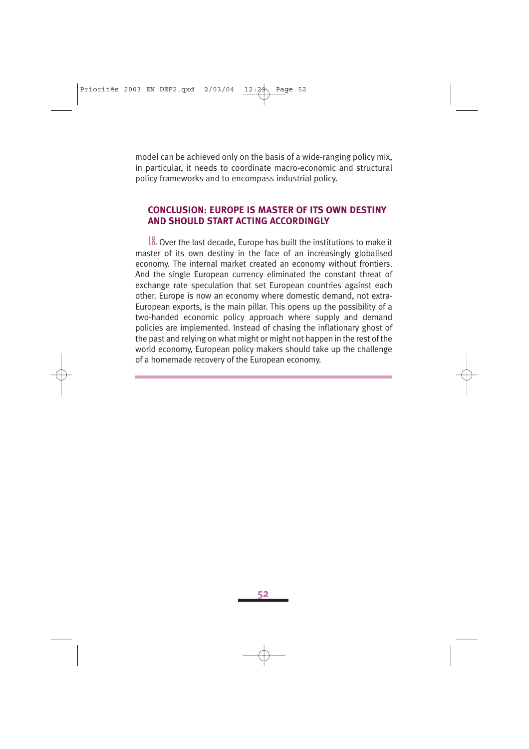model can be achieved only on the basis of a wide-ranging policy mix, in particular, it needs to coordinate macro-economic and structural policy frameworks and to encompass industrial policy.

## CONCLUSION: EUROPE IS MASTER OF ITS OWN DESTINY AND SHOULD START ACTING ACCORDINGLY

18. Over the last decade, Europe has built the institutions to make it master of its own destiny in the face of an increasingly globalised economy. The internal market created an economy without frontiers. And the single European currency eliminated the constant threat of exchange rate speculation that set European countries against each other. Europe is now an economy where domestic demand, not extra-European exports, is the main pillar. This opens up the possibility of a two-handed economic policy approach where supply and demand policies are implemented. Instead of chasing the inflationary ghost of the past and relying on what might or might not happen in the rest of the world economy, European policy makers should take up the challenge of a homemade recovery of the European economy.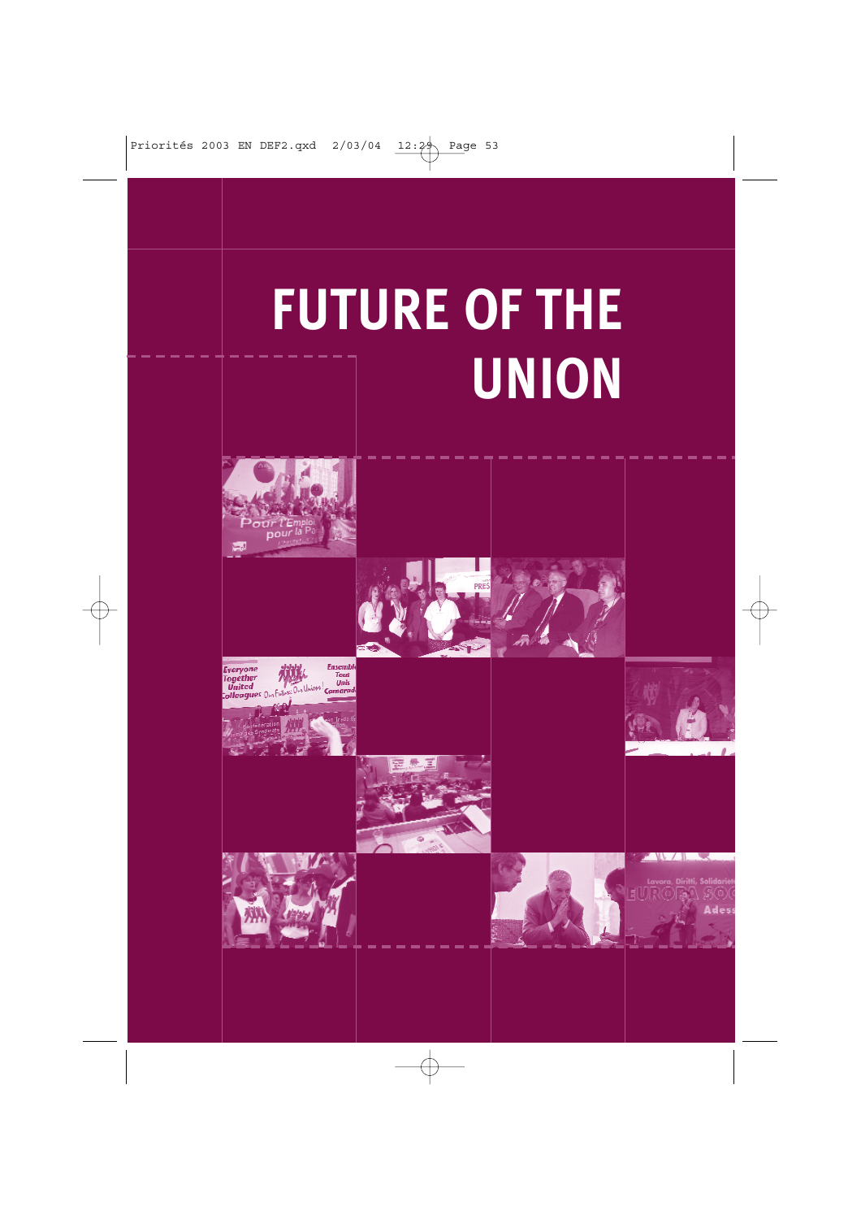# FUTURE OF THE UNION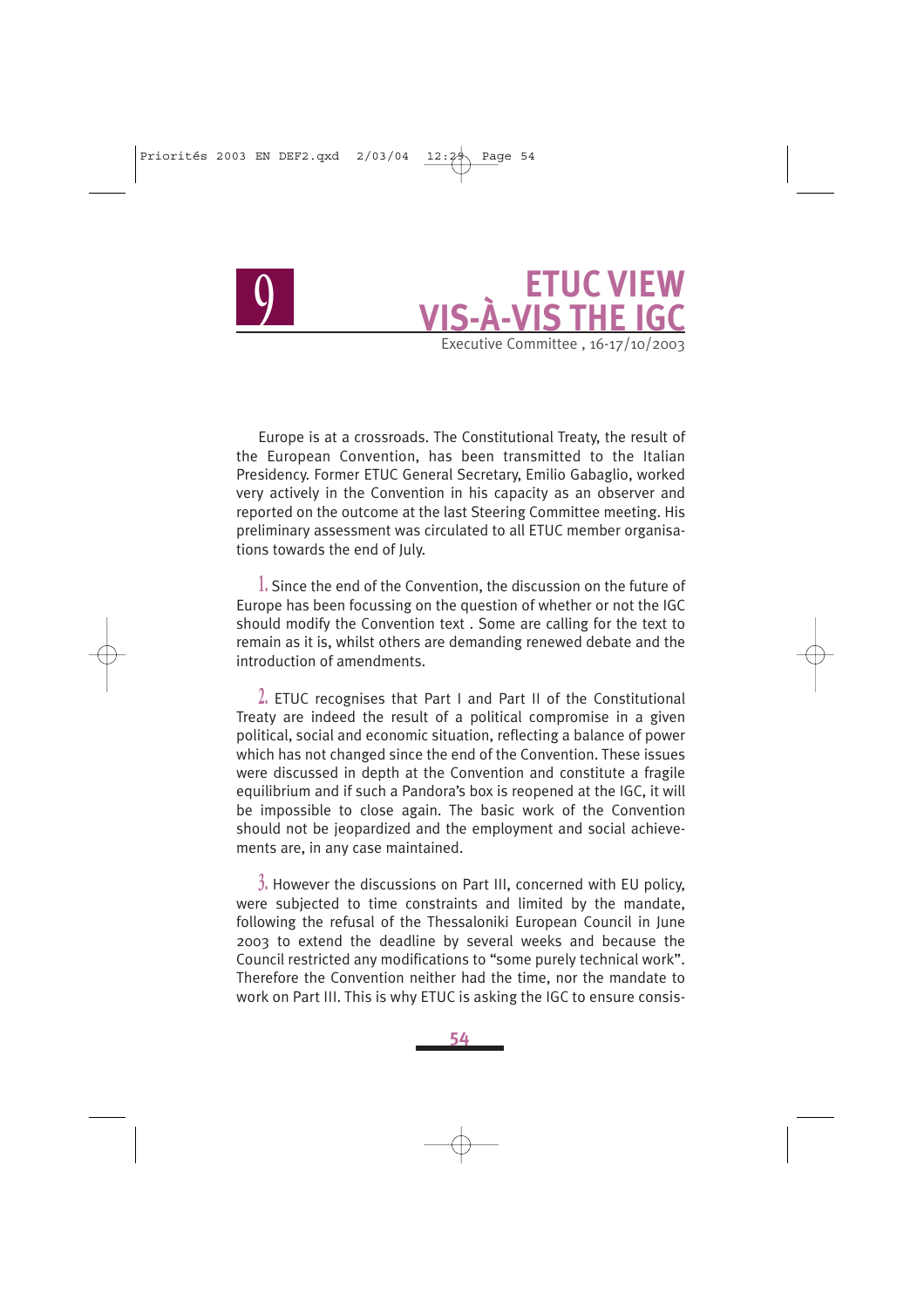# 9 ETUC VIEW VIS-À-VIS THE IGC

Executive Committee , 16-17/10/2003

Europe is at a crossroads. The Constitutional Treaty, the result of the European Convention, has been transmitted to the Italian Presidency. Former ETUC General Secretary, Emilio Gabaglio, worked very actively in the Convention in his capacity as an observer and reported on the outcome at the last Steering Committee meeting. His preliminary assessment was circulated to all ETUC member organisations towards the end of July.

1. Since the end of the Convention, the discussion on the future of Europe has been focussing on the question of whether or not the IGC should modify the Convention text . Some are calling for the text to remain as it is, whilst others are demanding renewed debate and the introduction of amendments.

2. ETUC recognises that Part I and Part II of the Constitutional Treaty are indeed the result of a political compromise in a given political, social and economic situation, reflecting a balance of power which has not changed since the end of the Convention. These issues were discussed in depth at the Convention and constitute a fragile equilibrium and if such a Pandora's box is reopened at the IGC, it will be impossible to close again. The basic work of the Convention should not be jeopardized and the employment and social achievements are, in any case maintained.

3. However the discussions on Part III, concerned with EU policy, were subjected to time constraints and limited by the mandate, following the refusal of the Thessaloniki European Council in June 2003 to extend the deadline by several weeks and because the Council restricted any modifications to "some purely technical work". Therefore the Convention neither had the time, nor the mandate to work on Part III. This is why ETUC is asking the IGC to ensure consis-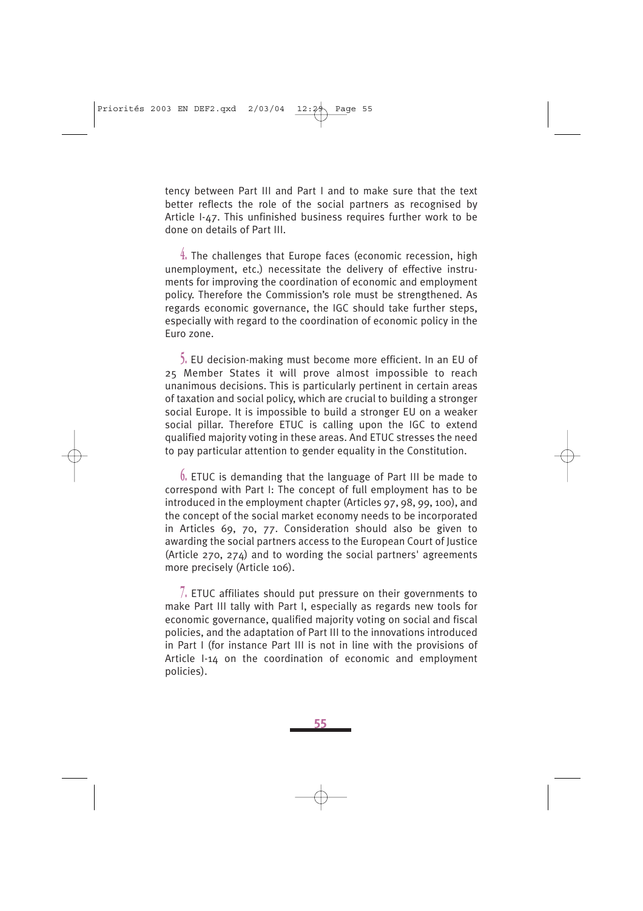tency between Part III and Part I and to make sure that the text better reflects the role of the social partners as recognised by Article I-47. This unfinished business requires further work to be done on details of Part III.

4. The challenges that Europe faces (economic recession, high unemployment, etc.) necessitate the delivery of effective instruments for improving the coordination of economic and employment policy. Therefore the Commission's role must be strengthened. As regards economic governance, the IGC should take further steps, especially with regard to the coordination of economic policy in the Euro zone.

5. EU decision-making must become more efficient. In an EU of 25 Member States it will prove almost impossible to reach unanimous decisions. This is particularly pertinent in certain areas of taxation and social policy, which are crucial to building a stronger social Europe. It is impossible to build a stronger EU on a weaker social pillar. Therefore ETUC is calling upon the IGC to extend qualified majority voting in these areas. And ETUC stresses the need to pay particular attention to gender equality in the Constitution.

6. ETUC is demanding that the language of Part III be made to correspond with Part I: The concept of full employment has to be introduced in the employment chapter (Articles 97, 98, 99, 100), and the concept of the social market economy needs to be incorporated in Articles 69, 70, 77. Consideration should also be given to awarding the social partners access to the European Court of Justice (Article 270, 274) and to wording the social partners' agreements more precisely (Article 106).

7. ETUC affiliates should put pressure on their governments to make Part III tally with Part I, especially as regards new tools for economic governance, qualified majority voting on social and fiscal policies, and the adaptation of Part III to the innovations introduced in Part I (for instance Part III is not in line with the provisions of Article I-14 on the coordination of economic and employment policies).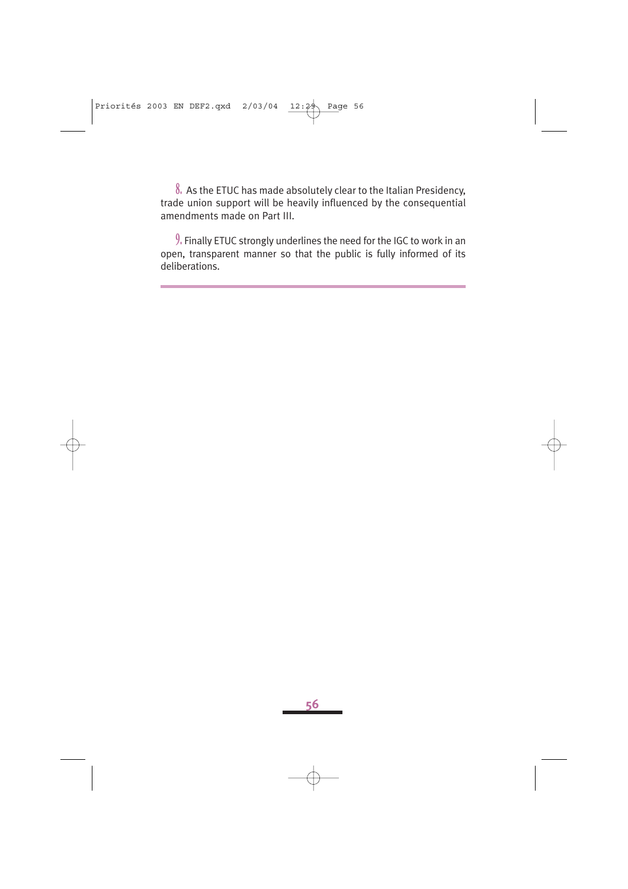8. As the ETUC has made absolutely clear to the Italian Presidency, trade union support will be heavily influenced by the consequential amendments made on Part III.

9. Finally ETUC strongly underlines the need for the IGC to work in an open, transparent manner so that the public is fully informed of its deliberations.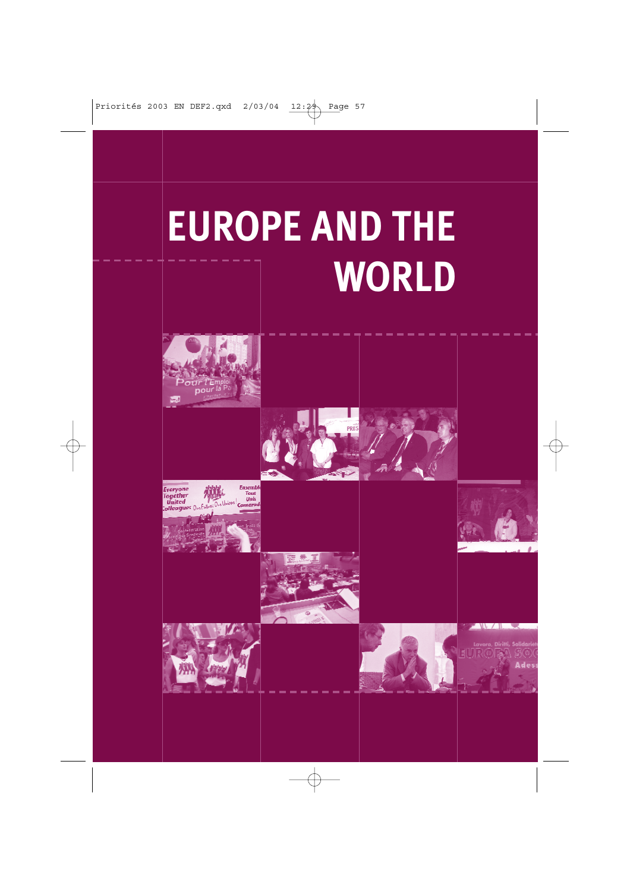# EUROPE AND THE WORLD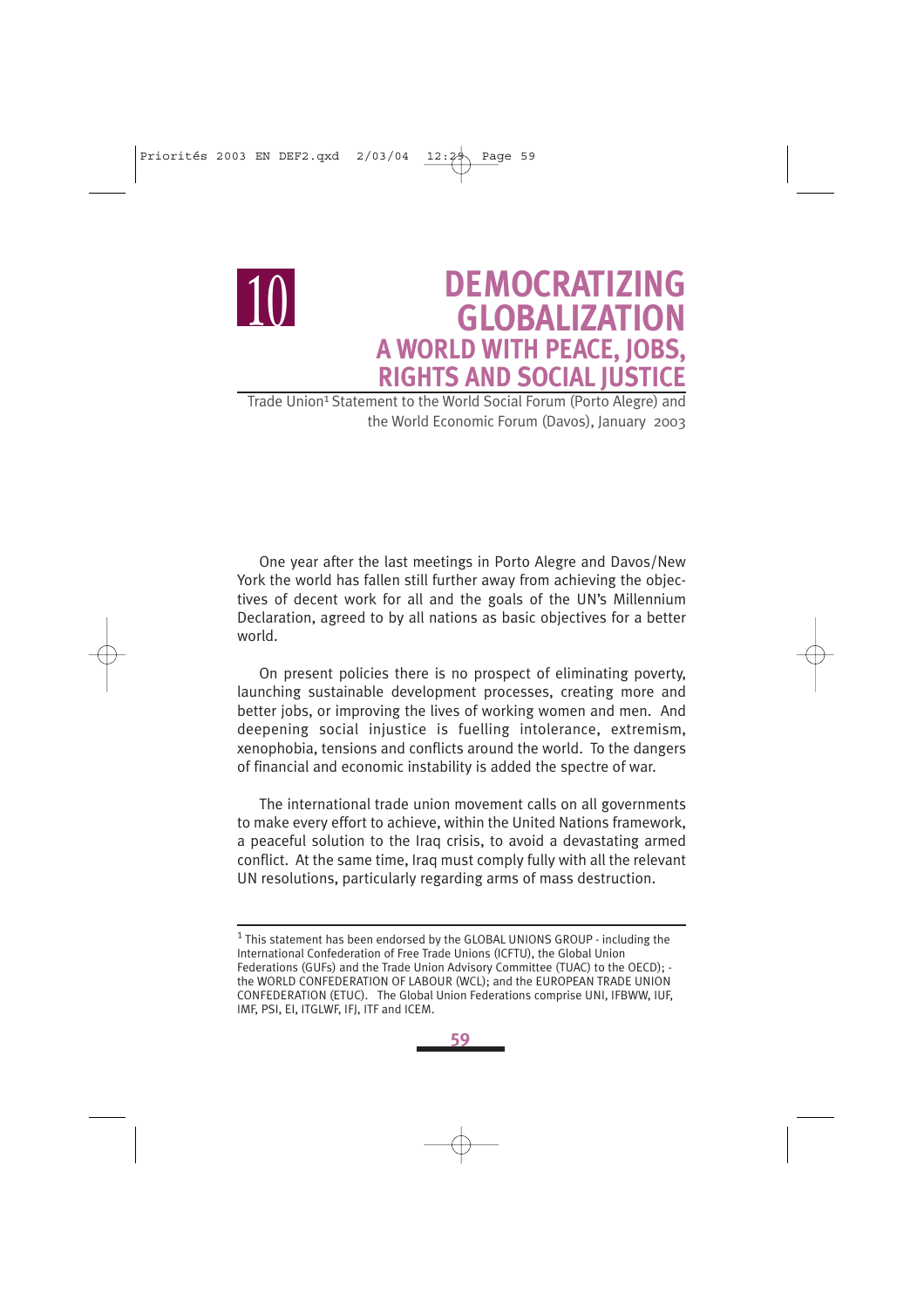# 10 DEMOCRATIZING GLOBALIZATION

## A WORLD WITH PEACE, JOBS, RIGHTS AND SOCIAL JUSTICE

Trade Union[1] Statement to the World Social Forum (Porto Alegre) and the World Economic Forum (Davos), January 2003

One year after the last meetings in Porto Alegre and Davos/New York the world has fallen still further away from achieving the objectives of decent work for all and the goals of the UN's Millennium Declaration, agreed to by all nations as basic objectives for a better world.

On present policies there is no prospect of eliminating poverty, launching sustainable development processes, creating more and better jobs, or improving the lives of working women and men. And deepening social injustice is fuelling intolerance, extremism, xenophobia, tensions and conflicts around the world. To the dangers of financial and economic instability is added the spectre of war.

The international trade union movement calls on all governments to make every effort to achieve, within the United Nations framework, a peaceful solution to the Iraq crisis, to avoid a devastating armed conflict. At the same time, Iraq must comply fully with all the relevant UN resolutions, particularly regarding arms of mass destruction.

---

[1] This statement has been endorsed by the GLOBAL UNIONS GROUP - including the International Confederation of Free Trade Unions (ICFTU), the Global Union Federations (GUFs) and the Trade Union Advisory Committee (TUAC) to the OECD); - the WORLD CONFEDERATION OF LABOUR (WCL); and the EUROPEAN TRADE UNION CONFEDERATION (ETUC). The Global Union Federations comprise UNI, IFBWW, IUF, IMF, PSI, EI, ITGLWF, IFJ, ITF and ICEM.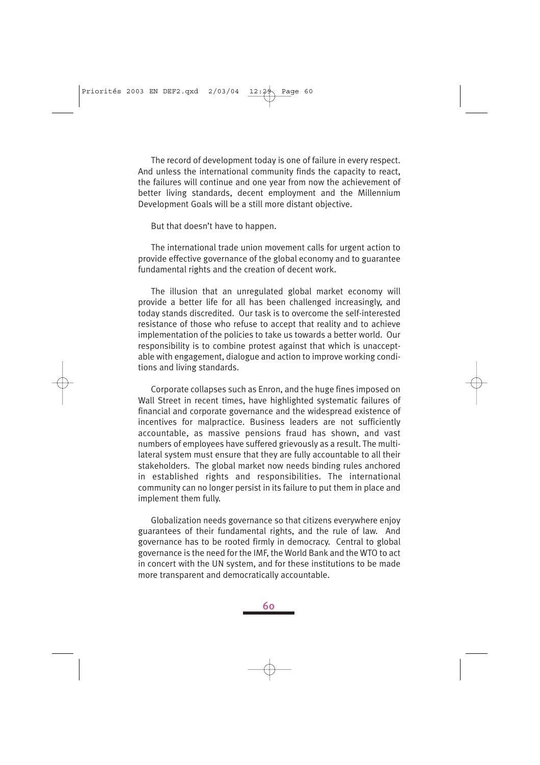The record of development today is one of failure in every respect. And unless the international community finds the capacity to react, the failures will continue and one year from now the achievement of better living standards, decent employment and the Millennium Development Goals will be a still more distant objective.

But that doesn't have to happen.

The international trade union movement calls for urgent action to provide effective governance of the global economy and to guarantee fundamental rights and the creation of decent work.

The illusion that an unregulated global market economy will provide a better life for all has been challenged increasingly, and today stands discredited. Our task is to overcome the self-interested resistance of those who refuse to accept that reality and to achieve implementation of the policies to take us towards a better world. Our responsibility is to combine protest against that which is unacceptable with engagement, dialogue and action to improve working conditions and living standards.

Corporate collapses such as Enron, and the huge fines imposed on Wall Street in recent times, have highlighted systematic failures of financial and corporate governance and the widespread existence of incentives for malpractice. Business leaders are not sufficiently accountable, as massive pensions fraud has shown, and vast numbers of employees have suffered grievously as a result. The multilateral system must ensure that they are fully accountable to all their stakeholders. The global market now needs binding rules anchored in established rights and responsibilities. The international community can no longer persist in its failure to put them in place and implement them fully.

Globalization needs governance so that citizens everywhere enjoy guarantees of their fundamental rights, and the rule of law. And governance has to be rooted firmly in democracy. Central to global governance is the need for the IMF, the World Bank and the WTO to act in concert with the UN system, and for these institutions to be made more transparent and democratically accountable.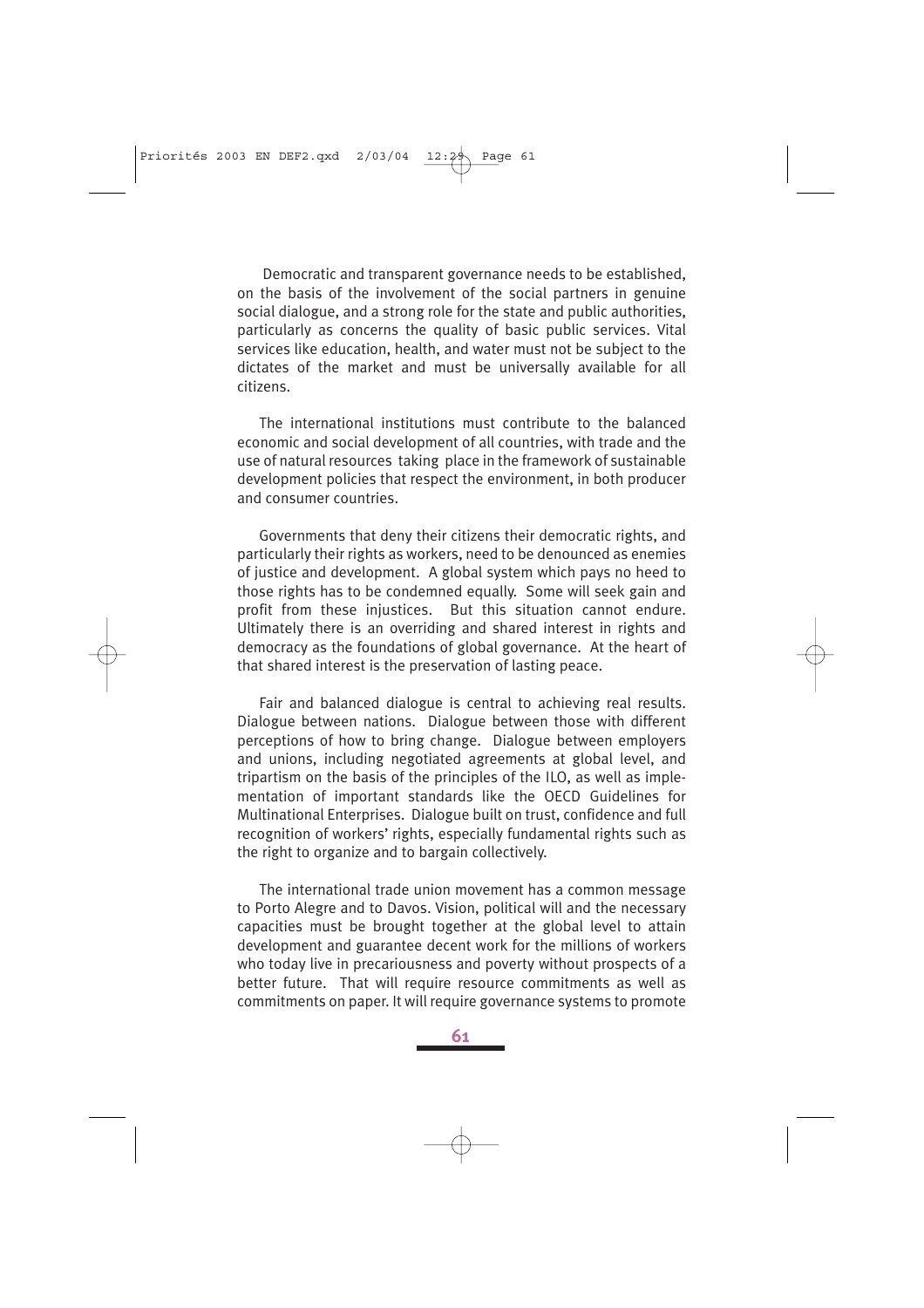Democratic and transparent governance needs to be established, on the basis of the involvement of the social partners in genuine social dialogue, and a strong role for the state and public authorities, particularly as concerns the quality of basic public services. Vital services like education, health, and water must not be subject to the dictates of the market and must be universally available for all citizens.

The international institutions must contribute to the balanced economic and social development of all countries, with trade and the use of natural resources taking place in the framework of sustainable development policies that respect the environment, in both producer and consumer countries.

Governments that deny their citizens their democratic rights, and particularly their rights as workers, need to be denounced as enemies of justice and development. A global system which pays no heed to those rights has to be condemned equally. Some will seek gain and profit from these injustices. But this situation cannot endure. Ultimately there is an overriding and shared interest in rights and democracy as the foundations of global governance. At the heart of that shared interest is the preservation of lasting peace.

Fair and balanced dialogue is central to achieving real results. Dialogue between nations. Dialogue between those with different perceptions of how to bring change. Dialogue between employers and unions, including negotiated agreements at global level, and tripartism on the basis of the principles of the ILO, as well as implementation of important standards like the OECD Guidelines for Multinational Enterprises. Dialogue built on trust, confidence and full recognition of workers' rights, especially fundamental rights such as the right to organize and to bargain collectively.

The international trade union movement has a common message to Porto Alegre and to Davos. Vision, political will and the necessary capacities must be brought together at the global level to attain development and guarantee decent work for the millions of workers who today live in precariousness and poverty without prospects of a better future. That will require resource commitments as well as commitments on paper. It will require governance systems to promote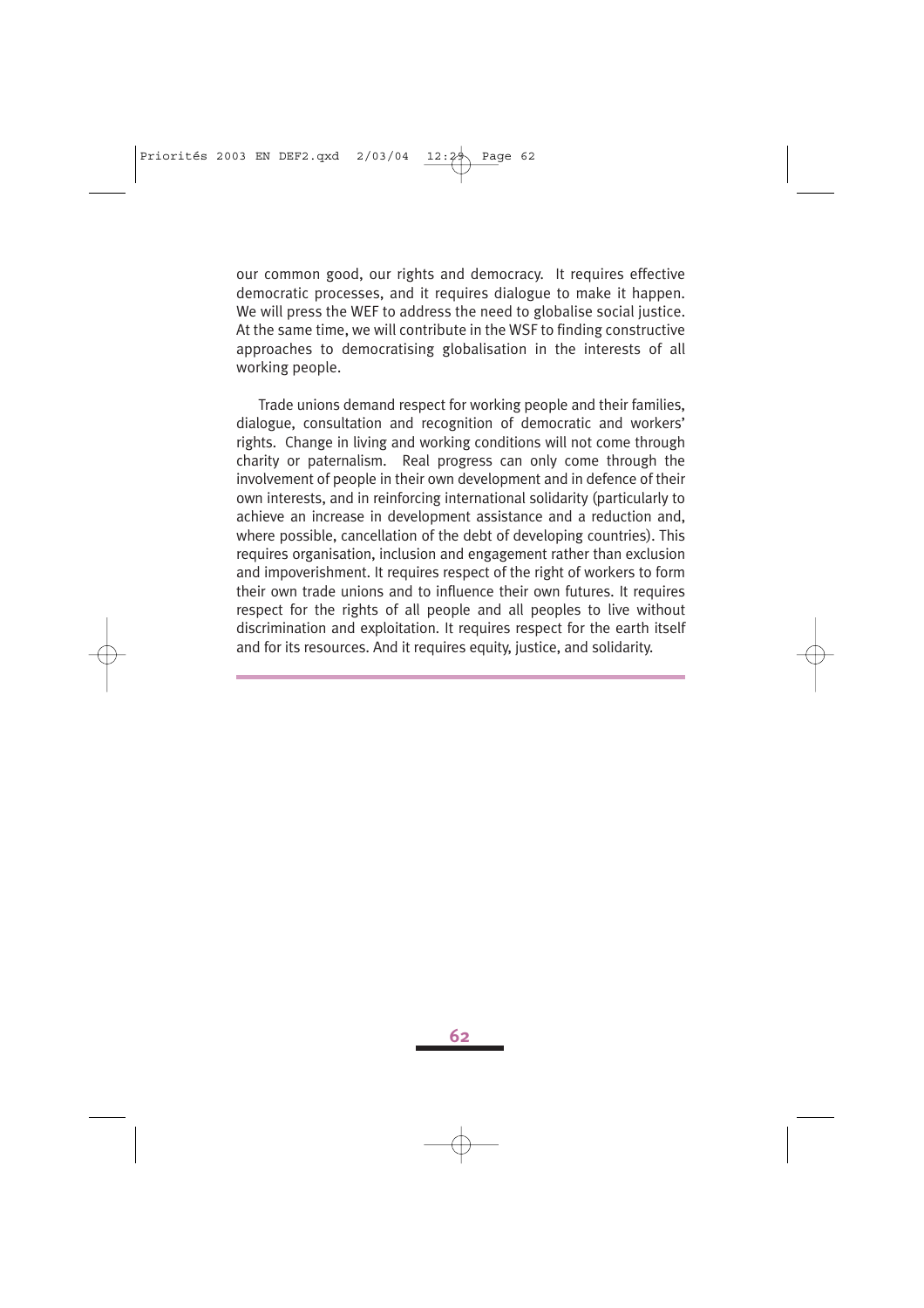our common good, our rights and democracy. It requires effective democratic processes, and it requires dialogue to make it happen. We will press the WEF to address the need to globalise social justice. At the same time, we will contribute in the WSF to finding constructive approaches to democratising globalisation in the interests of all working people.

Trade unions demand respect for working people and their families, dialogue, consultation and recognition of democratic and workers' rights. Change in living and working conditions will not come through charity or paternalism. Real progress can only come through the involvement of people in their own development and in defence of their own interests, and in reinforcing international solidarity (particularly to achieve an increase in development assistance and a reduction and, where possible, cancellation of the debt of developing countries). This requires organisation, inclusion and engagement rather than exclusion and impoverishment. It requires respect of the right of workers to form their own trade unions and to influence their own futures. It requires respect for the rights of all people and all peoples to live without discrimination and exploitation. It requires respect for the earth itself and for its resources. And it requires equity, justice, and solidarity.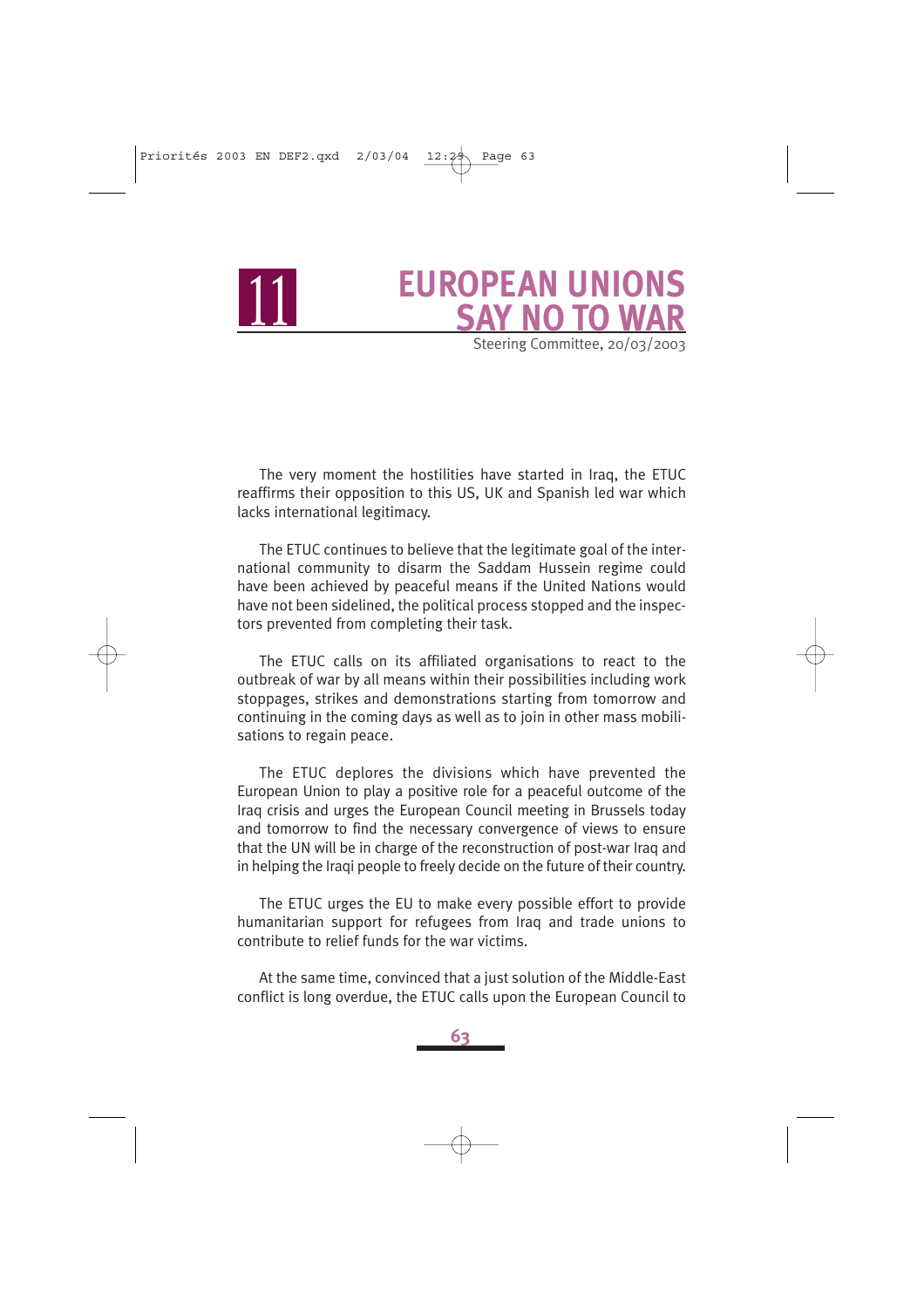# 11 EUROPEAN UNIONS SAY NO TO WAR

Steering Committee, 20/03/2003

The very moment the hostilities have started in Iraq, the ETUC reaffirms their opposition to this US, UK and Spanish led war which lacks international legitimacy.

The ETUC continues to believe that the legitimate goal of the international community to disarm the Saddam Hussein regime could have been achieved by peaceful means if the United Nations would have not been sidelined, the political process stopped and the inspectors prevented from completing their task.

The ETUC calls on its affiliated organisations to react to the outbreak of war by all means within their possibilities including work stoppages, strikes and demonstrations starting from tomorrow and continuing in the coming days as well as to join in other mass mobilisations to regain peace.

The ETUC deplores the divisions which have prevented the European Union to play a positive role for a peaceful outcome of the Iraq crisis and urges the European Council meeting in Brussels today and tomorrow to find the necessary convergence of views to ensure that the UN will be in charge of the reconstruction of post-war Iraq and in helping the Iraqi people to freely decide on the future of their country.

The ETUC urges the EU to make every possible effort to provide humanitarian support for refugees from Iraq and trade unions to contribute to relief funds for the war victims.

At the same time, convinced that a just solution of the Middle-East conflict is long overdue, the ETUC calls upon the European Council to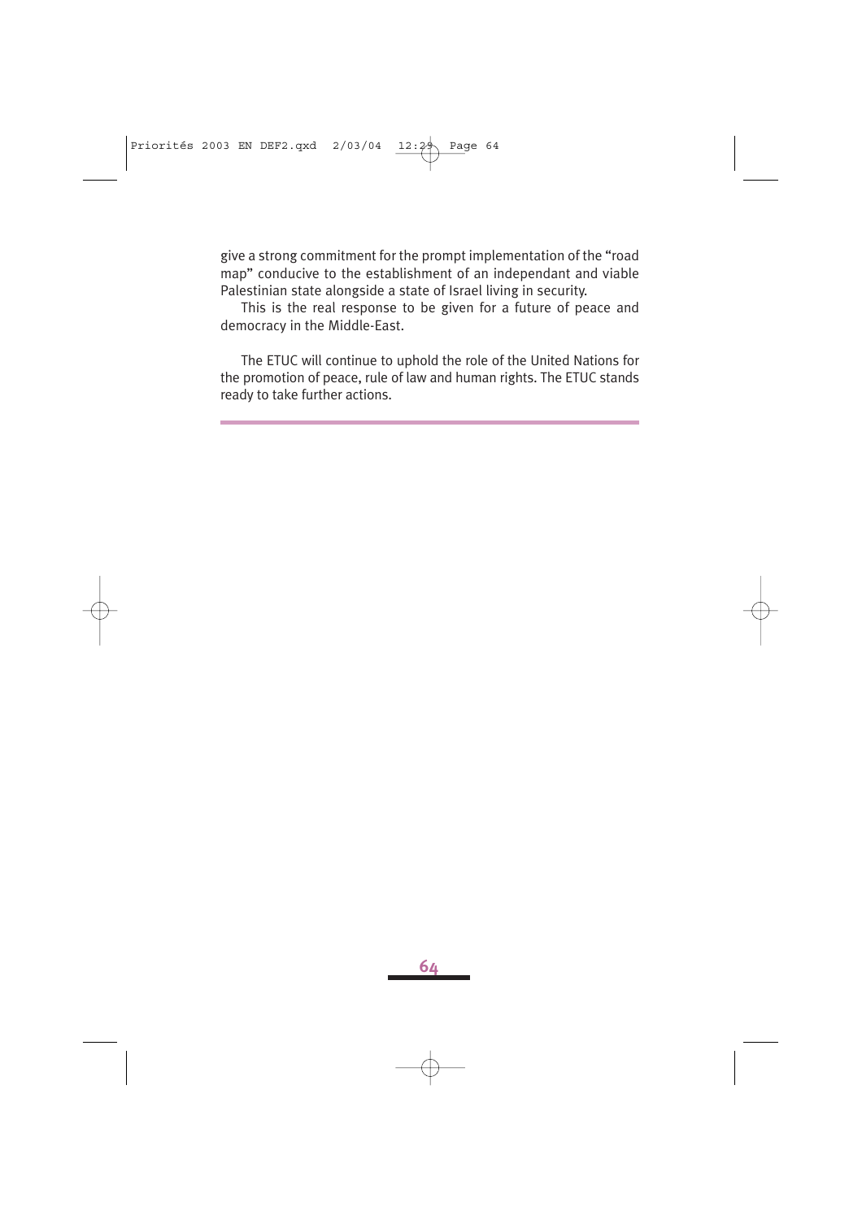give a strong commitment for the prompt implementation of the "road map" conducive to the establishment of an independant and viable Palestinian state alongside a state of Israel living in security.

This is the real response to be given for a future of peace and democracy in the Middle-East.

The ETUC will continue to uphold the role of the United Nations for the promotion of peace, rule of law and human rights. The ETUC stands ready to take further actions.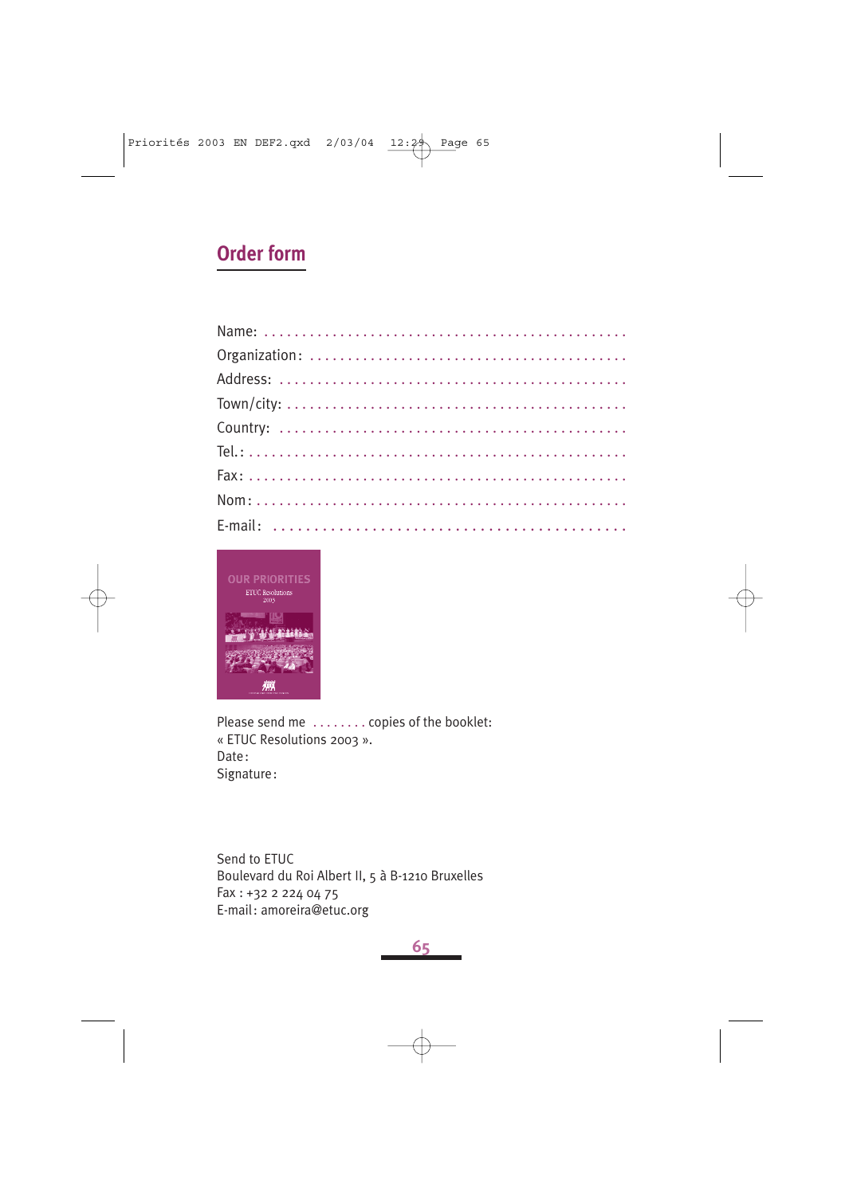## Order form

Name: ..............................................

Organization: ..............................................

Address: ..............................................

Town/city: ..............................................

Country: ..............................................

Tel.: ..............................................

Fax: ..............................................

Nom: ..............................................

E-mail: ..............................................

OUR PRIORITIES

ETUC Resolutions 2003

Please send me ........ copies of the booklet:
« ETUC Resolutions 2003 ».
Date:
Signature:

Send to ETUC
Boulevard du Roi Albert II, 5 à B-1210 Bruxelles
Fax : +32 2 224 04 75
E-mail: amoreira@etuc.org